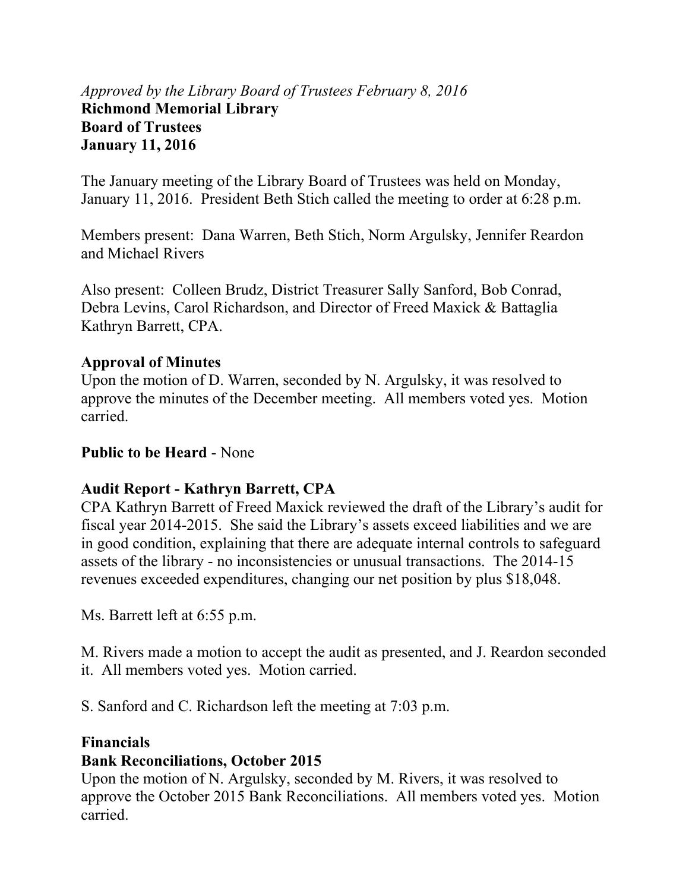*Approved by the Library Board of Trustees February 8, 2016*

**Richmond Memorial Library**
**Board of Trustees**
**January 11, 2016**

The January meeting of the Library Board of Trustees was held on Monday, January 11, 2016. President Beth Stich called the meeting to order at 6:28 p.m.

Members present: Dana Warren, Beth Stich, Norm Argulsky, Jennifer Reardon and Michael Rivers

Also present: Colleen Brudz, District Treasurer Sally Sanford, Bob Conrad, Debra Levins, Carol Richardson, and Director of Freed Maxick & Battaglia Kathryn Barrett, CPA.

**Approval of Minutes**

Upon the motion of D. Warren, seconded by N. Argulsky, it was resolved to approve the minutes of the December meeting. All members voted yes. Motion carried.

**Public to be Heard** - None

**Audit Report - Kathryn Barrett, CPA**

CPA Kathryn Barrett of Freed Maxick reviewed the draft of the Library's audit for fiscal year 2014-2015. She said the Library's assets exceed liabilities and we are in good condition, explaining that there are adequate internal controls to safeguard assets of the library - no inconsistencies or unusual transactions. The 2014-15 revenues exceeded expenditures, changing our net position by plus $18,048.

Ms. Barrett left at 6:55 p.m.

M. Rivers made a motion to accept the audit as presented, and J. Reardon seconded it. All members voted yes. Motion carried.

S. Sanford and C. Richardson left the meeting at 7:03 p.m.

**Financials**

**Bank Reconciliations, October 2015**

Upon the motion of N. Argulsky, seconded by M. Rivers, it was resolved to approve the October 2015 Bank Reconciliations. All members voted yes. Motion carried.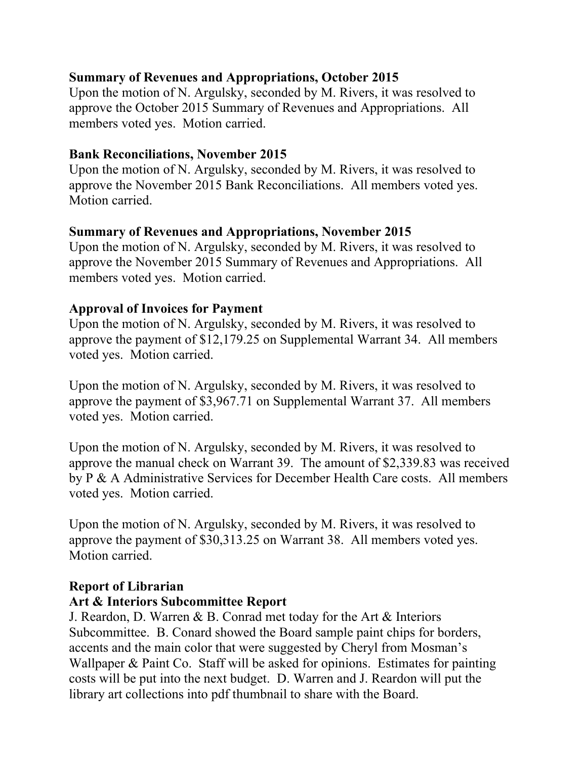**Summary of Revenues and Appropriations, October 2015**
Upon the motion of N. Argulsky, seconded by M. Rivers, it was resolved to approve the October 2015 Summary of Revenues and Appropriations. All members voted yes. Motion carried.

**Bank Reconciliations, November 2015**
Upon the motion of N. Argulsky, seconded by M. Rivers, it was resolved to approve the November 2015 Bank Reconciliations. All members voted yes. Motion carried.

**Summary of Revenues and Appropriations, November 2015**
Upon the motion of N. Argulsky, seconded by M. Rivers, it was resolved to approve the November 2015 Summary of Revenues and Appropriations. All members voted yes. Motion carried.

**Approval of Invoices for Payment**
Upon the motion of N. Argulsky, seconded by M. Rivers, it was resolved to approve the payment of $12,179.25 on Supplemental Warrant 34. All members voted yes. Motion carried.

Upon the motion of N. Argulsky, seconded by M. Rivers, it was resolved to approve the payment of $3,967.71 on Supplemental Warrant 37. All members voted yes. Motion carried.

Upon the motion of N. Argulsky, seconded by M. Rivers, it was resolved to approve the manual check on Warrant 39. The amount of $2,339.83 was received by P & A Administrative Services for December Health Care costs. All members voted yes. Motion carried.

Upon the motion of N. Argulsky, seconded by M. Rivers, it was resolved to approve the payment of $30,313.25 on Warrant 38. All members voted yes. Motion carried.

**Report of Librarian**
**Art & Interiors Subcommittee Report**
J. Reardon, D. Warren & B. Conrad met today for the Art & Interiors Subcommittee. B. Conard showed the Board sample paint chips for borders, accents and the main color that were suggested by Cheryl from Mosman's Wallpaper & Paint Co. Staff will be asked for opinions. Estimates for painting costs will be put into the next budget. D. Warren and J. Reardon will put the library art collections into pdf thumbnail to share with the Board.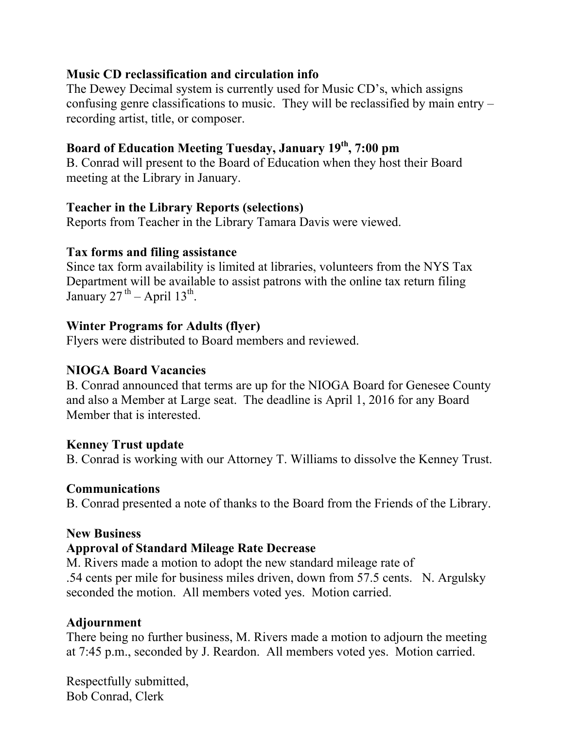**Music CD reclassification and circulation info**
The Dewey Decimal system is currently used for Music CD's, which assigns confusing genre classifications to music. They will be reclassified by main entry – recording artist, title, or composer.

**Board of Education Meeting Tuesday, January 19th, 7:00 pm**
B. Conrad will present to the Board of Education when they host their Board meeting at the Library in January.

**Teacher in the Library Reports (selections)**
Reports from Teacher in the Library Tamara Davis were viewed.

**Tax forms and filing assistance**
Since tax form availability is limited at libraries, volunteers from the NYS Tax Department will be available to assist patrons with the online tax return filing January 27th – April 13th.

**Winter Programs for Adults (flyer)**
Flyers were distributed to Board members and reviewed.

**NIOGA Board Vacancies**
B. Conrad announced that terms are up for the NIOGA Board for Genesee County and also a Member at Large seat. The deadline is April 1, 2016 for any Board Member that is interested.

**Kenney Trust update**
B. Conrad is working with our Attorney T. Williams to dissolve the Kenney Trust.

**Communications**
B. Conrad presented a note of thanks to the Board from the Friends of the Library.

**New Business**

**Approval of Standard Mileage Rate Decrease**
M. Rivers made a motion to adopt the new standard mileage rate of .54 cents per mile for business miles driven, down from 57.5 cents. N. Argulsky seconded the motion. All members voted yes. Motion carried.

**Adjournment**
There being no further business, M. Rivers made a motion to adjourn the meeting at 7:45 p.m., seconded by J. Reardon. All members voted yes. Motion carried.

Respectfully submitted,
Bob Conrad, Clerk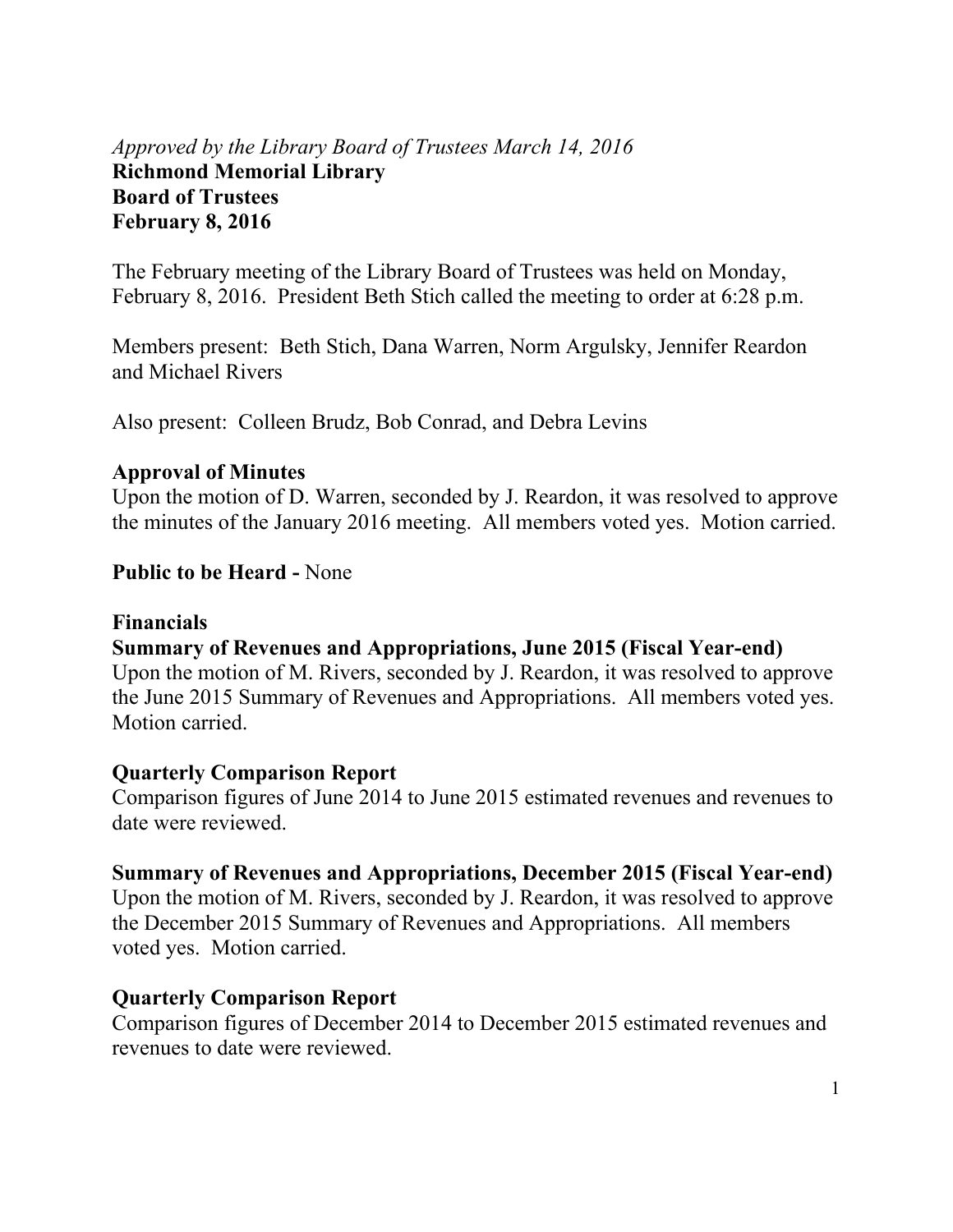*Approved by the Library Board of Trustees March 14, 2016*

**Richmond Memorial Library**
**Board of Trustees**
**February 8, 2016**

The February meeting of the Library Board of Trustees was held on Monday, February 8, 2016. President Beth Stich called the meeting to order at 6:28 p.m.

Members present: Beth Stich, Dana Warren, Norm Argulsky, Jennifer Reardon and Michael Rivers

Also present: Colleen Brudz, Bob Conrad, and Debra Levins

**Approval of Minutes**

Upon the motion of D. Warren, seconded by J. Reardon, it was resolved to approve the minutes of the January 2016 meeting. All members voted yes. Motion carried.

**Public to be Heard -** None

**Financials**

**Summary of Revenues and Appropriations, June 2015 (Fiscal Year-end)**

Upon the motion of M. Rivers, seconded by J. Reardon, it was resolved to approve the June 2015 Summary of Revenues and Appropriations. All members voted yes. Motion carried.

**Quarterly Comparison Report**

Comparison figures of June 2014 to June 2015 estimated revenues and revenues to date were reviewed.

**Summary of Revenues and Appropriations, December 2015 (Fiscal Year-end)**

Upon the motion of M. Rivers, seconded by J. Reardon, it was resolved to approve the December 2015 Summary of Revenues and Appropriations. All members voted yes. Motion carried.

**Quarterly Comparison Report**

Comparison figures of December 2014 to December 2015 estimated revenues and revenues to date were reviewed.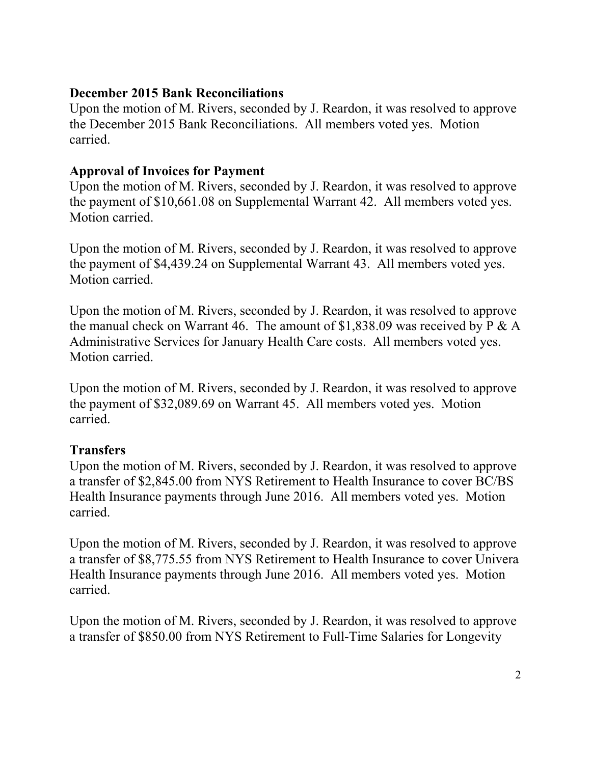**December 2015 Bank Reconciliations**

Upon the motion of M. Rivers, seconded by J. Reardon, it was resolved to approve the December 2015 Bank Reconciliations. All members voted yes. Motion carried.

**Approval of Invoices for Payment**

Upon the motion of M. Rivers, seconded by J. Reardon, it was resolved to approve the payment of $10,661.08 on Supplemental Warrant 42. All members voted yes. Motion carried.

Upon the motion of M. Rivers, seconded by J. Reardon, it was resolved to approve the payment of $4,439.24 on Supplemental Warrant 43. All members voted yes. Motion carried.

Upon the motion of M. Rivers, seconded by J. Reardon, it was resolved to approve the manual check on Warrant 46. The amount of $1,838.09 was received by P & A Administrative Services for January Health Care costs. All members voted yes. Motion carried.

Upon the motion of M. Rivers, seconded by J. Reardon, it was resolved to approve the payment of $32,089.69 on Warrant 45. All members voted yes. Motion carried.

**Transfers**

Upon the motion of M. Rivers, seconded by J. Reardon, it was resolved to approve a transfer of $2,845.00 from NYS Retirement to Health Insurance to cover BC/BS Health Insurance payments through June 2016. All members voted yes. Motion carried.

Upon the motion of M. Rivers, seconded by J. Reardon, it was resolved to approve a transfer of $8,775.55 from NYS Retirement to Health Insurance to cover Univera Health Insurance payments through June 2016. All members voted yes. Motion carried.

Upon the motion of M. Rivers, seconded by J. Reardon, it was resolved to approve a transfer of $850.00 from NYS Retirement to Full-Time Salaries for Longevity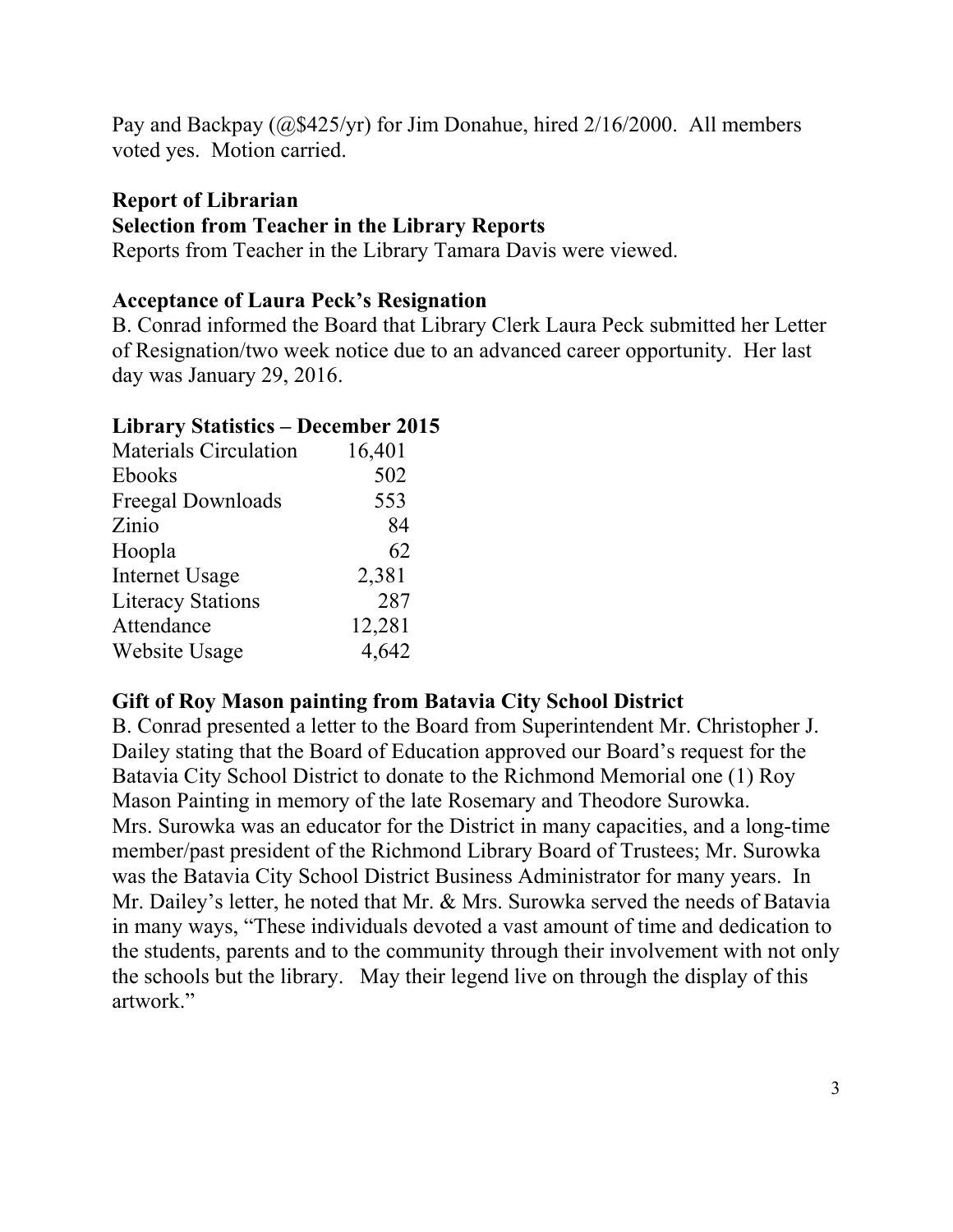Pay and Backpay (@$425/yr) for Jim Donahue, hired 2/16/2000. All members voted yes. Motion carried.

**Report of Librarian**

**Selection from Teacher in the Library Reports**

Reports from Teacher in the Library Tamara Davis were viewed.

**Acceptance of Laura Peck's Resignation**

B. Conrad informed the Board that Library Clerk Laura Peck submitted her Letter of Resignation/two week notice due to an advanced career opportunity. Her last day was January 29, 2016.

**Library Statistics – December 2015**

| | |
|---|---|
| Materials Circulation | 16,401 |
| Ebooks | 502 |
| Freegal Downloads | 553 |
| Zinio | 84 |
| Hoopla | 62 |
| Internet Usage | 2,381 |
| Literacy Stations | 287 |
| Attendance | 12,281 |
| Website Usage | 4,642 |

**Gift of Roy Mason painting from Batavia City School District**

B. Conrad presented a letter to the Board from Superintendent Mr. Christopher J. Dailey stating that the Board of Education approved our Board's request for the Batavia City School District to donate to the Richmond Memorial one (1) Roy Mason Painting in memory of the late Rosemary and Theodore Surowka. Mrs. Surowka was an educator for the District in many capacities, and a long-time member/past president of the Richmond Library Board of Trustees; Mr. Surowka was the Batavia City School District Business Administrator for many years. In Mr. Dailey's letter, he noted that Mr. & Mrs. Surowka served the needs of Batavia in many ways, "These individuals devoted a vast amount of time and dedication to the students, parents and to the community through their involvement with not only the schools but the library. May their legend live on through the display of this artwork."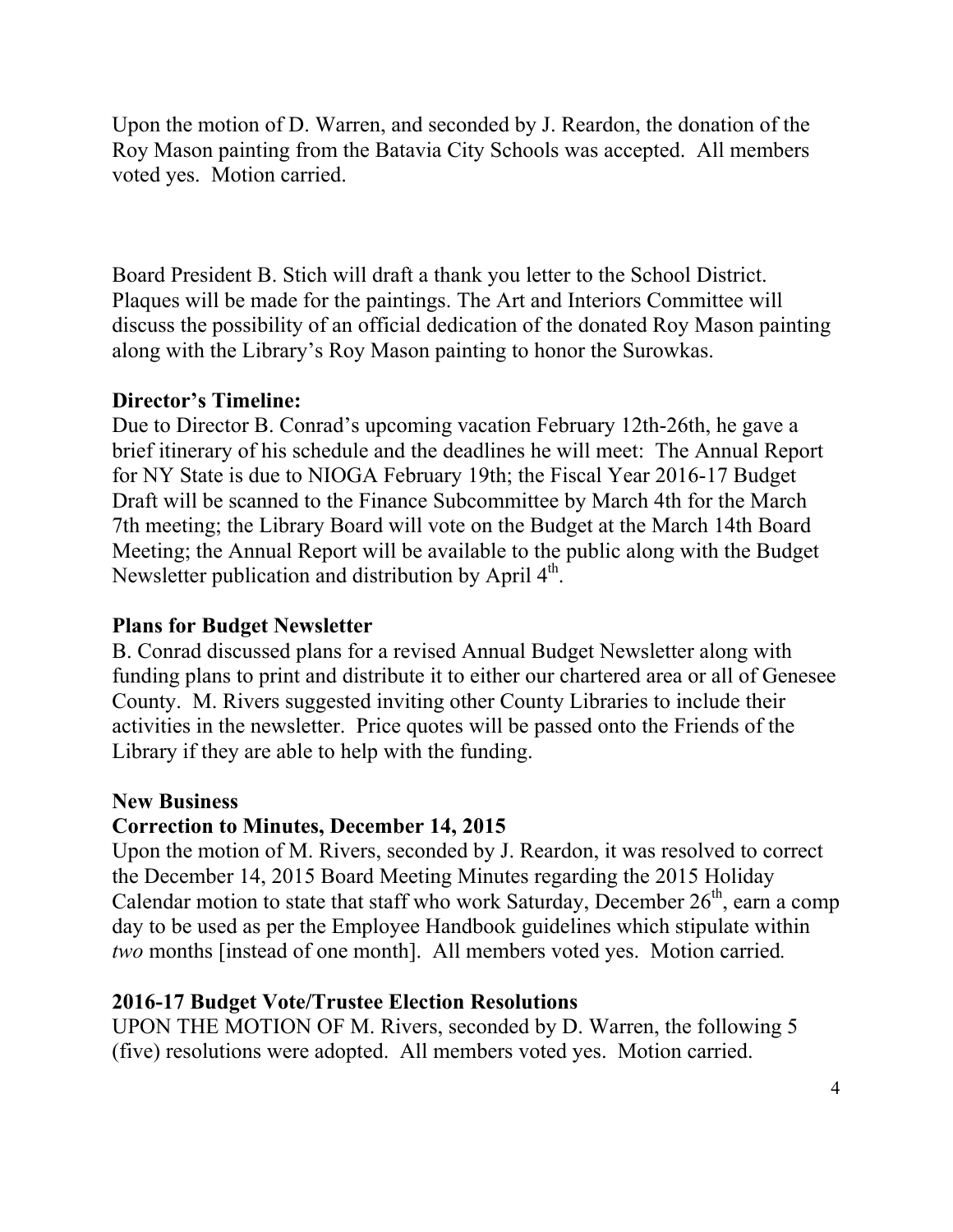Upon the motion of D. Warren, and seconded by J. Reardon, the donation of the Roy Mason painting from the Batavia City Schools was accepted. All members voted yes. Motion carried.

Board President B. Stich will draft a thank you letter to the School District. Plaques will be made for the paintings. The Art and Interiors Committee will discuss the possibility of an official dedication of the donated Roy Mason painting along with the Library's Roy Mason painting to honor the Surowkas.

**Director's Timeline:**

Due to Director B. Conrad's upcoming vacation February 12th-26th, he gave a brief itinerary of his schedule and the deadlines he will meet: The Annual Report for NY State is due to NIOGA February 19th; the Fiscal Year 2016-17 Budget Draft will be scanned to the Finance Subcommittee by March 4th for the March 7th meeting; the Library Board will vote on the Budget at the March 14th Board Meeting; the Annual Report will be available to the public along with the Budget Newsletter publication and distribution by April 4th.

**Plans for Budget Newsletter**

B. Conrad discussed plans for a revised Annual Budget Newsletter along with funding plans to print and distribute it to either our chartered area or all of Genesee County. M. Rivers suggested inviting other County Libraries to include their activities in the newsletter. Price quotes will be passed onto the Friends of the Library if they are able to help with the funding.

**New Business**

**Correction to Minutes, December 14, 2015**

Upon the motion of M. Rivers, seconded by J. Reardon, it was resolved to correct the December 14, 2015 Board Meeting Minutes regarding the 2015 Holiday Calendar motion to state that staff who work Saturday, December 26th, earn a comp day to be used as per the Employee Handbook guidelines which stipulate within *two* months [instead of one month]. All members voted yes. Motion carried.

**2016-17 Budget Vote/Trustee Election Resolutions**

UPON THE MOTION OF M. Rivers, seconded by D. Warren, the following 5 (five) resolutions were adopted. All members voted yes. Motion carried.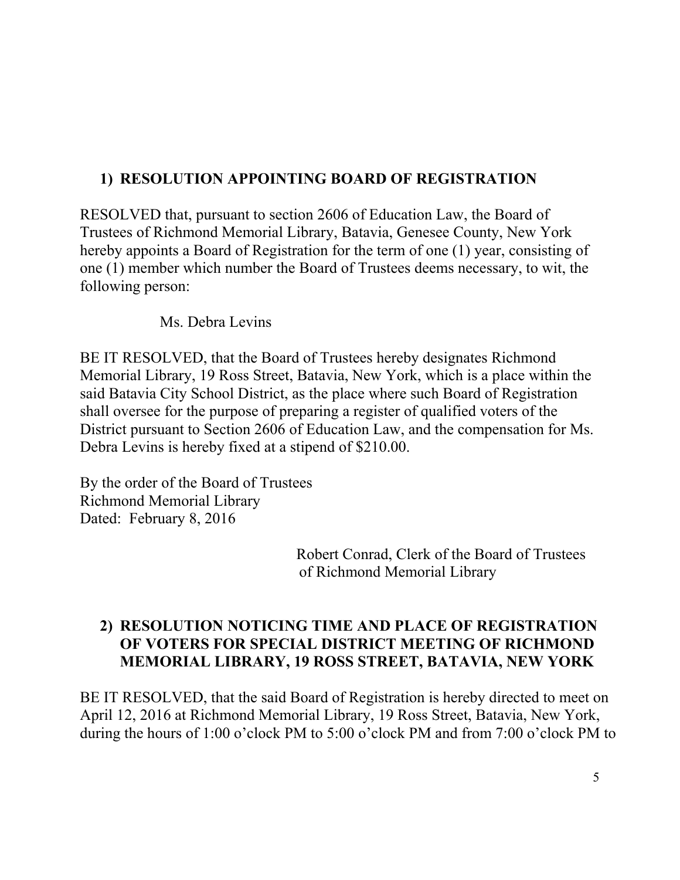## 1) RESOLUTION APPOINTING BOARD OF REGISTRATION

RESOLVED that, pursuant to section 2606 of Education Law, the Board of Trustees of Richmond Memorial Library, Batavia, Genesee County, New York hereby appoints a Board of Registration for the term of one (1) year, consisting of one (1) member which number the Board of Trustees deems necessary, to wit, the following person:

Ms. Debra Levins

BE IT RESOLVED, that the Board of Trustees hereby designates Richmond Memorial Library, 19 Ross Street, Batavia, New York, which is a place within the said Batavia City School District, as the place where such Board of Registration shall oversee for the purpose of preparing a register of qualified voters of the District pursuant to Section 2606 of Education Law, and the compensation for Ms. Debra Levins is hereby fixed at a stipend of $210.00.

By the order of the Board of Trustees
Richmond Memorial Library
Dated: February 8, 2016

Robert Conrad, Clerk of the Board of Trustees
of Richmond Memorial Library

## 2) RESOLUTION NOTICING TIME AND PLACE OF REGISTRATION OF VOTERS FOR SPECIAL DISTRICT MEETING OF RICHMOND MEMORIAL LIBRARY, 19 ROSS STREET, BATAVIA, NEW YORK

BE IT RESOLVED, that the said Board of Registration is hereby directed to meet on April 12, 2016 at Richmond Memorial Library, 19 Ross Street, Batavia, New York, during the hours of 1:00 o'clock PM to 5:00 o'clock PM and from 7:00 o'clock PM to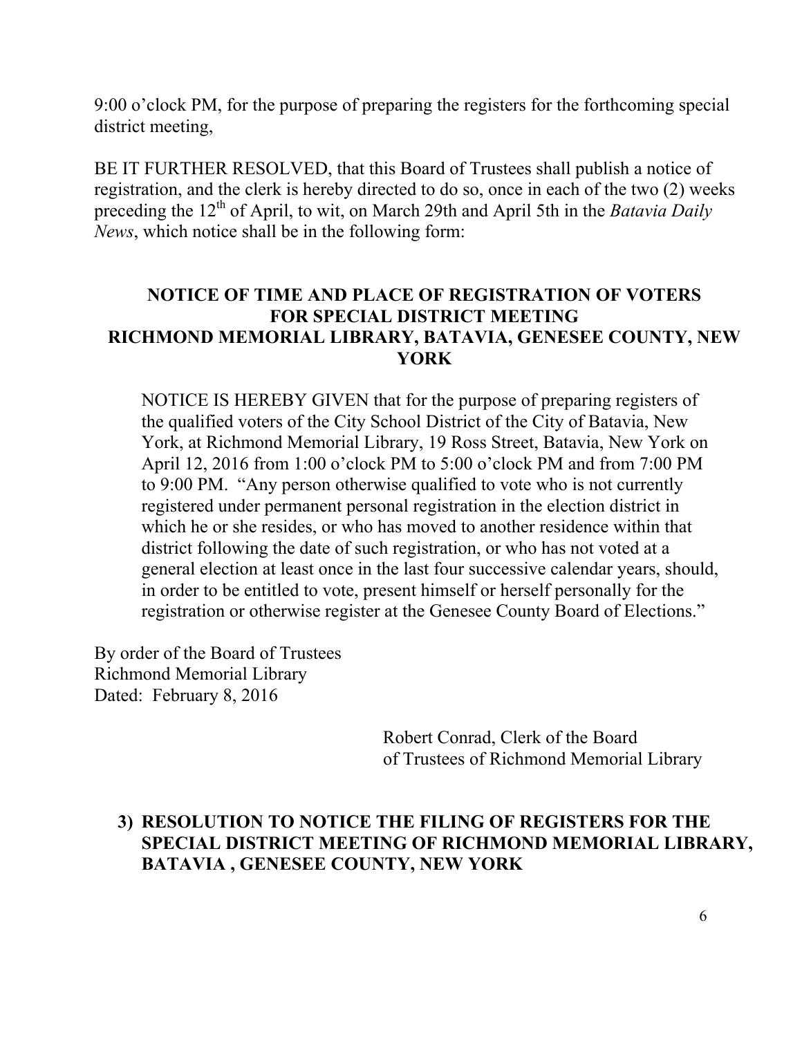9:00 o'clock PM, for the purpose of preparing the registers for the forthcoming special district meeting,

BE IT FURTHER RESOLVED, that this Board of Trustees shall publish a notice of registration, and the clerk is hereby directed to do so, once in each of the two (2) weeks preceding the 12th of April, to wit, on March 29th and April 5th in the *Batavia Daily News*, which notice shall be in the following form:

**NOTICE OF TIME AND PLACE OF REGISTRATION OF VOTERS FOR SPECIAL DISTRICT MEETING RICHMOND MEMORIAL LIBRARY, BATAVIA, GENESEE COUNTY, NEW YORK**

NOTICE IS HEREBY GIVEN that for the purpose of preparing registers of the qualified voters of the City School District of the City of Batavia, New York, at Richmond Memorial Library, 19 Ross Street, Batavia, New York on April 12, 2016 from 1:00 o'clock PM to 5:00 o'clock PM and from 7:00 PM to 9:00 PM. "Any person otherwise qualified to vote who is not currently registered under permanent personal registration in the election district in which he or she resides, or who has moved to another residence within that district following the date of such registration, or who has not voted at a general election at least once in the last four successive calendar years, should, in order to be entitled to vote, present himself or herself personally for the registration or otherwise register at the Genesee County Board of Elections."

By order of the Board of Trustees
Richmond Memorial Library
Dated: February 8, 2016

Robert Conrad, Clerk of the Board
of Trustees of Richmond Memorial Library

**3) RESOLUTION TO NOTICE THE FILING OF REGISTERS FOR THE SPECIAL DISTRICT MEETING OF RICHMOND MEMORIAL LIBRARY, BATAVIA , GENESEE COUNTY, NEW YORK**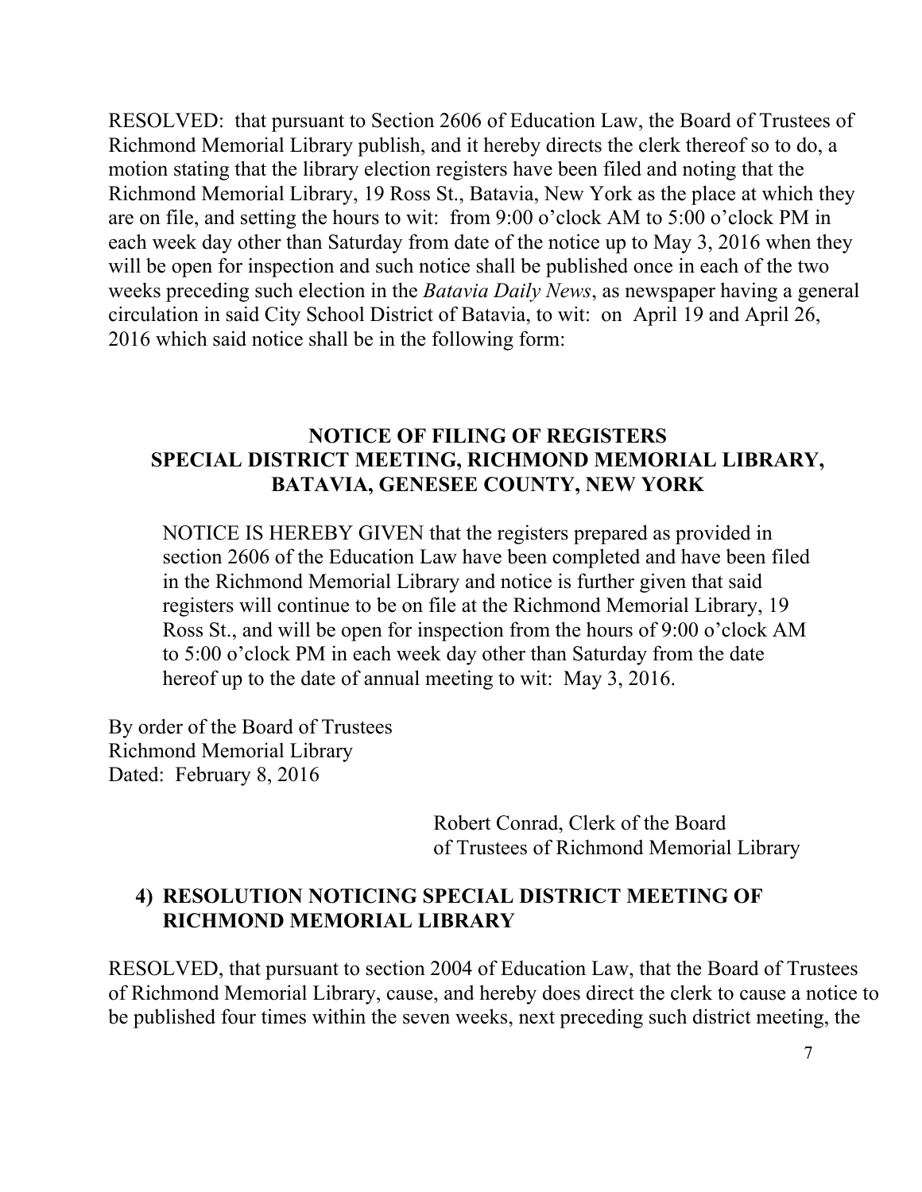RESOLVED: that pursuant to Section 2606 of Education Law, the Board of Trustees of Richmond Memorial Library publish, and it hereby directs the clerk thereof so to do, a motion stating that the library election registers have been filed and noting that the Richmond Memorial Library, 19 Ross St., Batavia, New York as the place at which they are on file, and setting the hours to wit: from 9:00 o'clock AM to 5:00 o'clock PM in each week day other than Saturday from date of the notice up to May 3, 2016 when they will be open for inspection and such notice shall be published once in each of the two weeks preceding such election in the *Batavia Daily News*, as newspaper having a general circulation in said City School District of Batavia, to wit: on April 19 and April 26, 2016 which said notice shall be in the following form:

**NOTICE OF FILING OF REGISTERS**
**SPECIAL DISTRICT MEETING, RICHMOND MEMORIAL LIBRARY, BATAVIA, GENESEE COUNTY, NEW YORK**

NOTICE IS HEREBY GIVEN that the registers prepared as provided in section 2606 of the Education Law have been completed and have been filed in the Richmond Memorial Library and notice is further given that said registers will continue to be on file at the Richmond Memorial Library, 19 Ross St., and will be open for inspection from the hours of 9:00 o'clock AM to 5:00 o'clock PM in each week day other than Saturday from the date hereof up to the date of annual meeting to wit: May 3, 2016.

By order of the Board of Trustees
Richmond Memorial Library
Dated: February 8, 2016

Robert Conrad, Clerk of the Board
of Trustees of Richmond Memorial Library

**4) RESOLUTION NOTICING SPECIAL DISTRICT MEETING OF RICHMOND MEMORIAL LIBRARY**

RESOLVED, that pursuant to section 2004 of Education Law, that the Board of Trustees of Richmond Memorial Library, cause, and hereby does direct the clerk to cause a notice to be published four times within the seven weeks, next preceding such district meeting, the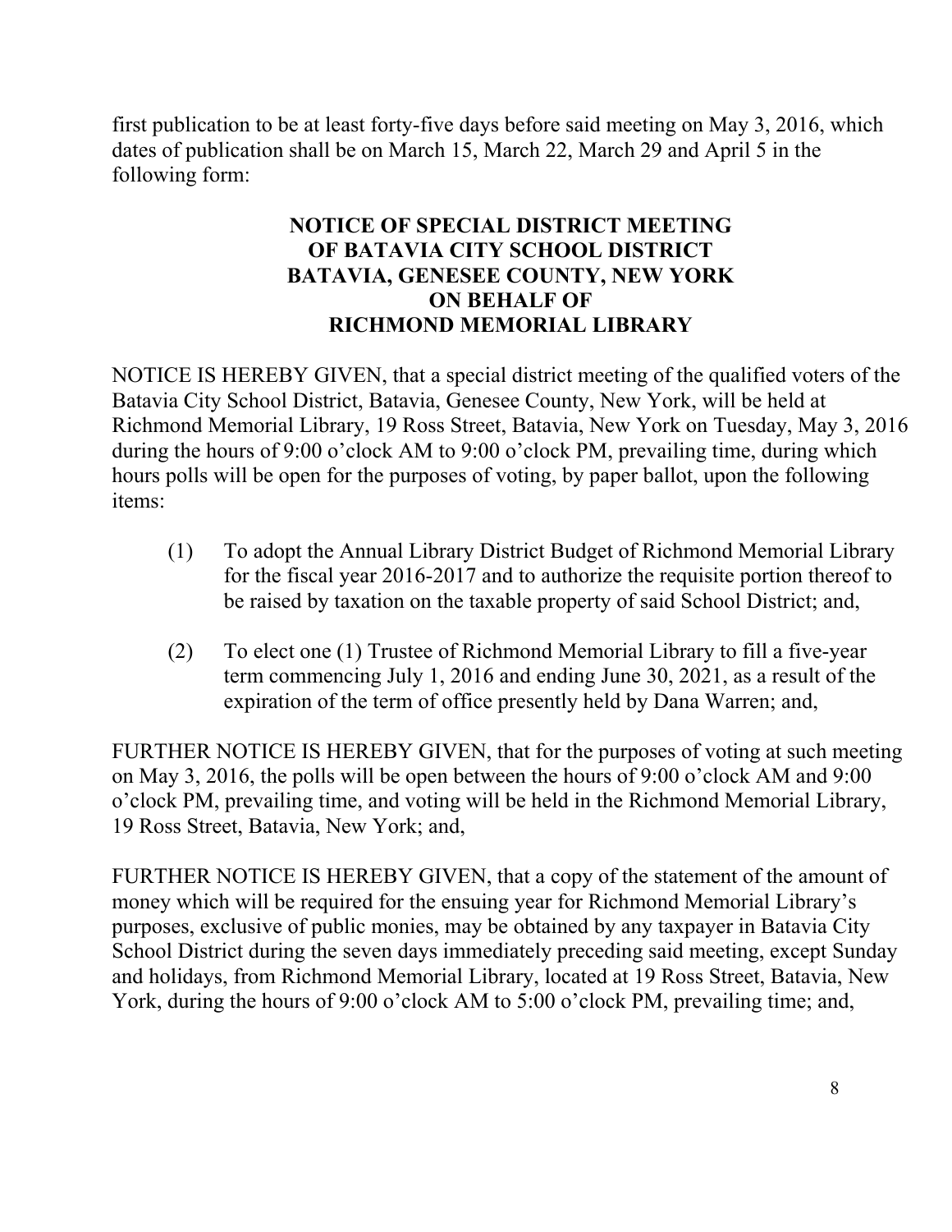first publication to be at least forty-five days before said meeting on May 3, 2016, which dates of publication shall be on March 15, March 22, March 29 and April 5 in the following form:

**NOTICE OF SPECIAL DISTRICT MEETING**
**OF BATAVIA CITY SCHOOL DISTRICT**
**BATAVIA, GENESEE COUNTY, NEW YORK**
**ON BEHALF OF**
**RICHMOND MEMORIAL LIBRARY**

NOTICE IS HEREBY GIVEN, that a special district meeting of the qualified voters of the Batavia City School District, Batavia, Genesee County, New York, will be held at Richmond Memorial Library, 19 Ross Street, Batavia, New York on Tuesday, May 3, 2016 during the hours of 9:00 o'clock AM to 9:00 o'clock PM, prevailing time, during which hours polls will be open for the purposes of voting, by paper ballot, upon the following items:

(1) To adopt the Annual Library District Budget of Richmond Memorial Library for the fiscal year 2016-2017 and to authorize the requisite portion thereof to be raised by taxation on the taxable property of said School District; and,

(2) To elect one (1) Trustee of Richmond Memorial Library to fill a five-year term commencing July 1, 2016 and ending June 30, 2021, as a result of the expiration of the term of office presently held by Dana Warren; and,

FURTHER NOTICE IS HEREBY GIVEN, that for the purposes of voting at such meeting on May 3, 2016, the polls will be open between the hours of 9:00 o'clock AM and 9:00 o'clock PM, prevailing time, and voting will be held in the Richmond Memorial Library, 19 Ross Street, Batavia, New York; and,

FURTHER NOTICE IS HEREBY GIVEN, that a copy of the statement of the amount of money which will be required for the ensuing year for Richmond Memorial Library's purposes, exclusive of public monies, may be obtained by any taxpayer in Batavia City School District during the seven days immediately preceding said meeting, except Sunday and holidays, from Richmond Memorial Library, located at 19 Ross Street, Batavia, New York, during the hours of 9:00 o'clock AM to 5:00 o'clock PM, prevailing time; and,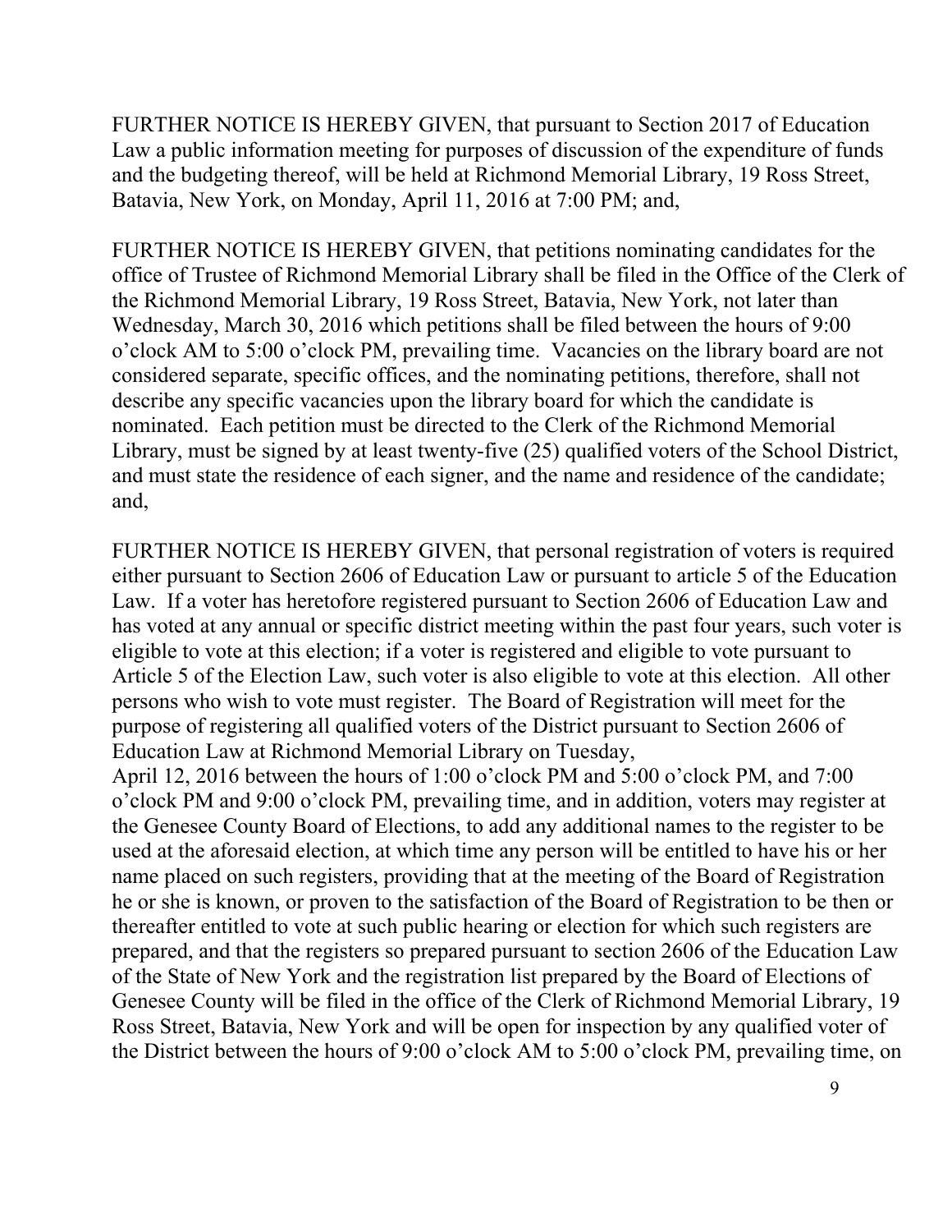FURTHER NOTICE IS HEREBY GIVEN, that pursuant to Section 2017 of Education Law a public information meeting for purposes of discussion of the expenditure of funds and the budgeting thereof, will be held at Richmond Memorial Library, 19 Ross Street, Batavia, New York, on Monday, April 11, 2016 at 7:00 PM; and,

FURTHER NOTICE IS HEREBY GIVEN, that petitions nominating candidates for the office of Trustee of Richmond Memorial Library shall be filed in the Office of the Clerk of the Richmond Memorial Library, 19 Ross Street, Batavia, New York, not later than Wednesday, March 30, 2016 which petitions shall be filed between the hours of 9:00 o'clock AM to 5:00 o'clock PM, prevailing time. Vacancies on the library board are not considered separate, specific offices, and the nominating petitions, therefore, shall not describe any specific vacancies upon the library board for which the candidate is nominated. Each petition must be directed to the Clerk of the Richmond Memorial Library, must be signed by at least twenty-five (25) qualified voters of the School District, and must state the residence of each signer, and the name and residence of the candidate; and,

FURTHER NOTICE IS HEREBY GIVEN, that personal registration of voters is required either pursuant to Section 2606 of Education Law or pursuant to article 5 of the Education Law. If a voter has heretofore registered pursuant to Section 2606 of Education Law and has voted at any annual or specific district meeting within the past four years, such voter is eligible to vote at this election; if a voter is registered and eligible to vote pursuant to Article 5 of the Election Law, such voter is also eligible to vote at this election. All other persons who wish to vote must register. The Board of Registration will meet for the purpose of registering all qualified voters of the District pursuant to Section 2606 of Education Law at Richmond Memorial Library on Tuesday,
April 12, 2016 between the hours of 1:00 o'clock PM and 5:00 o'clock PM, and 7:00 o'clock PM and 9:00 o'clock PM, prevailing time, and in addition, voters may register at the Genesee County Board of Elections, to add any additional names to the register to be used at the aforesaid election, at which time any person will be entitled to have his or her name placed on such registers, providing that at the meeting of the Board of Registration he or she is known, or proven to the satisfaction of the Board of Registration to be then or thereafter entitled to vote at such public hearing or election for which such registers are prepared, and that the registers so prepared pursuant to section 2606 of the Education Law of the State of New York and the registration list prepared by the Board of Elections of Genesee County will be filed in the office of the Clerk of Richmond Memorial Library, 19 Ross Street, Batavia, New York and will be open for inspection by any qualified voter of the District between the hours of 9:00 o'clock AM to 5:00 o'clock PM, prevailing time, on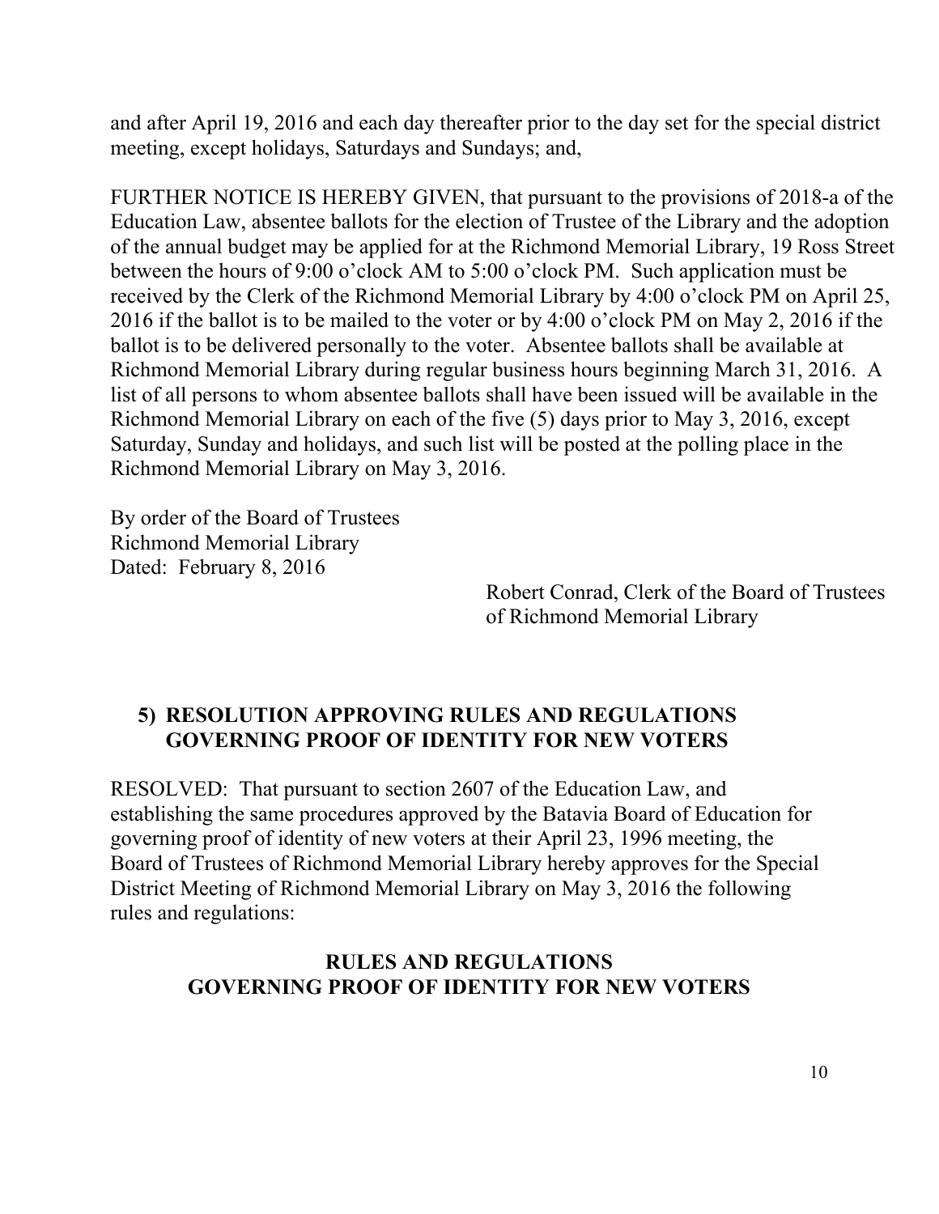and after April 19, 2016 and each day thereafter prior to the day set for the special district meeting, except holidays, Saturdays and Sundays; and,

FURTHER NOTICE IS HEREBY GIVEN, that pursuant to the provisions of 2018-a of the Education Law, absentee ballots for the election of Trustee of the Library and the adoption of the annual budget may be applied for at the Richmond Memorial Library, 19 Ross Street between the hours of 9:00 o'clock AM to 5:00 o'clock PM. Such application must be received by the Clerk of the Richmond Memorial Library by 4:00 o'clock PM on April 25, 2016 if the ballot is to be mailed to the voter or by 4:00 o'clock PM on May 2, 2016 if the ballot is to be delivered personally to the voter. Absentee ballots shall be available at Richmond Memorial Library during regular business hours beginning March 31, 2016. A list of all persons to whom absentee ballots shall have been issued will be available in the Richmond Memorial Library on each of the five (5) days prior to May 3, 2016, except Saturday, Sunday and holidays, and such list will be posted at the polling place in the Richmond Memorial Library on May 3, 2016.

By order of the Board of Trustees
Richmond Memorial Library
Dated: February 8, 2016

Robert Conrad, Clerk of the Board of Trustees
of Richmond Memorial Library

### 5) RESOLUTION APPROVING RULES AND REGULATIONS GOVERNING PROOF OF IDENTITY FOR NEW VOTERS

RESOLVED: That pursuant to section 2607 of the Education Law, and establishing the same procedures approved by the Batavia Board of Education for governing proof of identity of new voters at their April 23, 1996 meeting, the Board of Trustees of Richmond Memorial Library hereby approves for the Special District Meeting of Richmond Memorial Library on May 3, 2016 the following rules and regulations:

**RULES AND REGULATIONS GOVERNING PROOF OF IDENTITY FOR NEW VOTERS**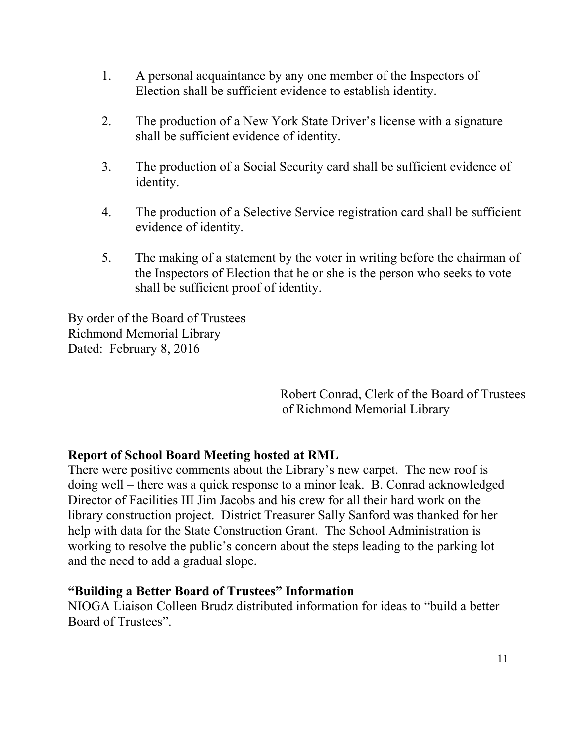1. A personal acquaintance by any one member of the Inspectors of Election shall be sufficient evidence to establish identity.

2. The production of a New York State Driver's license with a signature shall be sufficient evidence of identity.

3. The production of a Social Security card shall be sufficient evidence of identity.

4. The production of a Selective Service registration card shall be sufficient evidence of identity.

5. The making of a statement by the voter in writing before the chairman of the Inspectors of Election that he or she is the person who seeks to vote shall be sufficient proof of identity.

By order of the Board of Trustees
Richmond Memorial Library
Dated: February 8, 2016

Robert Conrad, Clerk of the Board of Trustees
of Richmond Memorial Library

**Report of School Board Meeting hosted at RML**

There were positive comments about the Library's new carpet. The new roof is doing well – there was a quick response to a minor leak. B. Conrad acknowledged Director of Facilities III Jim Jacobs and his crew for all their hard work on the library construction project. District Treasurer Sally Sanford was thanked for her help with data for the State Construction Grant. The School Administration is working to resolve the public's concern about the steps leading to the parking lot and the need to add a gradual slope.

**"Building a Better Board of Trustees" Information**

NIOGA Liaison Colleen Brudz distributed information for ideas to "build a better Board of Trustees".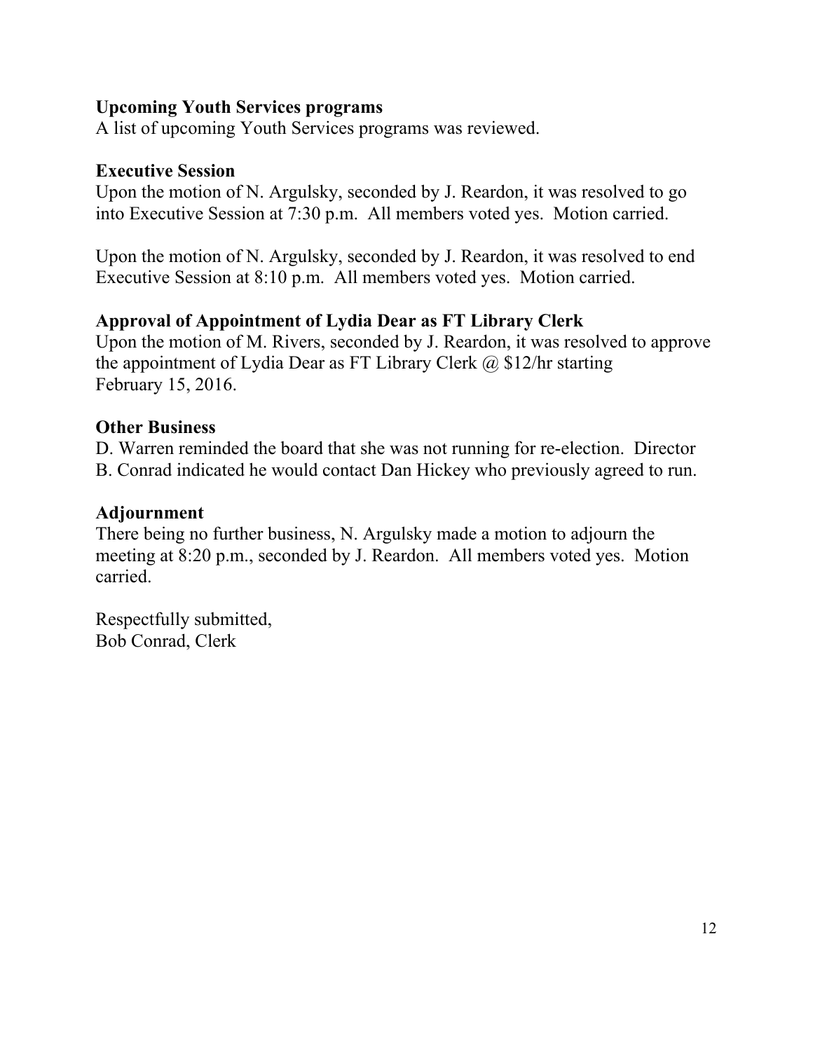**Upcoming Youth Services programs**

A list of upcoming Youth Services programs was reviewed.

**Executive Session**

Upon the motion of N. Argulsky, seconded by J. Reardon, it was resolved to go into Executive Session at 7:30 p.m. All members voted yes. Motion carried.

Upon the motion of N. Argulsky, seconded by J. Reardon, it was resolved to end Executive Session at 8:10 p.m. All members voted yes. Motion carried.

**Approval of Appointment of Lydia Dear as FT Library Clerk**

Upon the motion of M. Rivers, seconded by J. Reardon, it was resolved to approve the appointment of Lydia Dear as FT Library Clerk @ $12/hr starting February 15, 2016.

**Other Business**

D. Warren reminded the board that she was not running for re-election. Director B. Conrad indicated he would contact Dan Hickey who previously agreed to run.

**Adjournment**

There being no further business, N. Argulsky made a motion to adjourn the meeting at 8:20 p.m., seconded by J. Reardon. All members voted yes. Motion carried.

Respectfully submitted,
Bob Conrad, Clerk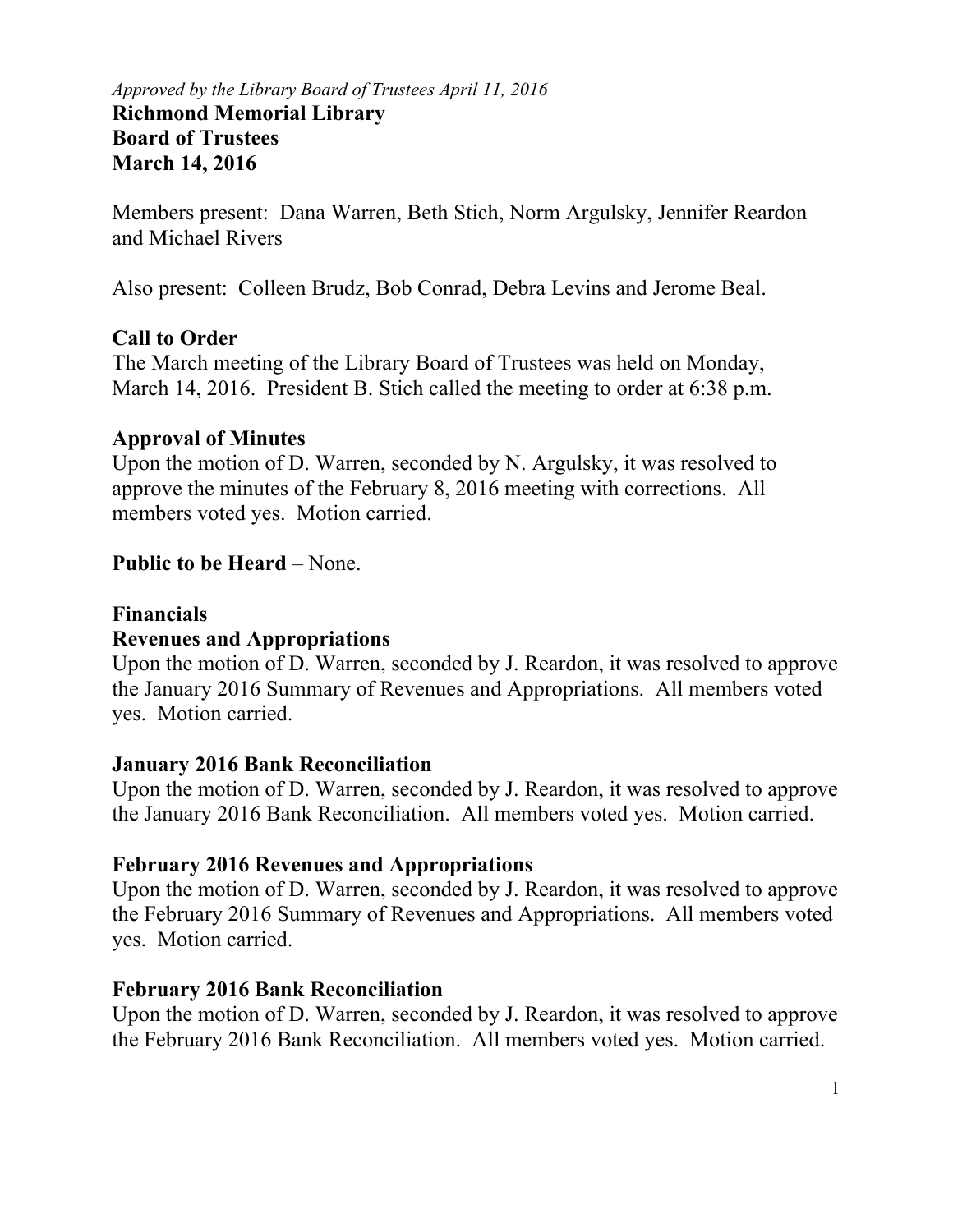*Approved by the Library Board of Trustees April 11, 2016*

**Richmond Memorial Library**
**Board of Trustees**
**March 14, 2016**

Members present: Dana Warren, Beth Stich, Norm Argulsky, Jennifer Reardon and Michael Rivers

Also present: Colleen Brudz, Bob Conrad, Debra Levins and Jerome Beal.

**Call to Order**

The March meeting of the Library Board of Trustees was held on Monday, March 14, 2016. President B. Stich called the meeting to order at 6:38 p.m.

**Approval of Minutes**

Upon the motion of D. Warren, seconded by N. Argulsky, it was resolved to approve the minutes of the February 8, 2016 meeting with corrections. All members voted yes. Motion carried.

**Public to be Heard** – None.

**Financials**

**Revenues and Appropriations**

Upon the motion of D. Warren, seconded by J. Reardon, it was resolved to approve the January 2016 Summary of Revenues and Appropriations. All members voted yes. Motion carried.

**January 2016 Bank Reconciliation**

Upon the motion of D. Warren, seconded by J. Reardon, it was resolved to approve the January 2016 Bank Reconciliation. All members voted yes. Motion carried.

**February 2016 Revenues and Appropriations**

Upon the motion of D. Warren, seconded by J. Reardon, it was resolved to approve the February 2016 Summary of Revenues and Appropriations. All members voted yes. Motion carried.

**February 2016 Bank Reconciliation**

Upon the motion of D. Warren, seconded by J. Reardon, it was resolved to approve the February 2016 Bank Reconciliation. All members voted yes. Motion carried.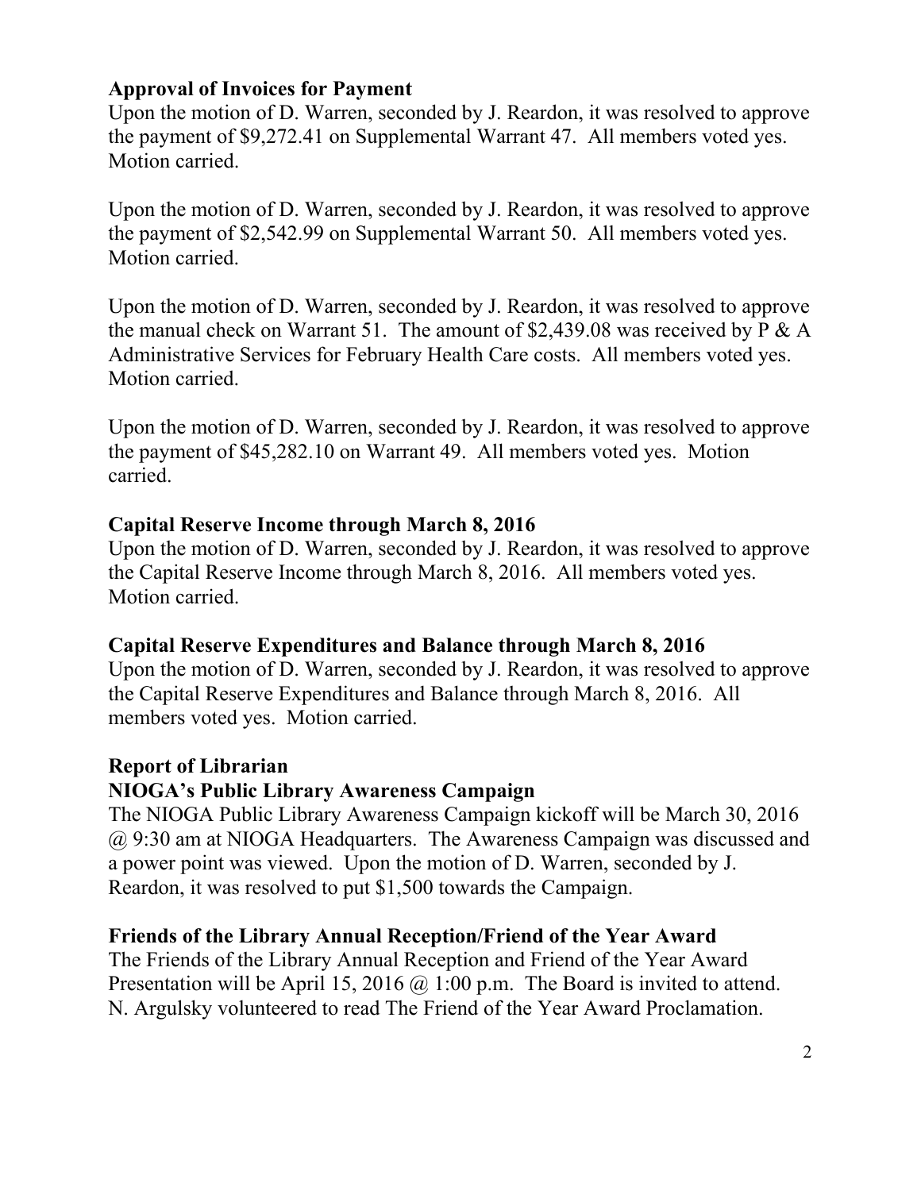**Approval of Invoices for Payment**

Upon the motion of D. Warren, seconded by J. Reardon, it was resolved to approve the payment of $9,272.41 on Supplemental Warrant 47. All members voted yes. Motion carried.

Upon the motion of D. Warren, seconded by J. Reardon, it was resolved to approve the payment of $2,542.99 on Supplemental Warrant 50. All members voted yes. Motion carried.

Upon the motion of D. Warren, seconded by J. Reardon, it was resolved to approve the manual check on Warrant 51. The amount of $2,439.08 was received by P & A Administrative Services for February Health Care costs. All members voted yes. Motion carried.

Upon the motion of D. Warren, seconded by J. Reardon, it was resolved to approve the payment of $45,282.10 on Warrant 49. All members voted yes. Motion carried.

**Capital Reserve Income through March 8, 2016**

Upon the motion of D. Warren, seconded by J. Reardon, it was resolved to approve the Capital Reserve Income through March 8, 2016. All members voted yes. Motion carried.

**Capital Reserve Expenditures and Balance through March 8, 2016**

Upon the motion of D. Warren, seconded by J. Reardon, it was resolved to approve the Capital Reserve Expenditures and Balance through March 8, 2016. All members voted yes. Motion carried.

**Report of Librarian**

**NIOGA's Public Library Awareness Campaign**

The NIOGA Public Library Awareness Campaign kickoff will be March 30, 2016 @ 9:30 am at NIOGA Headquarters. The Awareness Campaign was discussed and a power point was viewed. Upon the motion of D. Warren, seconded by J. Reardon, it was resolved to put $1,500 towards the Campaign.

**Friends of the Library Annual Reception/Friend of the Year Award**

The Friends of the Library Annual Reception and Friend of the Year Award Presentation will be April 15, 2016 @ 1:00 p.m. The Board is invited to attend. N. Argulsky volunteered to read The Friend of the Year Award Proclamation.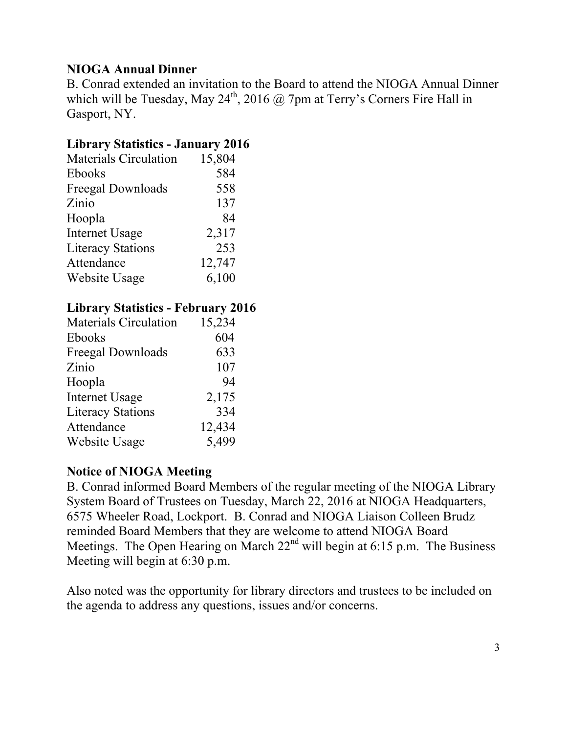**NIOGA Annual Dinner**
B. Conrad extended an invitation to the Board to attend the NIOGA Annual Dinner which will be Tuesday, May 24th, 2016 @ 7pm at Terry's Corners Fire Hall in Gasport, NY.

**Library Statistics - January 2016**

| | |
|---|---|
| Materials Circulation | 15,804 |
| Ebooks | 584 |
| Freegal Downloads | 558 |
| Zinio | 137 |
| Hoopla | 84 |
| Internet Usage | 2,317 |
| Literacy Stations | 253 |
| Attendance | 12,747 |
| Website Usage | 6,100 |

**Library Statistics - February 2016**

| | |
|---|---|
| Materials Circulation | 15,234 |
| Ebooks | 604 |
| Freegal Downloads | 633 |
| Zinio | 107 |
| Hoopla | 94 |
| Internet Usage | 2,175 |
| Literacy Stations | 334 |
| Attendance | 12,434 |
| Website Usage | 5,499 |

**Notice of NIOGA Meeting**
B. Conrad informed Board Members of the regular meeting of the NIOGA Library System Board of Trustees on Tuesday, March 22, 2016 at NIOGA Headquarters, 6575 Wheeler Road, Lockport. B. Conrad and NIOGA Liaison Colleen Brudz reminded Board Members that they are welcome to attend NIOGA Board Meetings. The Open Hearing on March 22nd will begin at 6:15 p.m. The Business Meeting will begin at 6:30 p.m.

Also noted was the opportunity for library directors and trustees to be included on the agenda to address any questions, issues and/or concerns.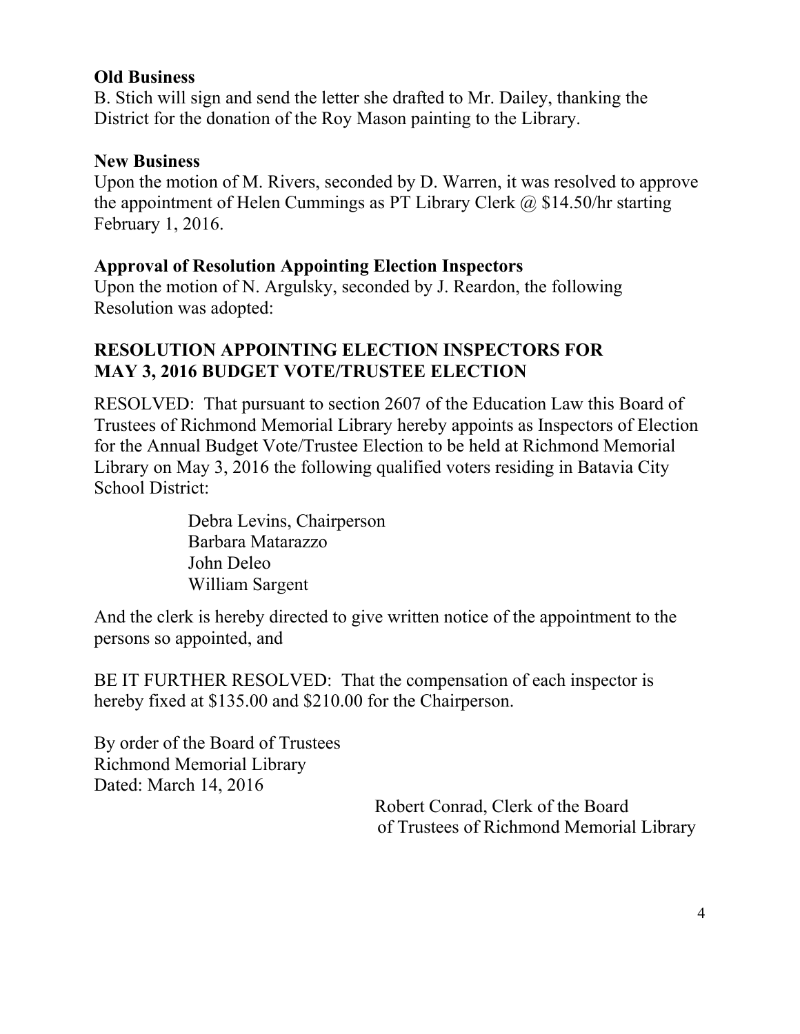**Old Business**

B. Stich will sign and send the letter she drafted to Mr. Dailey, thanking the District for the donation of the Roy Mason painting to the Library.

**New Business**

Upon the motion of M. Rivers, seconded by D. Warren, it was resolved to approve the appointment of Helen Cummings as PT Library Clerk @ $14.50/hr starting February 1, 2016.

**Approval of Resolution Appointing Election Inspectors**

Upon the motion of N. Argulsky, seconded by J. Reardon, the following Resolution was adopted:

**RESOLUTION APPOINTING ELECTION INSPECTORS FOR MAY 3, 2016 BUDGET VOTE/TRUSTEE ELECTION**

RESOLVED: That pursuant to section 2607 of the Education Law this Board of Trustees of Richmond Memorial Library hereby appoints as Inspectors of Election for the Annual Budget Vote/Trustee Election to be held at Richmond Memorial Library on May 3, 2016 the following qualified voters residing in Batavia City School District:

Debra Levins, Chairperson
Barbara Matarazzo
John Deleo
William Sargent

And the clerk is hereby directed to give written notice of the appointment to the persons so appointed, and

BE IT FURTHER RESOLVED: That the compensation of each inspector is hereby fixed at $135.00 and $210.00 for the Chairperson.

By order of the Board of Trustees
Richmond Memorial Library
Dated: March 14, 2016

Robert Conrad, Clerk of the Board
of Trustees of Richmond Memorial Library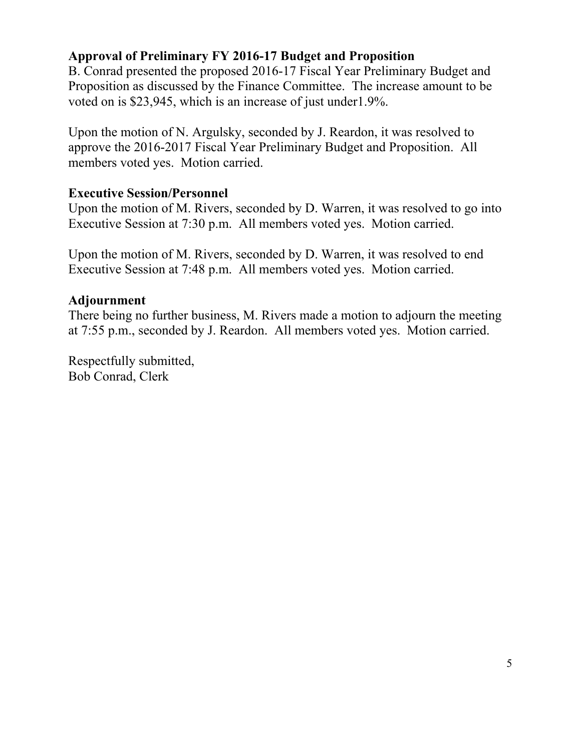**Approval of Preliminary FY 2016-17 Budget and Proposition**
B. Conrad presented the proposed 2016-17 Fiscal Year Preliminary Budget and Proposition as discussed by the Finance Committee. The increase amount to be voted on is $23,945, which is an increase of just under1.9%.

Upon the motion of N. Argulsky, seconded by J. Reardon, it was resolved to approve the 2016-2017 Fiscal Year Preliminary Budget and Proposition. All members voted yes. Motion carried.

**Executive Session/Personnel**
Upon the motion of M. Rivers, seconded by D. Warren, it was resolved to go into Executive Session at 7:30 p.m. All members voted yes. Motion carried.

Upon the motion of M. Rivers, seconded by D. Warren, it was resolved to end Executive Session at 7:48 p.m. All members voted yes. Motion carried.

**Adjournment**
There being no further business, M. Rivers made a motion to adjourn the meeting at 7:55 p.m., seconded by J. Reardon. All members voted yes. Motion carried.

Respectfully submitted,
Bob Conrad, Clerk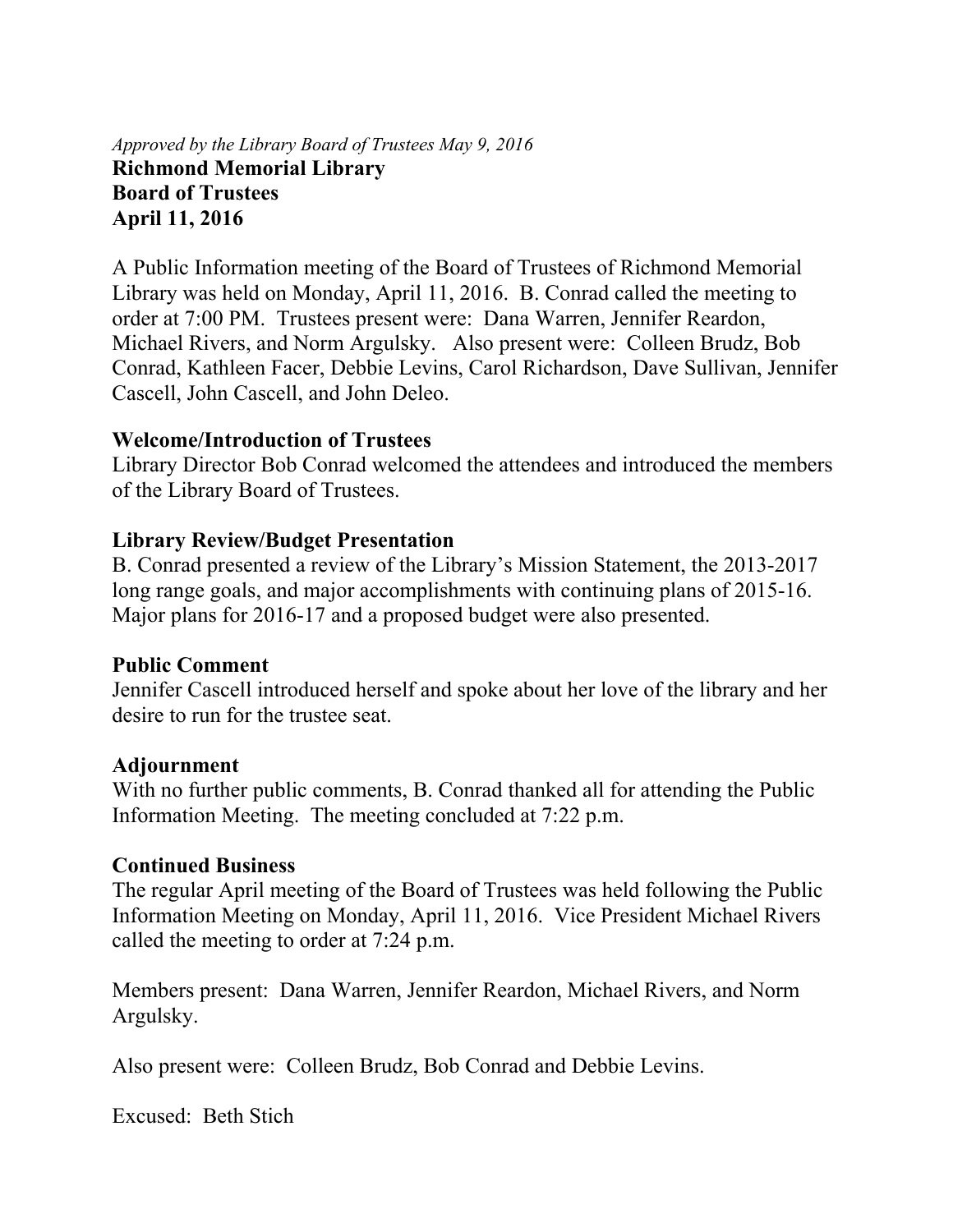*Approved by the Library Board of Trustees May 9, 2016*

**Richmond Memorial Library**
**Board of Trustees**
**April 11, 2016**

A Public Information meeting of the Board of Trustees of Richmond Memorial Library was held on Monday, April 11, 2016. B. Conrad called the meeting to order at 7:00 PM. Trustees present were: Dana Warren, Jennifer Reardon, Michael Rivers, and Norm Argulsky. Also present were: Colleen Brudz, Bob Conrad, Kathleen Facer, Debbie Levins, Carol Richardson, Dave Sullivan, Jennifer Cascell, John Cascell, and John Deleo.

**Welcome/Introduction of Trustees**

Library Director Bob Conrad welcomed the attendees and introduced the members of the Library Board of Trustees.

**Library Review/Budget Presentation**

B. Conrad presented a review of the Library's Mission Statement, the 2013-2017 long range goals, and major accomplishments with continuing plans of 2015-16. Major plans for 2016-17 and a proposed budget were also presented.

**Public Comment**

Jennifer Cascell introduced herself and spoke about her love of the library and her desire to run for the trustee seat.

**Adjournment**

With no further public comments, B. Conrad thanked all for attending the Public Information Meeting. The meeting concluded at 7:22 p.m.

**Continued Business**

The regular April meeting of the Board of Trustees was held following the Public Information Meeting on Monday, April 11, 2016. Vice President Michael Rivers called the meeting to order at 7:24 p.m.

Members present: Dana Warren, Jennifer Reardon, Michael Rivers, and Norm Argulsky.

Also present were: Colleen Brudz, Bob Conrad and Debbie Levins.

Excused: Beth Stich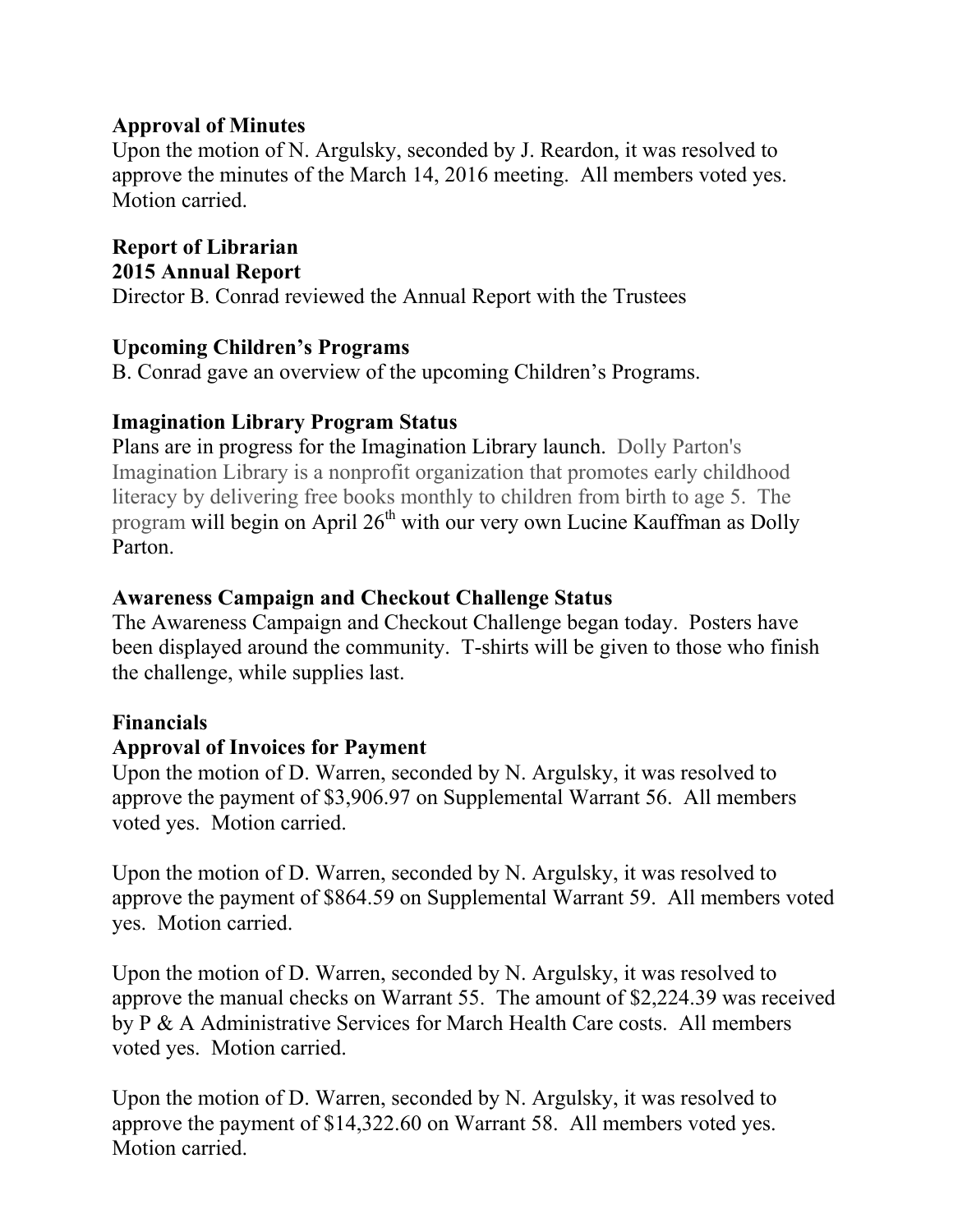**Approval of Minutes**

Upon the motion of N. Argulsky, seconded by J. Reardon, it was resolved to approve the minutes of the March 14, 2016 meeting. All members voted yes. Motion carried.

**Report of Librarian**

**2015 Annual Report**

Director B. Conrad reviewed the Annual Report with the Trustees

**Upcoming Children's Programs**

B. Conrad gave an overview of the upcoming Children's Programs.

**Imagination Library Program Status**

Plans are in progress for the Imagination Library launch. Dolly Parton's Imagination Library is a nonprofit organization that promotes early childhood literacy by delivering free books monthly to children from birth to age 5. The program will begin on April 26th with our very own Lucine Kauffman as Dolly Parton.

**Awareness Campaign and Checkout Challenge Status**

The Awareness Campaign and Checkout Challenge began today. Posters have been displayed around the community. T-shirts will be given to those who finish the challenge, while supplies last.

**Financials**

**Approval of Invoices for Payment**

Upon the motion of D. Warren, seconded by N. Argulsky, it was resolved to approve the payment of $3,906.97 on Supplemental Warrant 56. All members voted yes. Motion carried.

Upon the motion of D. Warren, seconded by N. Argulsky, it was resolved to approve the payment of $864.59 on Supplemental Warrant 59. All members voted yes. Motion carried.

Upon the motion of D. Warren, seconded by N. Argulsky, it was resolved to approve the manual checks on Warrant 55. The amount of $2,224.39 was received by P & A Administrative Services for March Health Care costs. All members voted yes. Motion carried.

Upon the motion of D. Warren, seconded by N. Argulsky, it was resolved to approve the payment of $14,322.60 on Warrant 58. All members voted yes. Motion carried.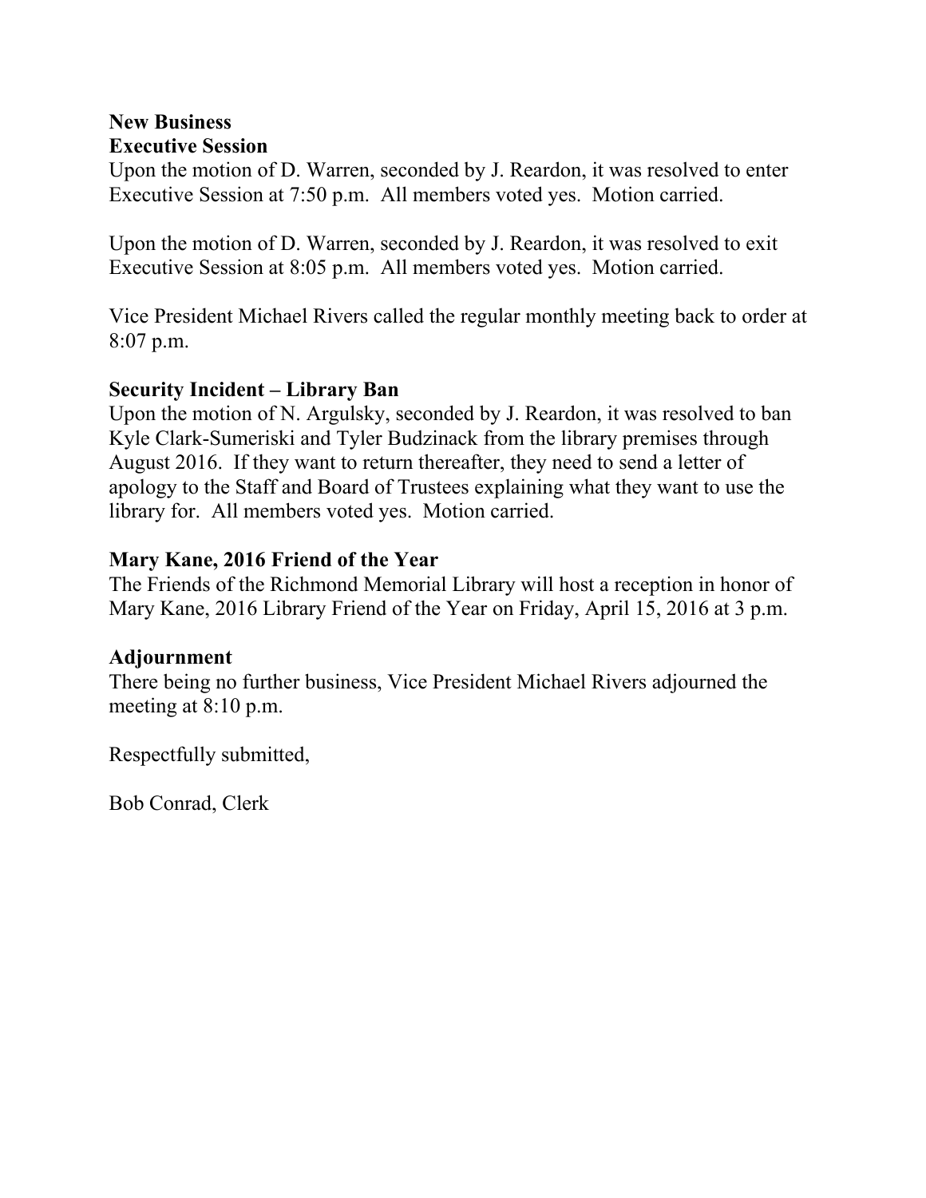**New Business**

**Executive Session**

Upon the motion of D. Warren, seconded by J. Reardon, it was resolved to enter Executive Session at 7:50 p.m. All members voted yes. Motion carried.

Upon the motion of D. Warren, seconded by J. Reardon, it was resolved to exit Executive Session at 8:05 p.m. All members voted yes. Motion carried.

Vice President Michael Rivers called the regular monthly meeting back to order at 8:07 p.m.

**Security Incident – Library Ban**

Upon the motion of N. Argulsky, seconded by J. Reardon, it was resolved to ban Kyle Clark-Sumeriski and Tyler Budzinack from the library premises through August 2016. If they want to return thereafter, they need to send a letter of apology to the Staff and Board of Trustees explaining what they want to use the library for. All members voted yes. Motion carried.

**Mary Kane, 2016 Friend of the Year**

The Friends of the Richmond Memorial Library will host a reception in honor of Mary Kane, 2016 Library Friend of the Year on Friday, April 15, 2016 at 3 p.m.

**Adjournment**

There being no further business, Vice President Michael Rivers adjourned the meeting at 8:10 p.m.

Respectfully submitted,

Bob Conrad, Clerk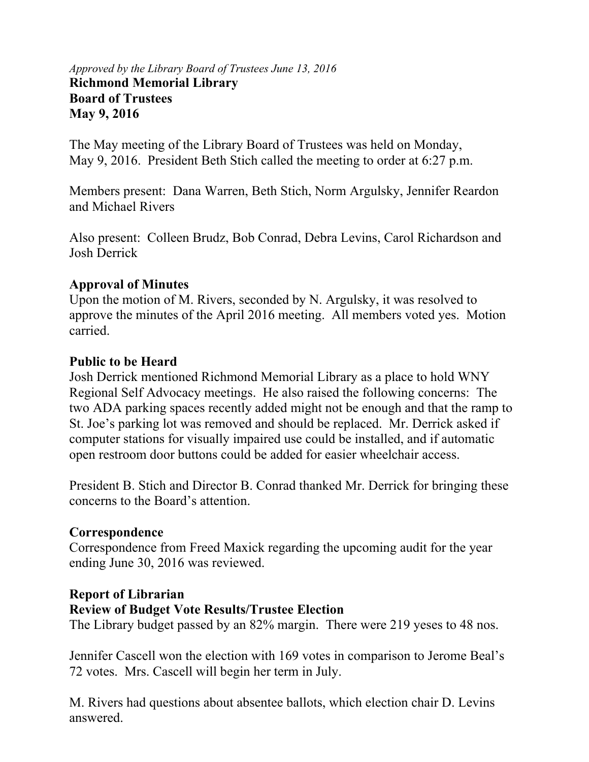*Approved by the Library Board of Trustees June 13, 2016*

**Richmond Memorial Library**
**Board of Trustees**
**May 9, 2016**

The May meeting of the Library Board of Trustees was held on Monday, May 9, 2016. President Beth Stich called the meeting to order at 6:27 p.m.

Members present: Dana Warren, Beth Stich, Norm Argulsky, Jennifer Reardon and Michael Rivers

Also present: Colleen Brudz, Bob Conrad, Debra Levins, Carol Richardson and Josh Derrick

**Approval of Minutes**

Upon the motion of M. Rivers, seconded by N. Argulsky, it was resolved to approve the minutes of the April 2016 meeting. All members voted yes. Motion carried.

**Public to be Heard**

Josh Derrick mentioned Richmond Memorial Library as a place to hold WNY Regional Self Advocacy meetings. He also raised the following concerns: The two ADA parking spaces recently added might not be enough and that the ramp to St. Joe's parking lot was removed and should be replaced. Mr. Derrick asked if computer stations for visually impaired use could be installed, and if automatic open restroom door buttons could be added for easier wheelchair access.

President B. Stich and Director B. Conrad thanked Mr. Derrick for bringing these concerns to the Board's attention.

**Correspondence**

Correspondence from Freed Maxick regarding the upcoming audit for the year ending June 30, 2016 was reviewed.

**Report of Librarian**

**Review of Budget Vote Results/Trustee Election**

The Library budget passed by an 82% margin. There were 219 yeses to 48 nos.

Jennifer Cascell won the election with 169 votes in comparison to Jerome Beal's 72 votes. Mrs. Cascell will begin her term in July.

M. Rivers had questions about absentee ballots, which election chair D. Levins answered.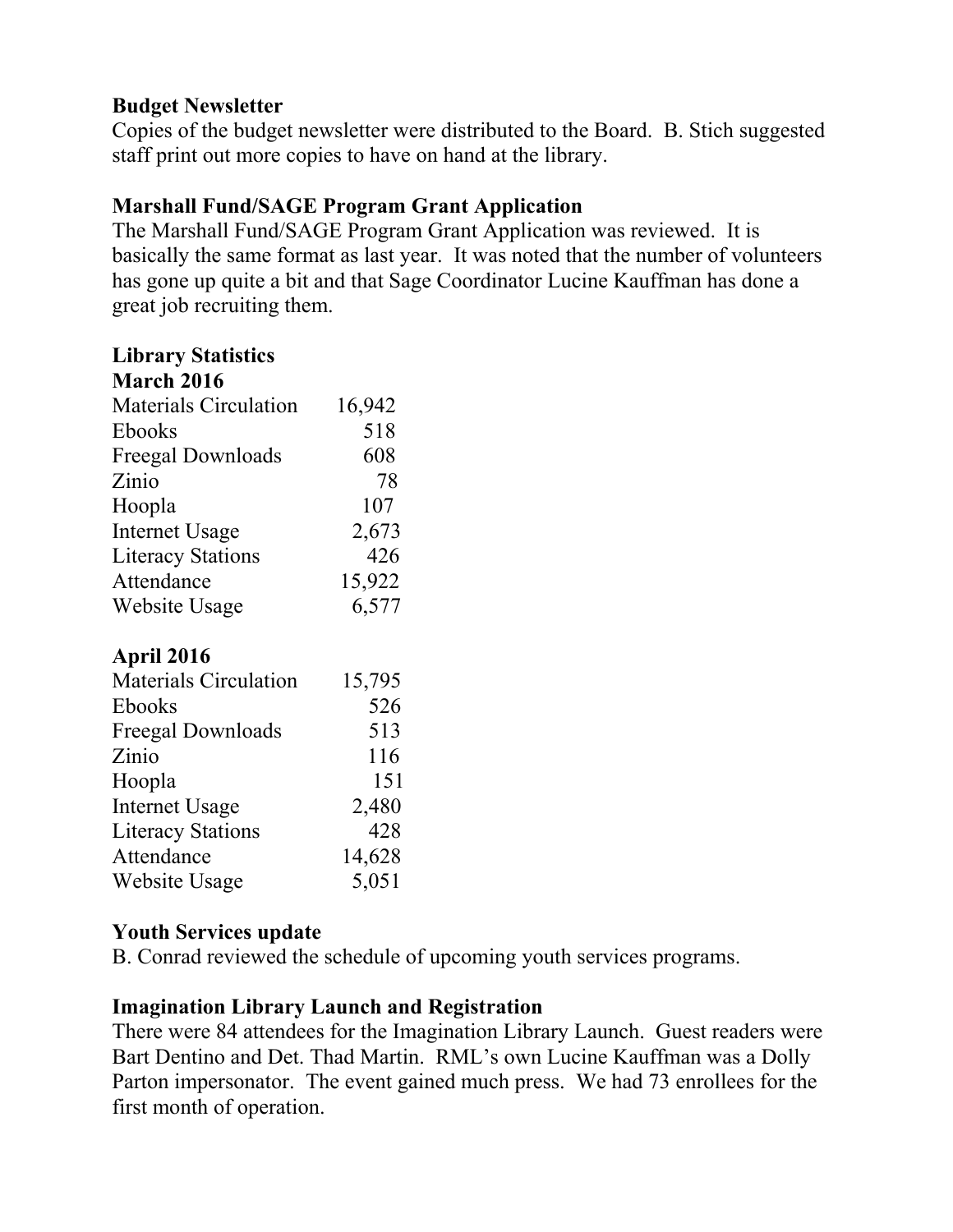**Budget Newsletter**

Copies of the budget newsletter were distributed to the Board. B. Stich suggested staff print out more copies to have on hand at the library.

**Marshall Fund/SAGE Program Grant Application**

The Marshall Fund/SAGE Program Grant Application was reviewed. It is basically the same format as last year. It was noted that the number of volunteers has gone up quite a bit and that Sage Coordinator Lucine Kauffman has done a great job recruiting them.

**Library Statistics**

**March 2016**

| | |
|---|---|
| Materials Circulation | 16,942 |
| Ebooks | 518 |
| Freegal Downloads | 608 |
| Zinio | 78 |
| Hoopla | 107 |
| Internet Usage | 2,673 |
| Literacy Stations | 426 |
| Attendance | 15,922 |
| Website Usage | 6,577 |

**April 2016**

| | |
|---|---|
| Materials Circulation | 15,795 |
| Ebooks | 526 |
| Freegal Downloads | 513 |
| Zinio | 116 |
| Hoopla | 151 |
| Internet Usage | 2,480 |
| Literacy Stations | 428 |
| Attendance | 14,628 |
| Website Usage | 5,051 |

**Youth Services update**

B. Conrad reviewed the schedule of upcoming youth services programs.

**Imagination Library Launch and Registration**

There were 84 attendees for the Imagination Library Launch. Guest readers were Bart Dentino and Det. Thad Martin. RML's own Lucine Kauffman was a Dolly Parton impersonator. The event gained much press. We had 73 enrollees for the first month of operation.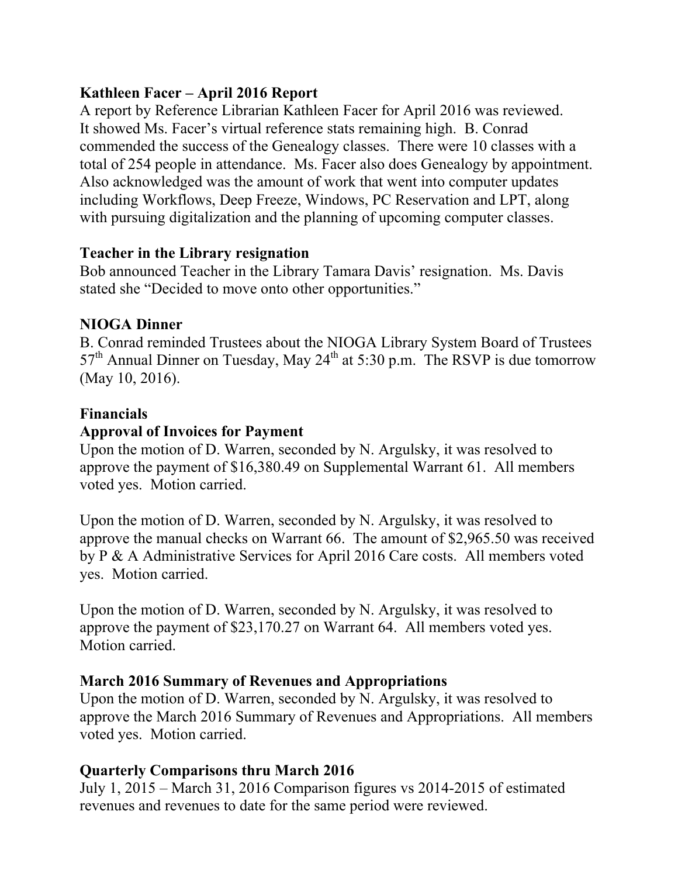**Kathleen Facer – April 2016 Report**

A report by Reference Librarian Kathleen Facer for April 2016 was reviewed. It showed Ms. Facer's virtual reference stats remaining high. B. Conrad commended the success of the Genealogy classes. There were 10 classes with a total of 254 people in attendance. Ms. Facer also does Genealogy by appointment. Also acknowledged was the amount of work that went into computer updates including Workflows, Deep Freeze, Windows, PC Reservation and LPT, along with pursuing digitalization and the planning of upcoming computer classes.

**Teacher in the Library resignation**

Bob announced Teacher in the Library Tamara Davis' resignation. Ms. Davis stated she "Decided to move onto other opportunities."

**NIOGA Dinner**

B. Conrad reminded Trustees about the NIOGA Library System Board of Trustees 57th Annual Dinner on Tuesday, May 24th at 5:30 p.m. The RSVP is due tomorrow (May 10, 2016).

**Financials**

**Approval of Invoices for Payment**

Upon the motion of D. Warren, seconded by N. Argulsky, it was resolved to approve the payment of $16,380.49 on Supplemental Warrant 61. All members voted yes. Motion carried.

Upon the motion of D. Warren, seconded by N. Argulsky, it was resolved to approve the manual checks on Warrant 66. The amount of $2,965.50 was received by P & A Administrative Services for April 2016 Care costs. All members voted yes. Motion carried.

Upon the motion of D. Warren, seconded by N. Argulsky, it was resolved to approve the payment of $23,170.27 on Warrant 64. All members voted yes. Motion carried.

**March 2016 Summary of Revenues and Appropriations**

Upon the motion of D. Warren, seconded by N. Argulsky, it was resolved to approve the March 2016 Summary of Revenues and Appropriations. All members voted yes. Motion carried.

**Quarterly Comparisons thru March 2016**

July 1, 2015 – March 31, 2016 Comparison figures vs 2014-2015 of estimated revenues and revenues to date for the same period were reviewed.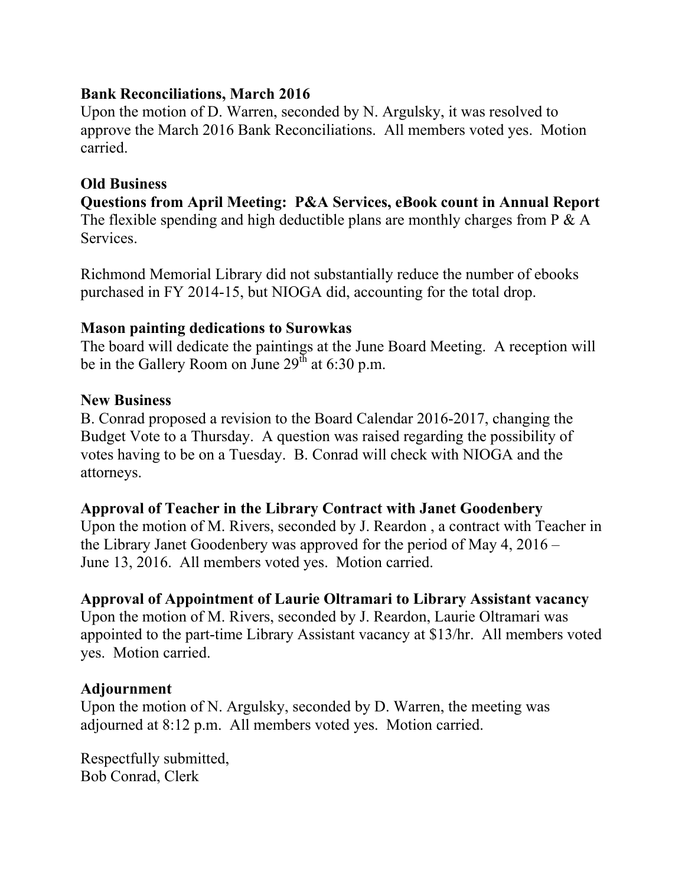**Bank Reconciliations, March 2016**
Upon the motion of D. Warren, seconded by N. Argulsky, it was resolved to approve the March 2016 Bank Reconciliations. All members voted yes. Motion carried.

**Old Business**
**Questions from April Meeting: P&A Services, eBook count in Annual Report**
The flexible spending and high deductible plans are monthly charges from P & A Services.

Richmond Memorial Library did not substantially reduce the number of ebooks purchased in FY 2014-15, but NIOGA did, accounting for the total drop.

**Mason painting dedications to Surowkas**
The board will dedicate the paintings at the June Board Meeting. A reception will be in the Gallery Room on June 29th at 6:30 p.m.

**New Business**
B. Conrad proposed a revision to the Board Calendar 2016-2017, changing the Budget Vote to a Thursday. A question was raised regarding the possibility of votes having to be on a Tuesday. B. Conrad will check with NIOGA and the attorneys.

**Approval of Teacher in the Library Contract with Janet Goodenbery**
Upon the motion of M. Rivers, seconded by J. Reardon , a contract with Teacher in the Library Janet Goodenbery was approved for the period of May 4, 2016 – June 13, 2016. All members voted yes. Motion carried.

**Approval of Appointment of Laurie Oltramari to Library Assistant vacancy**
Upon the motion of M. Rivers, seconded by J. Reardon, Laurie Oltramari was appointed to the part-time Library Assistant vacancy at $13/hr. All members voted yes. Motion carried.

**Adjournment**
Upon the motion of N. Argulsky, seconded by D. Warren, the meeting was adjourned at 8:12 p.m. All members voted yes. Motion carried.

Respectfully submitted,
Bob Conrad, Clerk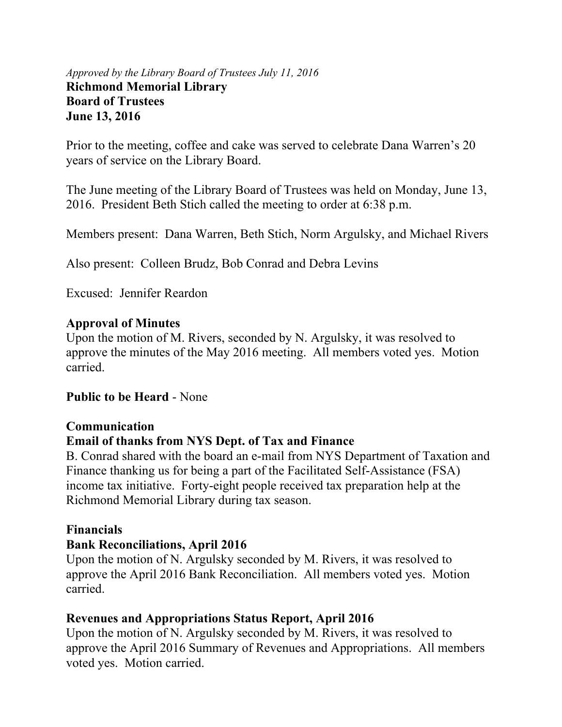*Approved by the Library Board of Trustees July 11, 2016*

**Richmond Memorial Library**
**Board of Trustees**
**June 13, 2016**

Prior to the meeting, coffee and cake was served to celebrate Dana Warren's 20 years of service on the Library Board.

The June meeting of the Library Board of Trustees was held on Monday, June 13, 2016. President Beth Stich called the meeting to order at 6:38 p.m.

Members present: Dana Warren, Beth Stich, Norm Argulsky, and Michael Rivers

Also present: Colleen Brudz, Bob Conrad and Debra Levins

Excused: Jennifer Reardon

**Approval of Minutes**

Upon the motion of M. Rivers, seconded by N. Argulsky, it was resolved to approve the minutes of the May 2016 meeting. All members voted yes. Motion carried.

**Public to be Heard** - None

**Communication**

**Email of thanks from NYS Dept. of Tax and Finance**

B. Conrad shared with the board an e-mail from NYS Department of Taxation and Finance thanking us for being a part of the Facilitated Self-Assistance (FSA) income tax initiative. Forty-eight people received tax preparation help at the Richmond Memorial Library during tax season.

**Financials**

**Bank Reconciliations, April 2016**

Upon the motion of N. Argulsky seconded by M. Rivers, it was resolved to approve the April 2016 Bank Reconciliation. All members voted yes. Motion carried.

**Revenues and Appropriations Status Report, April 2016**

Upon the motion of N. Argulsky seconded by M. Rivers, it was resolved to approve the April 2016 Summary of Revenues and Appropriations. All members voted yes. Motion carried.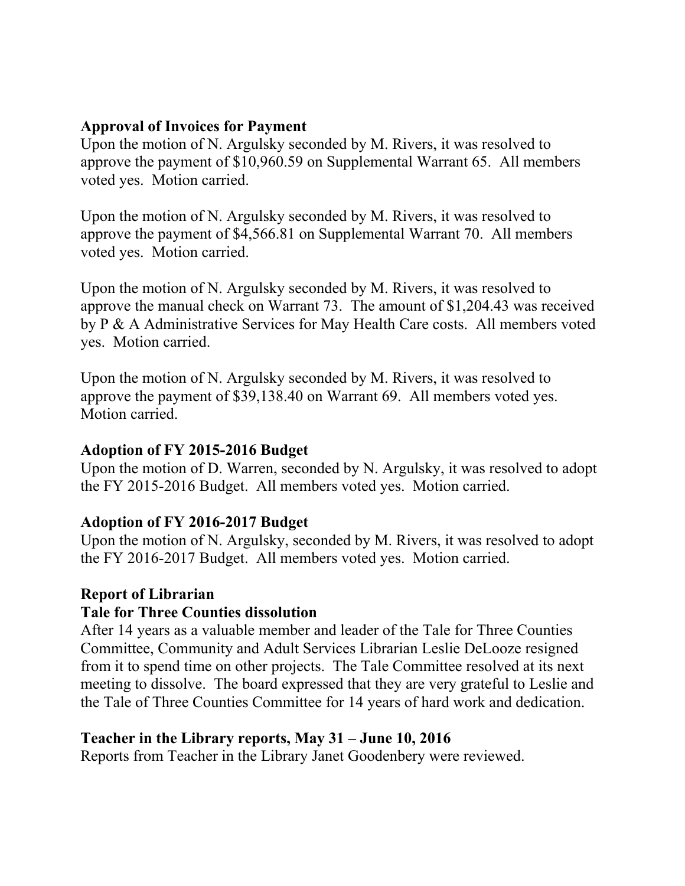**Approval of Invoices for Payment**

Upon the motion of N. Argulsky seconded by M. Rivers, it was resolved to approve the payment of $10,960.59 on Supplemental Warrant 65. All members voted yes. Motion carried.

Upon the motion of N. Argulsky seconded by M. Rivers, it was resolved to approve the payment of $4,566.81 on Supplemental Warrant 70. All members voted yes. Motion carried.

Upon the motion of N. Argulsky seconded by M. Rivers, it was resolved to approve the manual check on Warrant 73. The amount of $1,204.43 was received by P & A Administrative Services for May Health Care costs. All members voted yes. Motion carried.

Upon the motion of N. Argulsky seconded by M. Rivers, it was resolved to approve the payment of $39,138.40 on Warrant 69. All members voted yes. Motion carried.

**Adoption of FY 2015-2016 Budget**

Upon the motion of D. Warren, seconded by N. Argulsky, it was resolved to adopt the FY 2015-2016 Budget. All members voted yes. Motion carried.

**Adoption of FY 2016-2017 Budget**

Upon the motion of N. Argulsky, seconded by M. Rivers, it was resolved to adopt the FY 2016-2017 Budget. All members voted yes. Motion carried.

**Report of Librarian**

**Tale for Three Counties dissolution**

After 14 years as a valuable member and leader of the Tale for Three Counties Committee, Community and Adult Services Librarian Leslie DeLooze resigned from it to spend time on other projects. The Tale Committee resolved at its next meeting to dissolve. The board expressed that they are very grateful to Leslie and the Tale of Three Counties Committee for 14 years of hard work and dedication.

**Teacher in the Library reports, May 31 – June 10, 2016**

Reports from Teacher in the Library Janet Goodenbery were reviewed.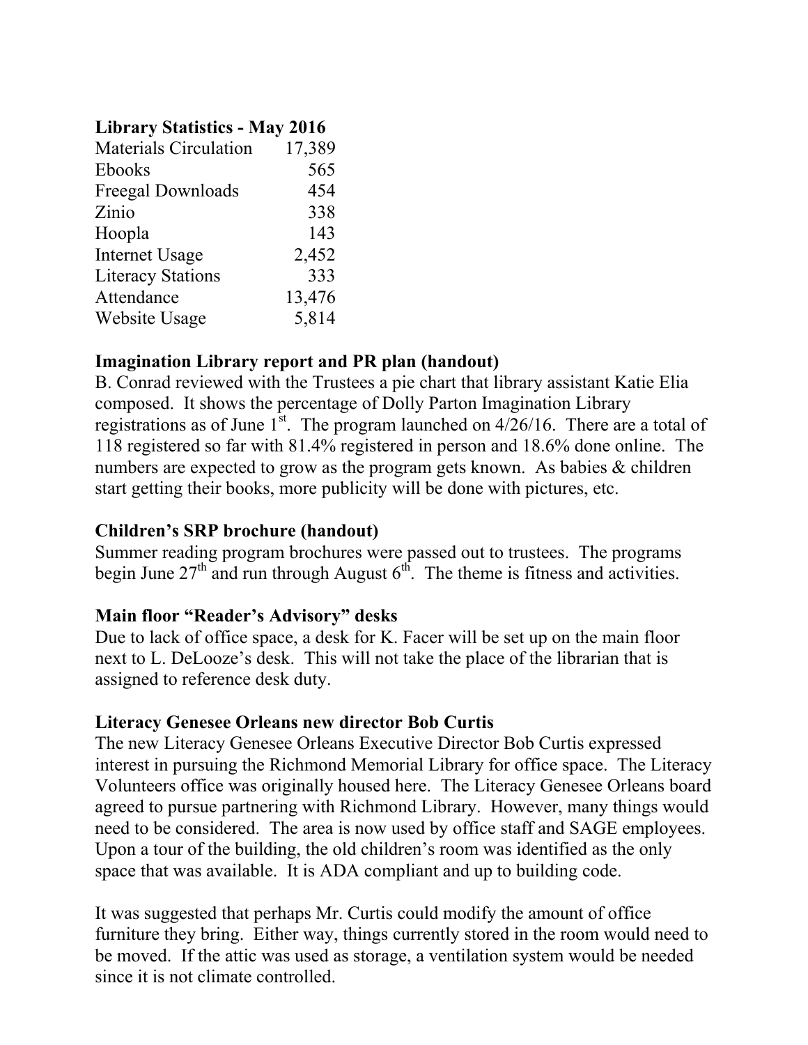**Library Statistics - May 2016**

| | |
|---|---:|
| Materials Circulation | 17,389 |
| Ebooks | 565 |
| Freegal Downloads | 454 |
| Zinio | 338 |
| Hoopla | 143 |
| Internet Usage | 2,452 |
| Literacy Stations | 333 |
| Attendance | 13,476 |
| Website Usage | 5,814 |

**Imagination Library report and PR plan (handout)**

B. Conrad reviewed with the Trustees a pie chart that library assistant Katie Elia composed. It shows the percentage of Dolly Parton Imagination Library registrations as of June 1st. The program launched on 4/26/16. There are a total of 118 registered so far with 81.4% registered in person and 18.6% done online. The numbers are expected to grow as the program gets known. As babies & children start getting their books, more publicity will be done with pictures, etc.

**Children's SRP brochure (handout)**

Summer reading program brochures were passed out to trustees. The programs begin June 27th and run through August 6th. The theme is fitness and activities.

**Main floor "Reader's Advisory" desks**

Due to lack of office space, a desk for K. Facer will be set up on the main floor next to L. DeLooze's desk. This will not take the place of the librarian that is assigned to reference desk duty.

**Literacy Genesee Orleans new director Bob Curtis**

The new Literacy Genesee Orleans Executive Director Bob Curtis expressed interest in pursuing the Richmond Memorial Library for office space. The Literacy Volunteers office was originally housed here. The Literacy Genesee Orleans board agreed to pursue partnering with Richmond Library. However, many things would need to be considered. The area is now used by office staff and SAGE employees. Upon a tour of the building, the old children's room was identified as the only space that was available. It is ADA compliant and up to building code.

It was suggested that perhaps Mr. Curtis could modify the amount of office furniture they bring. Either way, things currently stored in the room would need to be moved. If the attic was used as storage, a ventilation system would be needed since it is not climate controlled.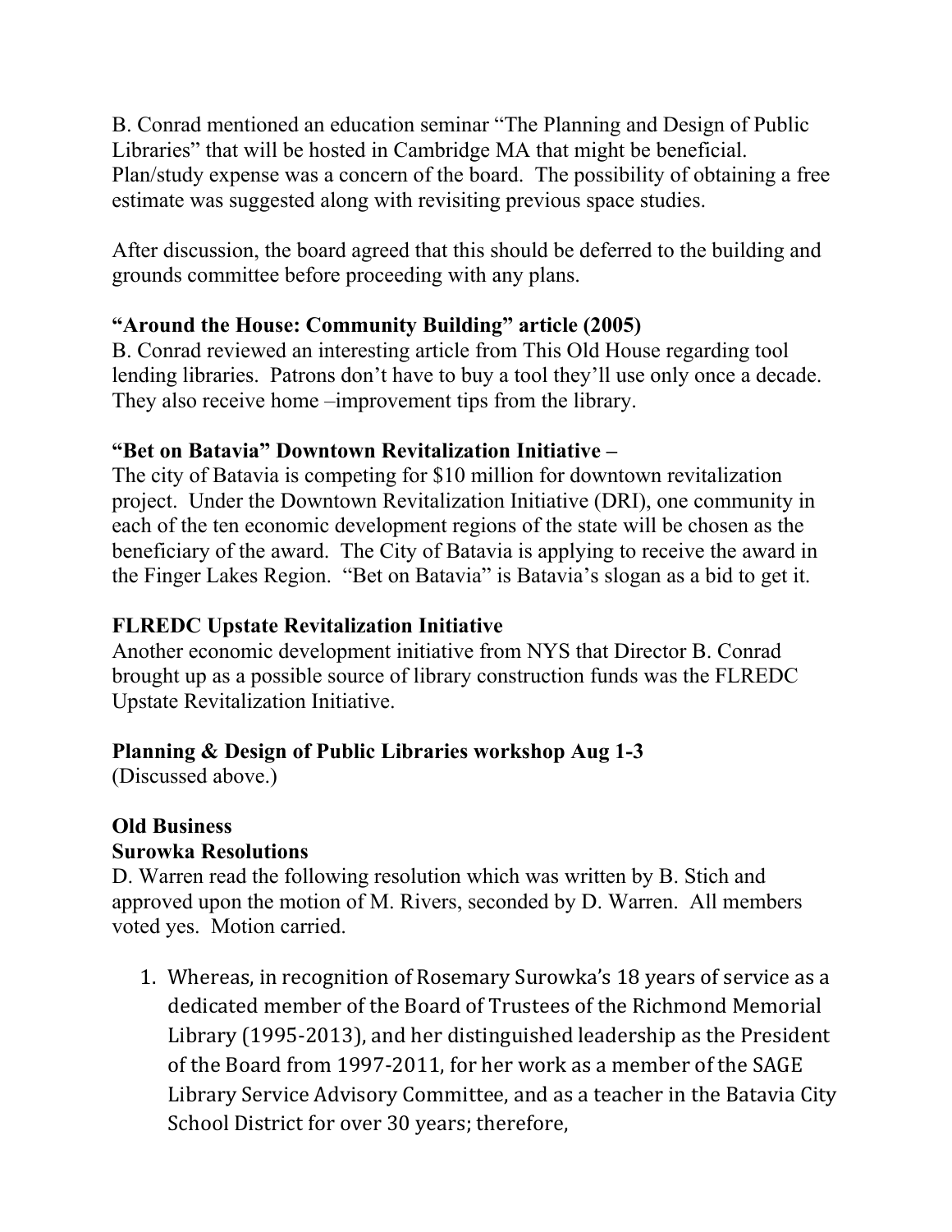B. Conrad mentioned an education seminar "The Planning and Design of Public Libraries" that will be hosted in Cambridge MA that might be beneficial. Plan/study expense was a concern of the board. The possibility of obtaining a free estimate was suggested along with revisiting previous space studies.

After discussion, the board agreed that this should be deferred to the building and grounds committee before proceeding with any plans.

**"Around the House: Community Building" article (2005)**
B. Conrad reviewed an interesting article from This Old House regarding tool lending libraries. Patrons don't have to buy a tool they'll use only once a decade. They also receive home –improvement tips from the library.

**"Bet on Batavia" Downtown Revitalization Initiative –**
The city of Batavia is competing for $10 million for downtown revitalization project. Under the Downtown Revitalization Initiative (DRI), one community in each of the ten economic development regions of the state will be chosen as the beneficiary of the award. The City of Batavia is applying to receive the award in the Finger Lakes Region. "Bet on Batavia" is Batavia's slogan as a bid to get it.

**FLREDC Upstate Revitalization Initiative**
Another economic development initiative from NYS that Director B. Conrad brought up as a possible source of library construction funds was the FLREDC Upstate Revitalization Initiative.

**Planning & Design of Public Libraries workshop Aug 1-3**
(Discussed above.)

**Old Business**
**Surowka Resolutions**
D. Warren read the following resolution which was written by B. Stich and approved upon the motion of M. Rivers, seconded by D. Warren. All members voted yes. Motion carried.

1. Whereas, in recognition of Rosemary Surowka's 18 years of service as a dedicated member of the Board of Trustees of the Richmond Memorial Library (1995-2013), and her distinguished leadership as the President of the Board from 1997-2011, for her work as a member of the SAGE Library Service Advisory Committee, and as a teacher in the Batavia City School District for over 30 years; therefore,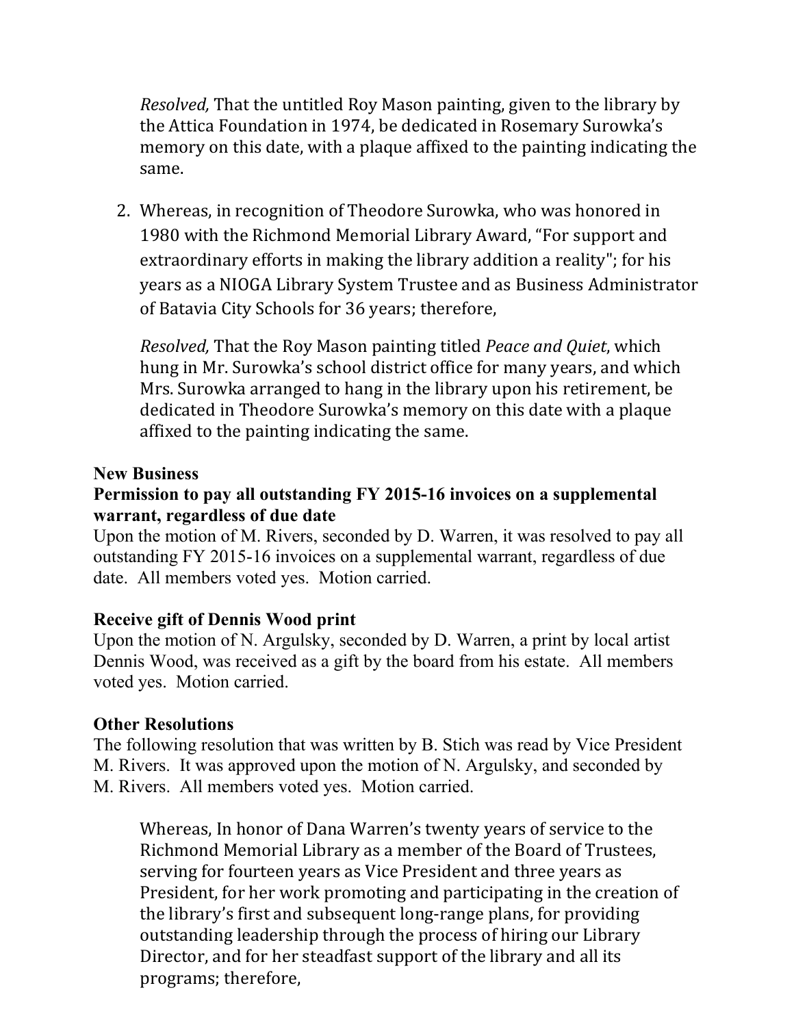*Resolved,* That the untitled Roy Mason painting, given to the library by the Attica Foundation in 1974, be dedicated in Rosemary Surowka's memory on this date, with a plaque affixed to the painting indicating the same.

2. Whereas, in recognition of Theodore Surowka, who was honored in 1980 with the Richmond Memorial Library Award, "For support and extraordinary efforts in making the library addition a reality"; for his years as a NIOGA Library System Trustee and as Business Administrator of Batavia City Schools for 36 years; therefore,

   *Resolved,* That the Roy Mason painting titled *Peace and Quiet*, which hung in Mr. Surowka's school district office for many years, and which Mrs. Surowka arranged to hang in the library upon his retirement, be dedicated in Theodore Surowka's memory on this date with a plaque affixed to the painting indicating the same.

**New Business**

**Permission to pay all outstanding FY 2015-16 invoices on a supplemental warrant, regardless of due date**

Upon the motion of M. Rivers, seconded by D. Warren, it was resolved to pay all outstanding FY 2015-16 invoices on a supplemental warrant, regardless of due date. All members voted yes. Motion carried.

**Receive gift of Dennis Wood print**

Upon the motion of N. Argulsky, seconded by D. Warren, a print by local artist Dennis Wood, was received as a gift by the board from his estate. All members voted yes. Motion carried.

**Other Resolutions**

The following resolution that was written by B. Stich was read by Vice President M. Rivers. It was approved upon the motion of N. Argulsky, and seconded by M. Rivers. All members voted yes. Motion carried.

> Whereas, In honor of Dana Warren's twenty years of service to the Richmond Memorial Library as a member of the Board of Trustees, serving for fourteen years as Vice President and three years as President, for her work promoting and participating in the creation of the library's first and subsequent long-range plans, for providing outstanding leadership through the process of hiring our Library Director, and for her steadfast support of the library and all its programs; therefore,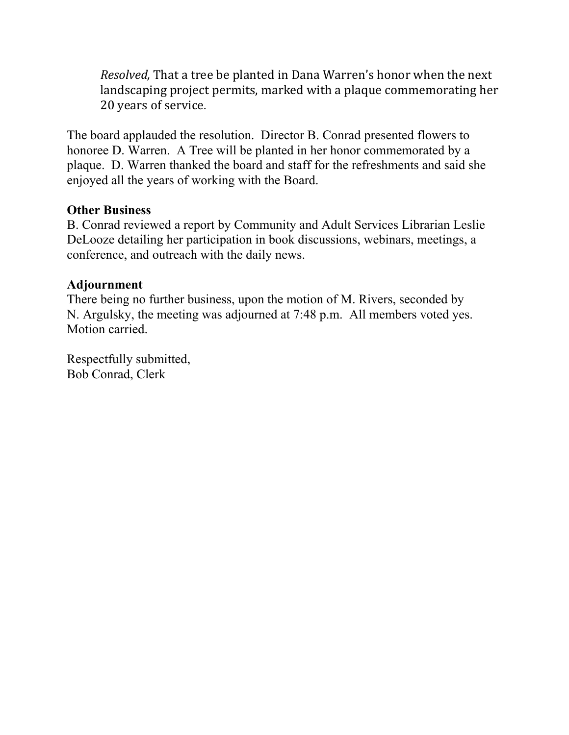*Resolved,* That a tree be planted in Dana Warren's honor when the next landscaping project permits, marked with a plaque commemorating her 20 years of service.

The board applauded the resolution. Director B. Conrad presented flowers to honoree D. Warren. A Tree will be planted in her honor commemorated by a plaque. D. Warren thanked the board and staff for the refreshments and said she enjoyed all the years of working with the Board.

**Other Business**

B. Conrad reviewed a report by Community and Adult Services Librarian Leslie DeLooze detailing her participation in book discussions, webinars, meetings, a conference, and outreach with the daily news.

**Adjournment**

There being no further business, upon the motion of M. Rivers, seconded by N. Argulsky, the meeting was adjourned at 7:48 p.m. All members voted yes. Motion carried.

Respectfully submitted,
Bob Conrad, Clerk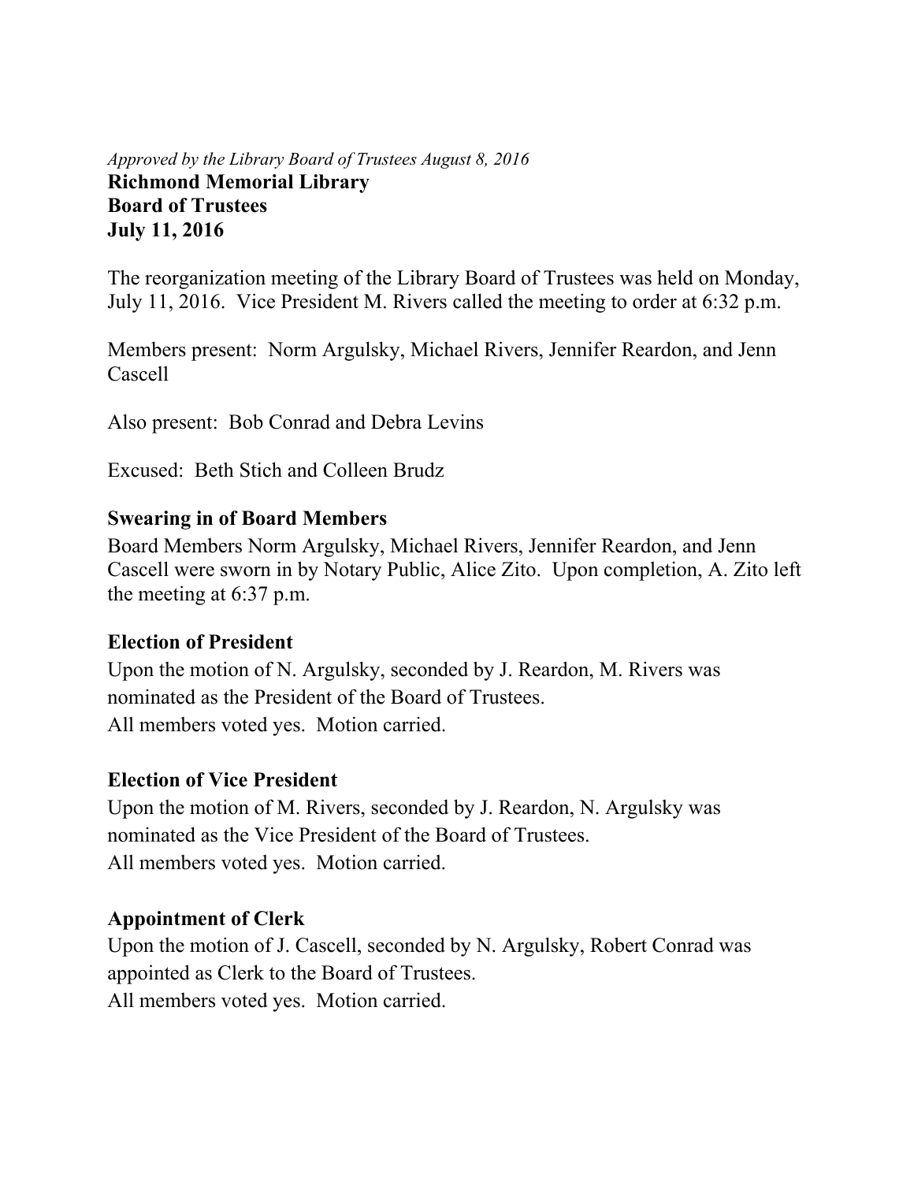*Approved by the Library Board of Trustees August 8, 2016*

**Richmond Memorial Library**
**Board of Trustees**
**July 11, 2016**

The reorganization meeting of the Library Board of Trustees was held on Monday, July 11, 2016. Vice President M. Rivers called the meeting to order at 6:32 p.m.

Members present: Norm Argulsky, Michael Rivers, Jennifer Reardon, and Jenn Cascell

Also present: Bob Conrad and Debra Levins

Excused: Beth Stich and Colleen Brudz

**Swearing in of Board Members**

Board Members Norm Argulsky, Michael Rivers, Jennifer Reardon, and Jenn Cascell were sworn in by Notary Public, Alice Zito. Upon completion, A. Zito left the meeting at 6:37 p.m.

**Election of President**

Upon the motion of N. Argulsky, seconded by J. Reardon, M. Rivers was nominated as the President of the Board of Trustees.
All members voted yes. Motion carried.

**Election of Vice President**

Upon the motion of M. Rivers, seconded by J. Reardon, N. Argulsky was nominated as the Vice President of the Board of Trustees.
All members voted yes. Motion carried.

**Appointment of Clerk**

Upon the motion of J. Cascell, seconded by N. Argulsky, Robert Conrad was appointed as Clerk to the Board of Trustees.
All members voted yes. Motion carried.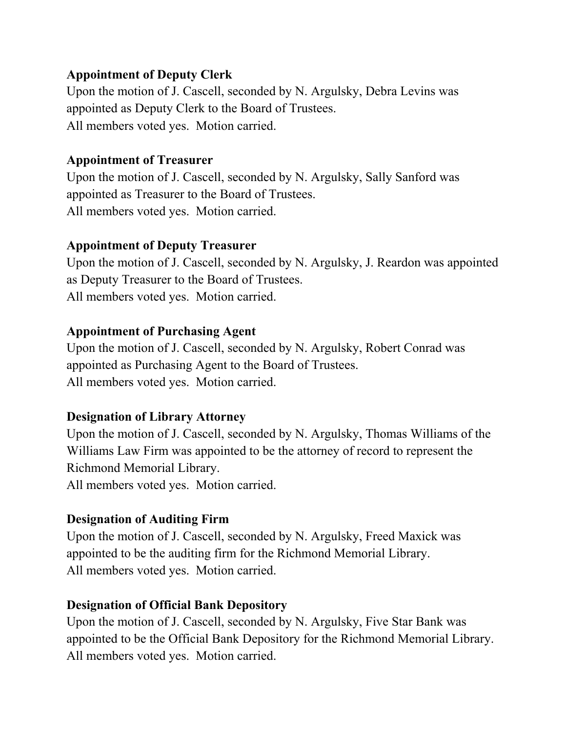**Appointment of Deputy Clerk**

Upon the motion of J. Cascell, seconded by N. Argulsky, Debra Levins was appointed as Deputy Clerk to the Board of Trustees.
All members voted yes. Motion carried.

**Appointment of Treasurer**

Upon the motion of J. Cascell, seconded by N. Argulsky, Sally Sanford was appointed as Treasurer to the Board of Trustees.
All members voted yes. Motion carried.

**Appointment of Deputy Treasurer**

Upon the motion of J. Cascell, seconded by N. Argulsky, J. Reardon was appointed as Deputy Treasurer to the Board of Trustees.
All members voted yes. Motion carried.

**Appointment of Purchasing Agent**

Upon the motion of J. Cascell, seconded by N. Argulsky, Robert Conrad was appointed as Purchasing Agent to the Board of Trustees.
All members voted yes. Motion carried.

**Designation of Library Attorney**

Upon the motion of J. Cascell, seconded by N. Argulsky, Thomas Williams of the Williams Law Firm was appointed to be the attorney of record to represent the Richmond Memorial Library.
All members voted yes. Motion carried.

**Designation of Auditing Firm**

Upon the motion of J. Cascell, seconded by N. Argulsky, Freed Maxick was appointed to be the auditing firm for the Richmond Memorial Library.
All members voted yes. Motion carried.

**Designation of Official Bank Depository**

Upon the motion of J. Cascell, seconded by N. Argulsky, Five Star Bank was appointed to be the Official Bank Depository for the Richmond Memorial Library.
All members voted yes. Motion carried.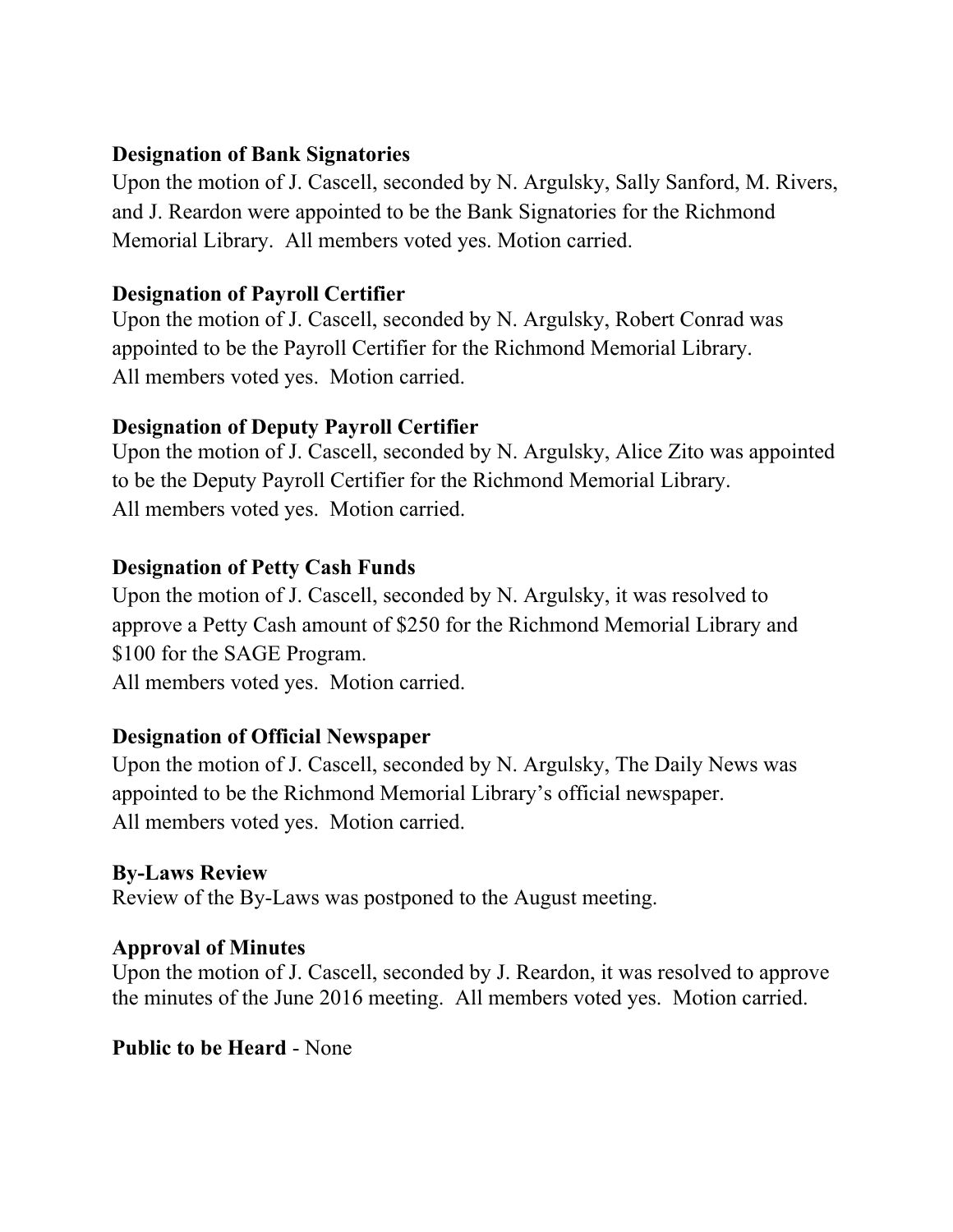**Designation of Bank Signatories**
Upon the motion of J. Cascell, seconded by N. Argulsky, Sally Sanford, M. Rivers, and J. Reardon were appointed to be the Bank Signatories for the Richmond Memorial Library. All members voted yes. Motion carried.

**Designation of Payroll Certifier**
Upon the motion of J. Cascell, seconded by N. Argulsky, Robert Conrad was appointed to be the Payroll Certifier for the Richmond Memorial Library.
All members voted yes. Motion carried.

**Designation of Deputy Payroll Certifier**
Upon the motion of J. Cascell, seconded by N. Argulsky, Alice Zito was appointed to be the Deputy Payroll Certifier for the Richmond Memorial Library.
All members voted yes. Motion carried.

**Designation of Petty Cash Funds**
Upon the motion of J. Cascell, seconded by N. Argulsky, it was resolved to approve a Petty Cash amount of $250 for the Richmond Memorial Library and $100 for the SAGE Program.
All members voted yes. Motion carried.

**Designation of Official Newspaper**
Upon the motion of J. Cascell, seconded by N. Argulsky, The Daily News was appointed to be the Richmond Memorial Library's official newspaper.
All members voted yes. Motion carried.

**By-Laws Review**
Review of the By-Laws was postponed to the August meeting.

**Approval of Minutes**
Upon the motion of J. Cascell, seconded by J. Reardon, it was resolved to approve the minutes of the June 2016 meeting. All members voted yes. Motion carried.

**Public to be Heard** - None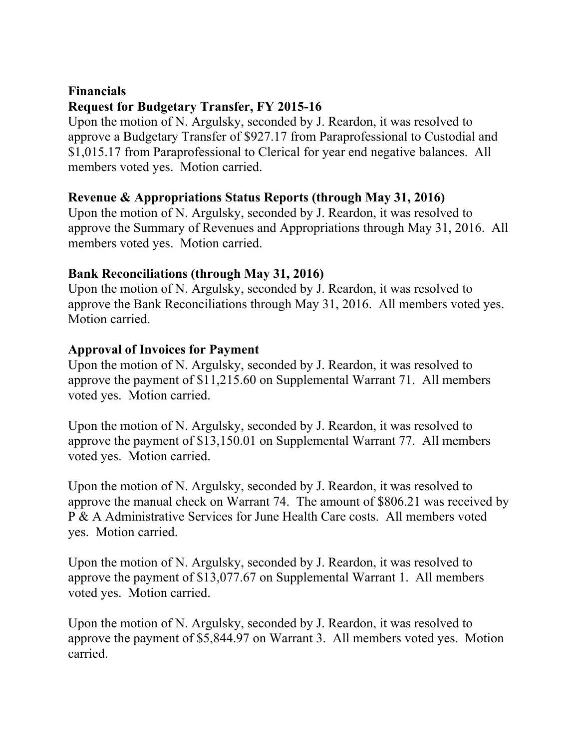**Financials**

**Request for Budgetary Transfer, FY 2015-16**

Upon the motion of N. Argulsky, seconded by J. Reardon, it was resolved to approve a Budgetary Transfer of $927.17 from Paraprofessional to Custodial and $1,015.17 from Paraprofessional to Clerical for year end negative balances. All members voted yes. Motion carried.

**Revenue & Appropriations Status Reports (through May 31, 2016)**

Upon the motion of N. Argulsky, seconded by J. Reardon, it was resolved to approve the Summary of Revenues and Appropriations through May 31, 2016. All members voted yes. Motion carried.

**Bank Reconciliations (through May 31, 2016)**

Upon the motion of N. Argulsky, seconded by J. Reardon, it was resolved to approve the Bank Reconciliations through May 31, 2016. All members voted yes. Motion carried.

**Approval of Invoices for Payment**

Upon the motion of N. Argulsky, seconded by J. Reardon, it was resolved to approve the payment of $11,215.60 on Supplemental Warrant 71. All members voted yes. Motion carried.

Upon the motion of N. Argulsky, seconded by J. Reardon, it was resolved to approve the payment of $13,150.01 on Supplemental Warrant 77. All members voted yes. Motion carried.

Upon the motion of N. Argulsky, seconded by J. Reardon, it was resolved to approve the manual check on Warrant 74. The amount of $806.21 was received by P & A Administrative Services for June Health Care costs. All members voted yes. Motion carried.

Upon the motion of N. Argulsky, seconded by J. Reardon, it was resolved to approve the payment of $13,077.67 on Supplemental Warrant 1. All members voted yes. Motion carried.

Upon the motion of N. Argulsky, seconded by J. Reardon, it was resolved to approve the payment of $5,844.97 on Warrant 3. All members voted yes. Motion carried.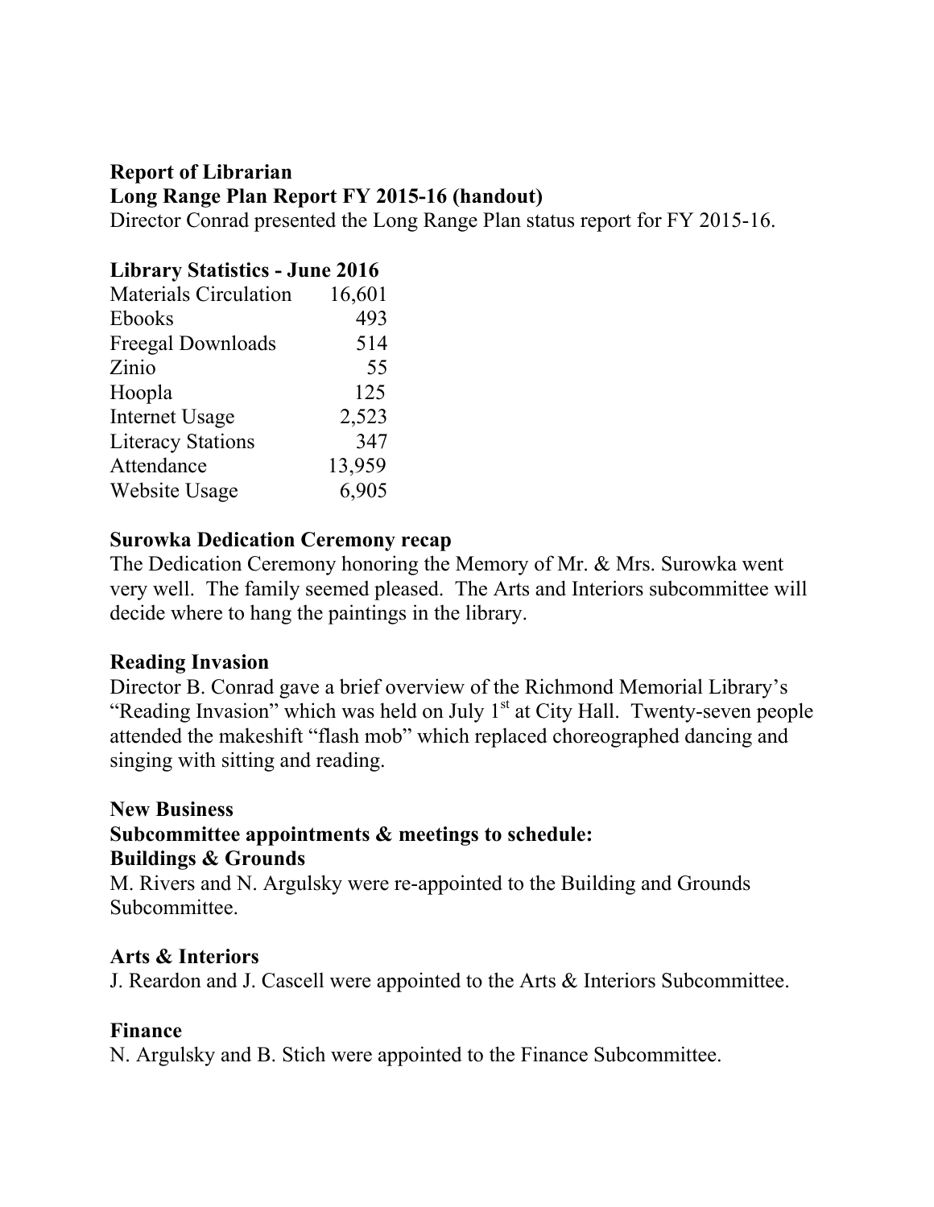**Report of Librarian**

**Long Range Plan Report FY 2015-16 (handout)**

Director Conrad presented the Long Range Plan status report for FY 2015-16.

**Library Statistics - June 2016**

| | |
|---|---|
| Materials Circulation | 16,601 |
| Ebooks | 493 |
| Freegal Downloads | 514 |
| Zinio | 55 |
| Hoopla | 125 |
| Internet Usage | 2,523 |
| Literacy Stations | 347 |
| Attendance | 13,959 |
| Website Usage | 6,905 |

**Surowka Dedication Ceremony recap**

The Dedication Ceremony honoring the Memory of Mr. & Mrs. Surowka went very well. The family seemed pleased. The Arts and Interiors subcommittee will decide where to hang the paintings in the library.

**Reading Invasion**

Director B. Conrad gave a brief overview of the Richmond Memorial Library's "Reading Invasion" which was held on July 1st at City Hall. Twenty-seven people attended the makeshift "flash mob" which replaced choreographed dancing and singing with sitting and reading.

**New Business**

**Subcommittee appointments & meetings to schedule:**

**Buildings & Grounds**

M. Rivers and N. Argulsky were re-appointed to the Building and Grounds Subcommittee.

**Arts & Interiors**

J. Reardon and J. Cascell were appointed to the Arts & Interiors Subcommittee.

**Finance**

N. Argulsky and B. Stich were appointed to the Finance Subcommittee.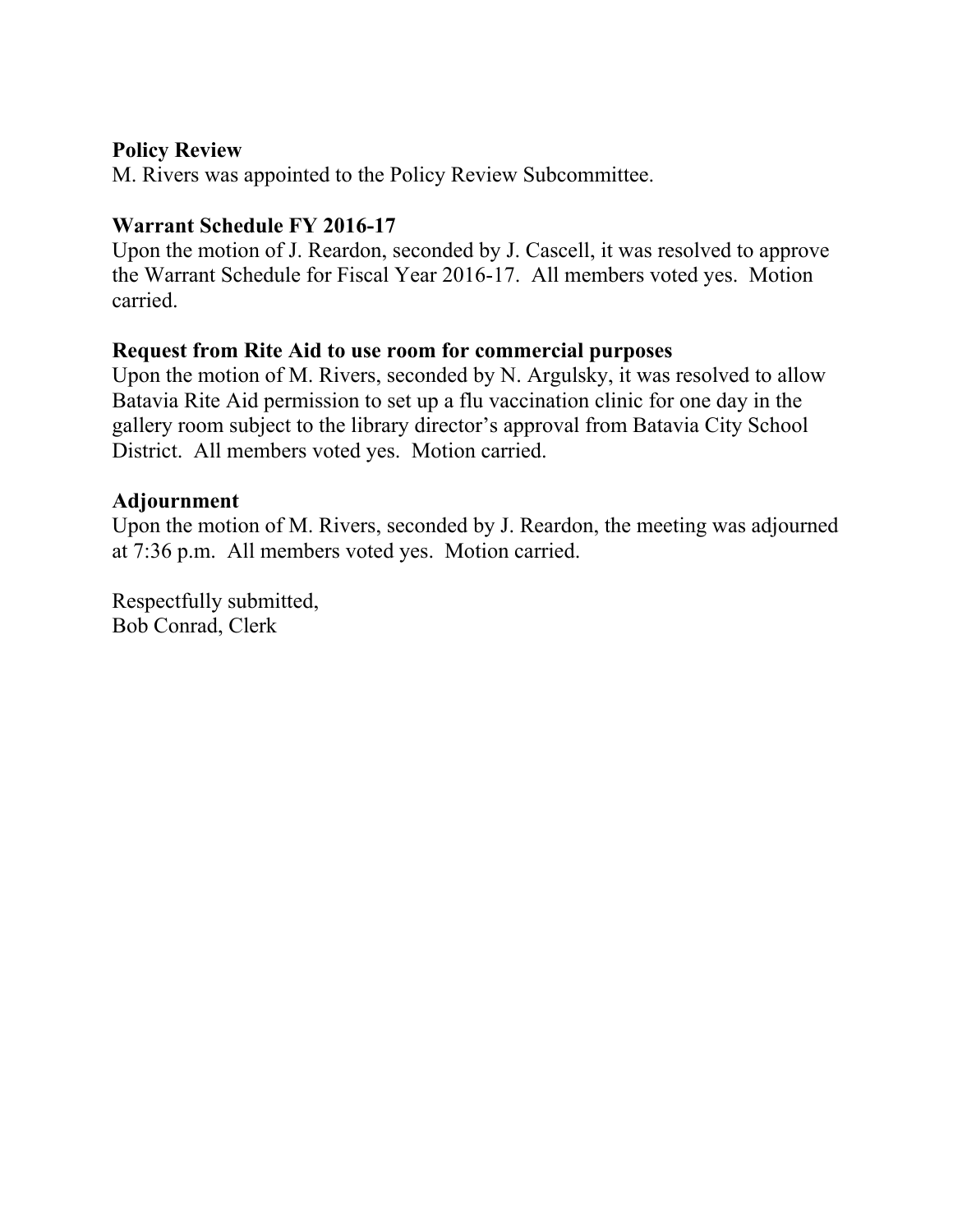**Policy Review**

M. Rivers was appointed to the Policy Review Subcommittee.

**Warrant Schedule FY 2016-17**

Upon the motion of J. Reardon, seconded by J. Cascell, it was resolved to approve the Warrant Schedule for Fiscal Year 2016-17. All members voted yes. Motion carried.

**Request from Rite Aid to use room for commercial purposes**

Upon the motion of M. Rivers, seconded by N. Argulsky, it was resolved to allow Batavia Rite Aid permission to set up a flu vaccination clinic for one day in the gallery room subject to the library director's approval from Batavia City School District. All members voted yes. Motion carried.

**Adjournment**

Upon the motion of M. Rivers, seconded by J. Reardon, the meeting was adjourned at 7:36 p.m. All members voted yes. Motion carried.

Respectfully submitted,
Bob Conrad, Clerk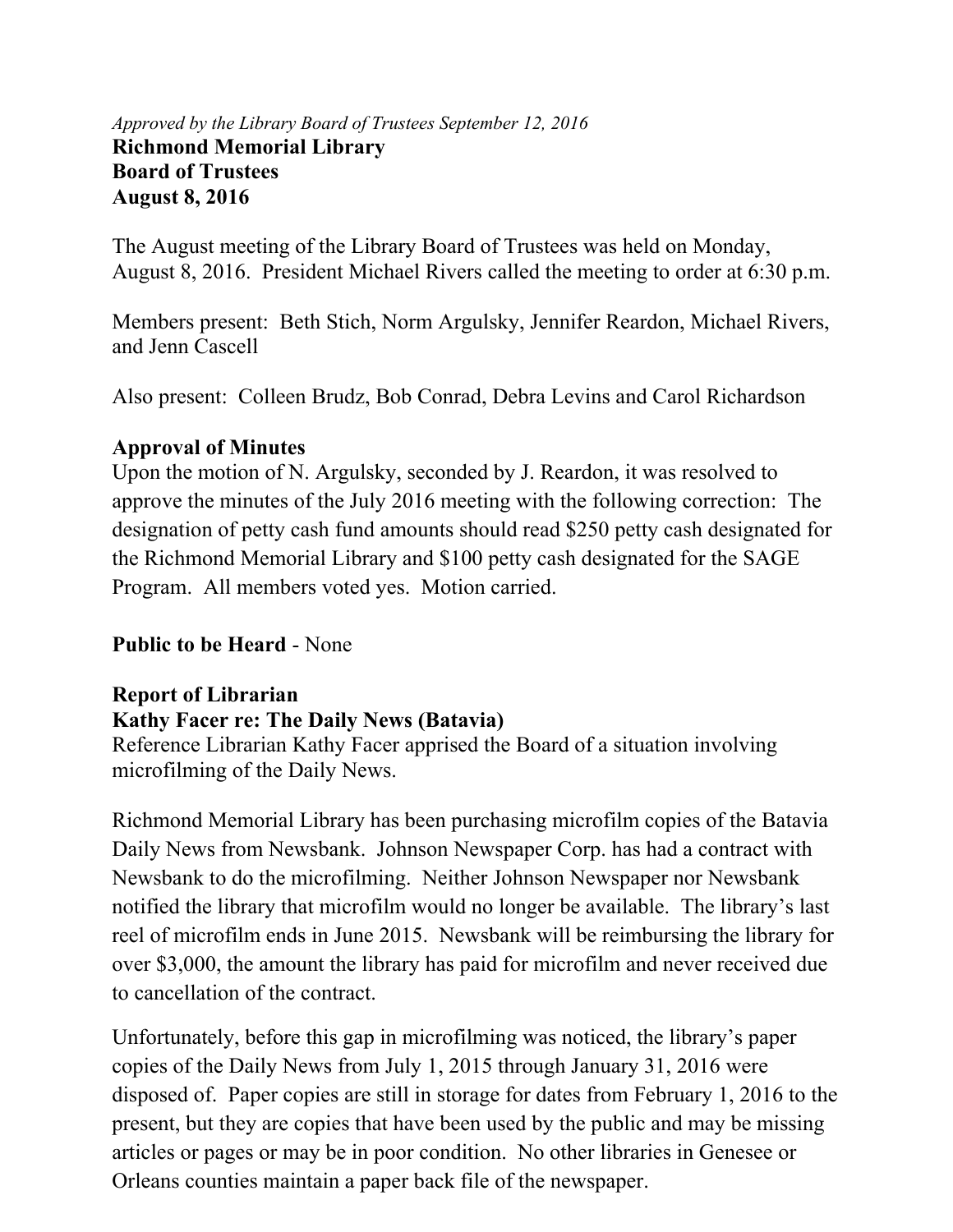*Approved by the Library Board of Trustees September 12, 2016*

**Richmond Memorial Library**
**Board of Trustees**
**August 8, 2016**

The August meeting of the Library Board of Trustees was held on Monday, August 8, 2016. President Michael Rivers called the meeting to order at 6:30 p.m.

Members present: Beth Stich, Norm Argulsky, Jennifer Reardon, Michael Rivers, and Jenn Cascell

Also present: Colleen Brudz, Bob Conrad, Debra Levins and Carol Richardson

**Approval of Minutes**

Upon the motion of N. Argulsky, seconded by J. Reardon, it was resolved to approve the minutes of the July 2016 meeting with the following correction: The designation of petty cash fund amounts should read $250 petty cash designated for the Richmond Memorial Library and $100 petty cash designated for the SAGE Program. All members voted yes. Motion carried.

**Public to be Heard** - None

**Report of Librarian**

**Kathy Facer re: The Daily News (Batavia)**

Reference Librarian Kathy Facer apprised the Board of a situation involving microfilming of the Daily News.

Richmond Memorial Library has been purchasing microfilm copies of the Batavia Daily News from Newsbank. Johnson Newspaper Corp. has had a contract with Newsbank to do the microfilming. Neither Johnson Newspaper nor Newsbank notified the library that microfilm would no longer be available. The library's last reel of microfilm ends in June 2015. Newsbank will be reimbursing the library for over $3,000, the amount the library has paid for microfilm and never received due to cancellation of the contract.

Unfortunately, before this gap in microfilming was noticed, the library's paper copies of the Daily News from July 1, 2015 through January 31, 2016 were disposed of. Paper copies are still in storage for dates from February 1, 2016 to the present, but they are copies that have been used by the public and may be missing articles or pages or may be in poor condition. No other libraries in Genesee or Orleans counties maintain a paper back file of the newspaper.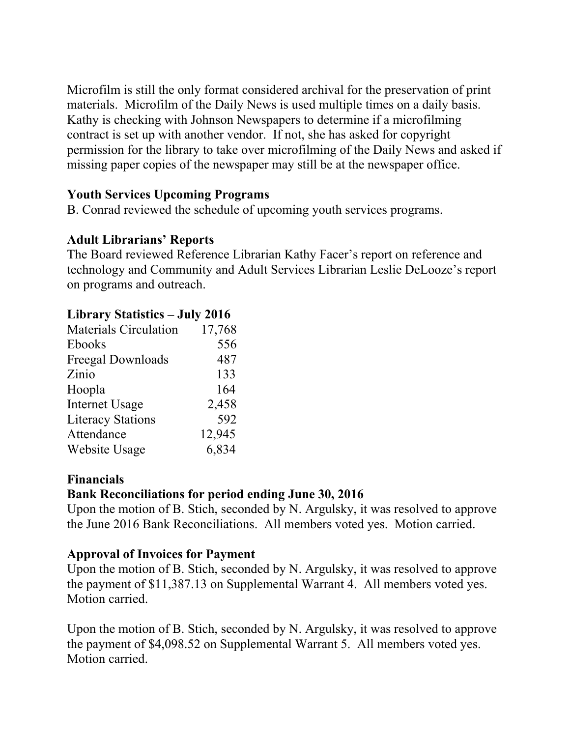Microfilm is still the only format considered archival for the preservation of print materials. Microfilm of the Daily News is used multiple times on a daily basis. Kathy is checking with Johnson Newspapers to determine if a microfilming contract is set up with another vendor. If not, she has asked for copyright permission for the library to take over microfilming of the Daily News and asked if missing paper copies of the newspaper may still be at the newspaper office.

**Youth Services Upcoming Programs**
B. Conrad reviewed the schedule of upcoming youth services programs.

**Adult Librarians' Reports**
The Board reviewed Reference Librarian Kathy Facer's report on reference and technology and Community and Adult Services Librarian Leslie DeLooze's report on programs and outreach.

**Library Statistics – July 2016**

| | |
|---|---:|
| Materials Circulation | 17,768 |
| Ebooks | 556 |
| Freegal Downloads | 487 |
| Zinio | 133 |
| Hoopla | 164 |
| Internet Usage | 2,458 |
| Literacy Stations | 592 |
| Attendance | 12,945 |
| Website Usage | 6,834 |

**Financials**
**Bank Reconciliations for period ending June 30, 2016**
Upon the motion of B. Stich, seconded by N. Argulsky, it was resolved to approve the June 2016 Bank Reconciliations. All members voted yes. Motion carried.

**Approval of Invoices for Payment**
Upon the motion of B. Stich, seconded by N. Argulsky, it was resolved to approve the payment of $11,387.13 on Supplemental Warrant 4. All members voted yes. Motion carried.

Upon the motion of B. Stich, seconded by N. Argulsky, it was resolved to approve the payment of $4,098.52 on Supplemental Warrant 5. All members voted yes. Motion carried.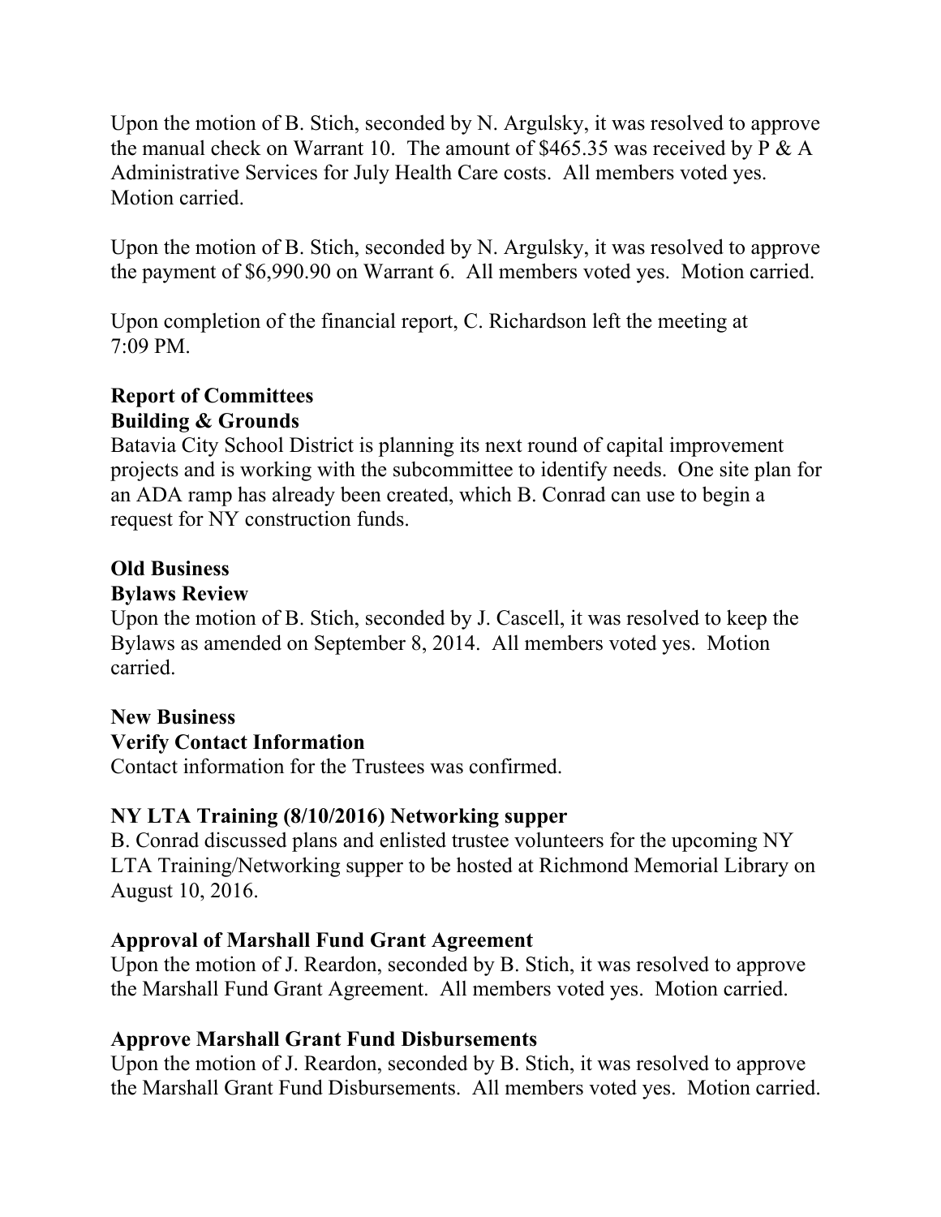Upon the motion of B. Stich, seconded by N. Argulsky, it was resolved to approve the manual check on Warrant 10. The amount of $465.35 was received by P & A Administrative Services for July Health Care costs. All members voted yes. Motion carried.

Upon the motion of B. Stich, seconded by N. Argulsky, it was resolved to approve the payment of $6,990.90 on Warrant 6. All members voted yes. Motion carried.

Upon completion of the financial report, C. Richardson left the meeting at 7:09 PM.

**Report of Committees**

**Building & Grounds**

Batavia City School District is planning its next round of capital improvement projects and is working with the subcommittee to identify needs. One site plan for an ADA ramp has already been created, which B. Conrad can use to begin a request for NY construction funds.

**Old Business**

**Bylaws Review**

Upon the motion of B. Stich, seconded by J. Cascell, it was resolved to keep the Bylaws as amended on September 8, 2014. All members voted yes. Motion carried.

**New Business**

**Verify Contact Information**

Contact information for the Trustees was confirmed.

**NY LTA Training (8/10/2016) Networking supper**

B. Conrad discussed plans and enlisted trustee volunteers for the upcoming NY LTA Training/Networking supper to be hosted at Richmond Memorial Library on August 10, 2016.

**Approval of Marshall Fund Grant Agreement**

Upon the motion of J. Reardon, seconded by B. Stich, it was resolved to approve the Marshall Fund Grant Agreement. All members voted yes. Motion carried.

**Approve Marshall Grant Fund Disbursements**

Upon the motion of J. Reardon, seconded by B. Stich, it was resolved to approve the Marshall Grant Fund Disbursements. All members voted yes. Motion carried.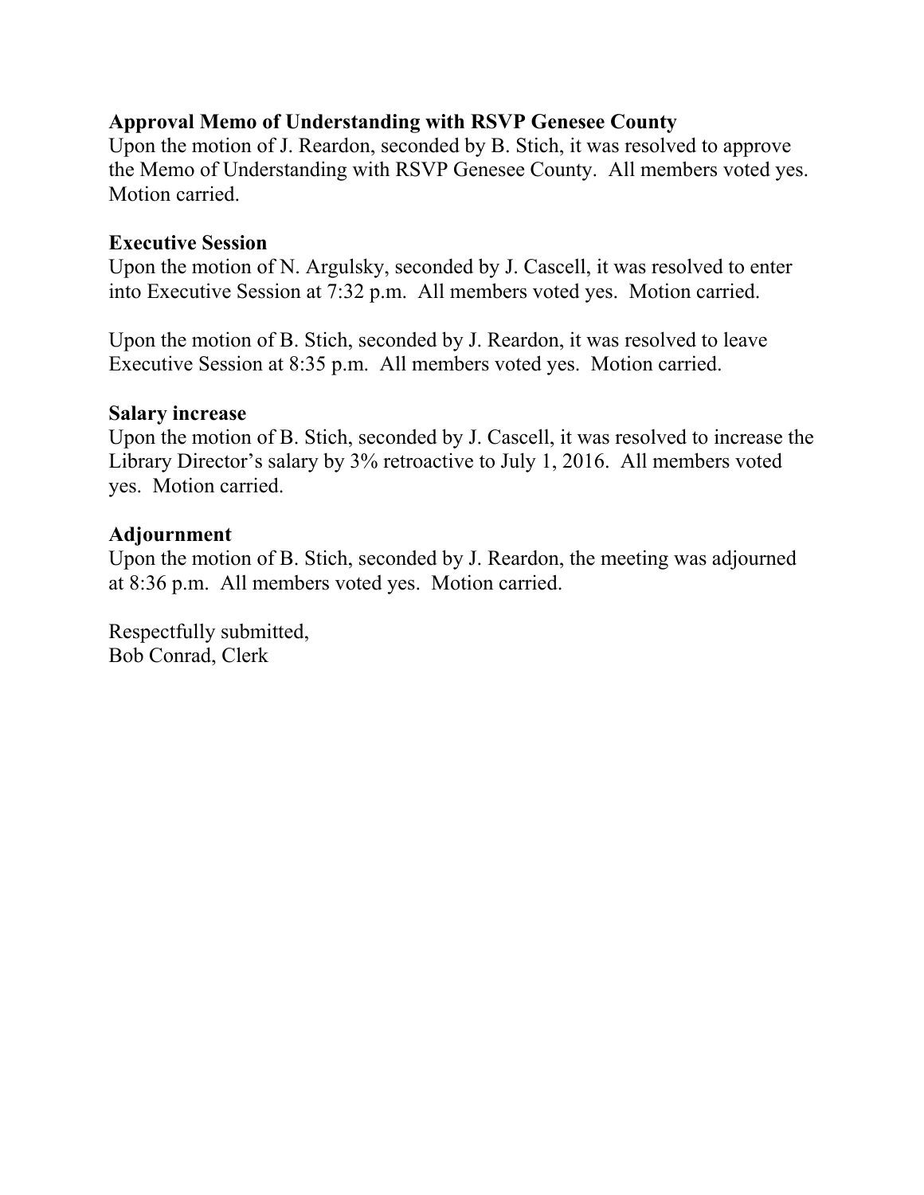**Approval Memo of Understanding with RSVP Genesee County**
Upon the motion of J. Reardon, seconded by B. Stich, it was resolved to approve the Memo of Understanding with RSVP Genesee County. All members voted yes. Motion carried.

**Executive Session**
Upon the motion of N. Argulsky, seconded by J. Cascell, it was resolved to enter into Executive Session at 7:32 p.m. All members voted yes. Motion carried.

Upon the motion of B. Stich, seconded by J. Reardon, it was resolved to leave Executive Session at 8:35 p.m. All members voted yes. Motion carried.

**Salary increase**
Upon the motion of B. Stich, seconded by J. Cascell, it was resolved to increase the Library Director's salary by 3% retroactive to July 1, 2016. All members voted yes. Motion carried.

**Adjournment**
Upon the motion of B. Stich, seconded by J. Reardon, the meeting was adjourned at 8:36 p.m. All members voted yes. Motion carried.

Respectfully submitted,
Bob Conrad, Clerk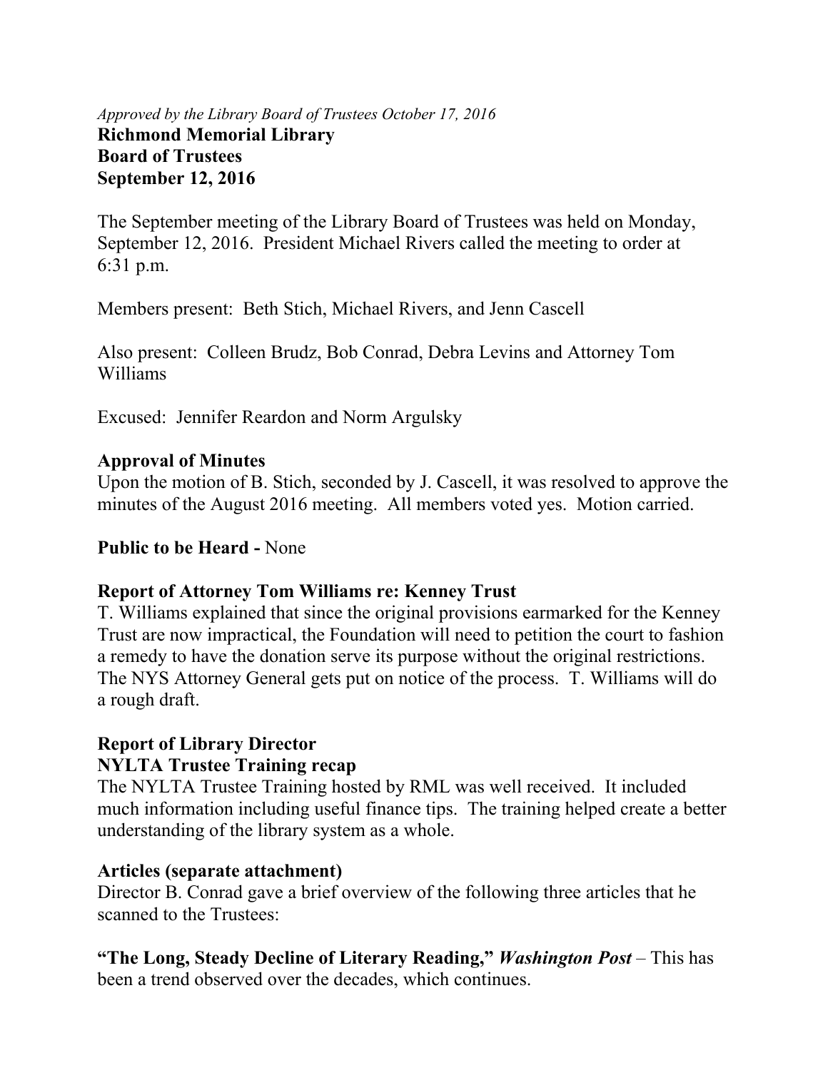*Approved by the Library Board of Trustees October 17, 2016*

**Richmond Memorial Library**
**Board of Trustees**
**September 12, 2016**

The September meeting of the Library Board of Trustees was held on Monday, September 12, 2016. President Michael Rivers called the meeting to order at 6:31 p.m.

Members present: Beth Stich, Michael Rivers, and Jenn Cascell

Also present: Colleen Brudz, Bob Conrad, Debra Levins and Attorney Tom Williams

Excused: Jennifer Reardon and Norm Argulsky

**Approval of Minutes**

Upon the motion of B. Stich, seconded by J. Cascell, it was resolved to approve the minutes of the August 2016 meeting. All members voted yes. Motion carried.

**Public to be Heard -** None

**Report of Attorney Tom Williams re: Kenney Trust**

T. Williams explained that since the original provisions earmarked for the Kenney Trust are now impractical, the Foundation will need to petition the court to fashion a remedy to have the donation serve its purpose without the original restrictions. The NYS Attorney General gets put on notice of the process. T. Williams will do a rough draft.

**Report of Library Director**

**NYLTA Trustee Training recap**

The NYLTA Trustee Training hosted by RML was well received. It included much information including useful finance tips. The training helped create a better understanding of the library system as a whole.

**Articles (separate attachment)**

Director B. Conrad gave a brief overview of the following three articles that he scanned to the Trustees:

**"The Long, Steady Decline of Literary Reading,"** ***Washington Post*** – This has been a trend observed over the decades, which continues.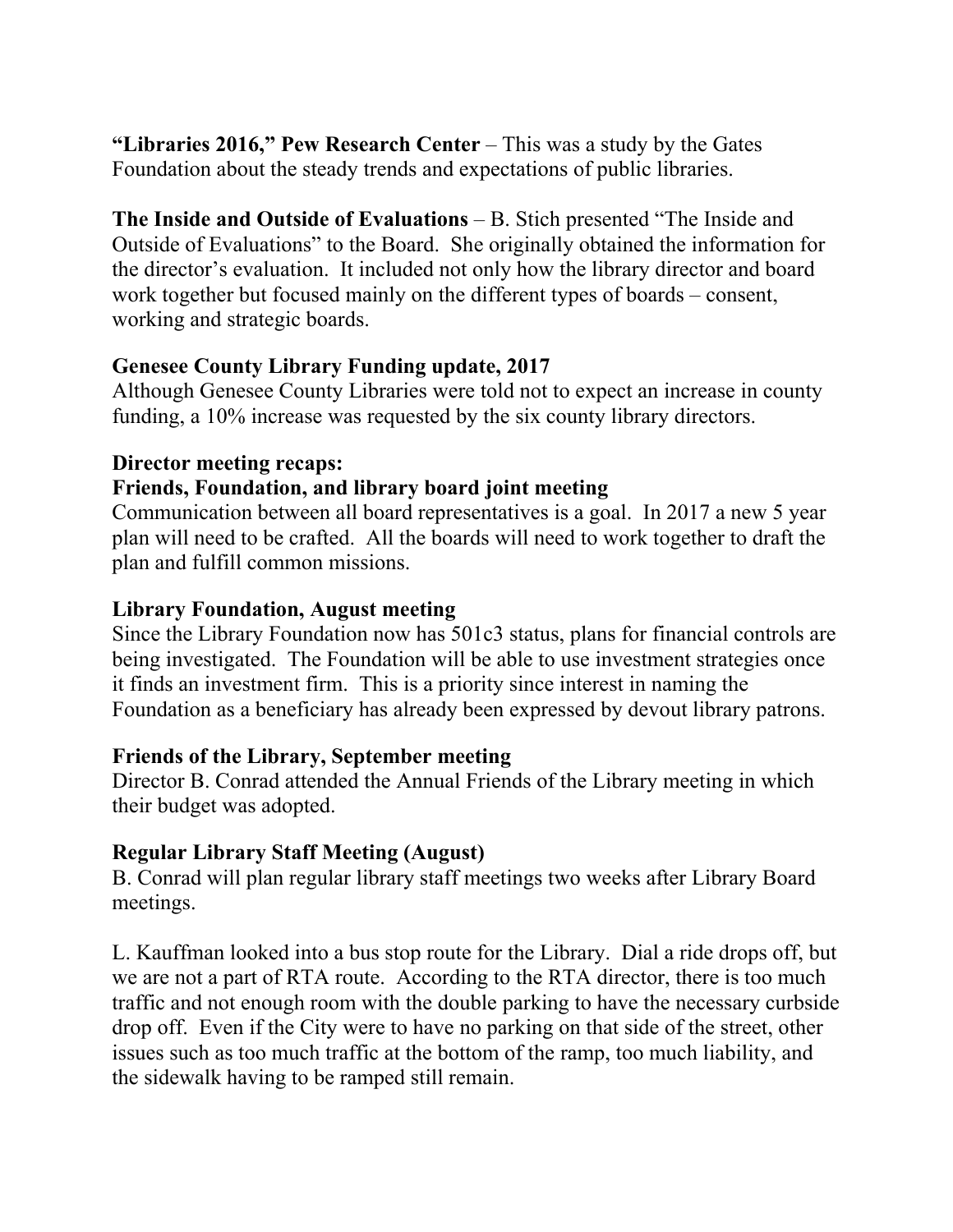**"Libraries 2016," Pew Research Center** – This was a study by the Gates Foundation about the steady trends and expectations of public libraries.

**The Inside and Outside of Evaluations** – B. Stich presented "The Inside and Outside of Evaluations" to the Board. She originally obtained the information for the director's evaluation. It included not only how the library director and board work together but focused mainly on the different types of boards – consent, working and strategic boards.

**Genesee County Library Funding update, 2017**

Although Genesee County Libraries were told not to expect an increase in county funding, a 10% increase was requested by the six county library directors.

**Director meeting recaps:**

**Friends, Foundation, and library board joint meeting**

Communication between all board representatives is a goal. In 2017 a new 5 year plan will need to be crafted. All the boards will need to work together to draft the plan and fulfill common missions.

**Library Foundation, August meeting**

Since the Library Foundation now has 501c3 status, plans for financial controls are being investigated. The Foundation will be able to use investment strategies once it finds an investment firm. This is a priority since interest in naming the Foundation as a beneficiary has already been expressed by devout library patrons.

**Friends of the Library, September meeting**

Director B. Conrad attended the Annual Friends of the Library meeting in which their budget was adopted.

**Regular Library Staff Meeting (August)**

B. Conrad will plan regular library staff meetings two weeks after Library Board meetings.

L. Kauffman looked into a bus stop route for the Library. Dial a ride drops off, but we are not a part of RTA route. According to the RTA director, there is too much traffic and not enough room with the double parking to have the necessary curbside drop off. Even if the City were to have no parking on that side of the street, other issues such as too much traffic at the bottom of the ramp, too much liability, and the sidewalk having to be ramped still remain.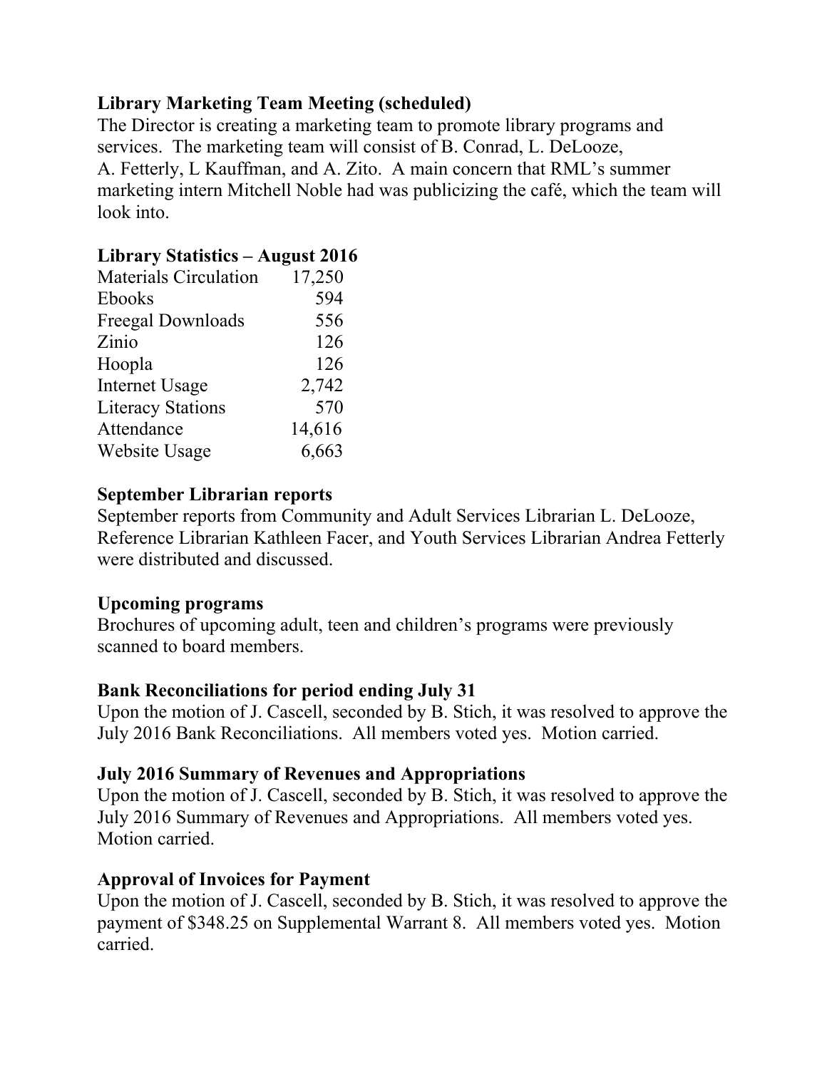**Library Marketing Team Meeting (scheduled)**

The Director is creating a marketing team to promote library programs and services. The marketing team will consist of B. Conrad, L. DeLooze, A. Fetterly, L Kauffman, and A. Zito. A main concern that RML's summer marketing intern Mitchell Noble had was publicizing the café, which the team will look into.

**Library Statistics – August 2016**

| | |
|---|---:|
| Materials Circulation | 17,250 |
| Ebooks | 594 |
| Freegal Downloads | 556 |
| Zinio | 126 |
| Hoopla | 126 |
| Internet Usage | 2,742 |
| Literacy Stations | 570 |
| Attendance | 14,616 |
| Website Usage | 6,663 |

**September Librarian reports**

September reports from Community and Adult Services Librarian L. DeLooze, Reference Librarian Kathleen Facer, and Youth Services Librarian Andrea Fetterly were distributed and discussed.

**Upcoming programs**

Brochures of upcoming adult, teen and children's programs were previously scanned to board members.

**Bank Reconciliations for period ending July 31**

Upon the motion of J. Cascell, seconded by B. Stich, it was resolved to approve the July 2016 Bank Reconciliations. All members voted yes. Motion carried.

**July 2016 Summary of Revenues and Appropriations**

Upon the motion of J. Cascell, seconded by B. Stich, it was resolved to approve the July 2016 Summary of Revenues and Appropriations. All members voted yes. Motion carried.

**Approval of Invoices for Payment**

Upon the motion of J. Cascell, seconded by B. Stich, it was resolved to approve the payment of $348.25 on Supplemental Warrant 8. All members voted yes. Motion carried.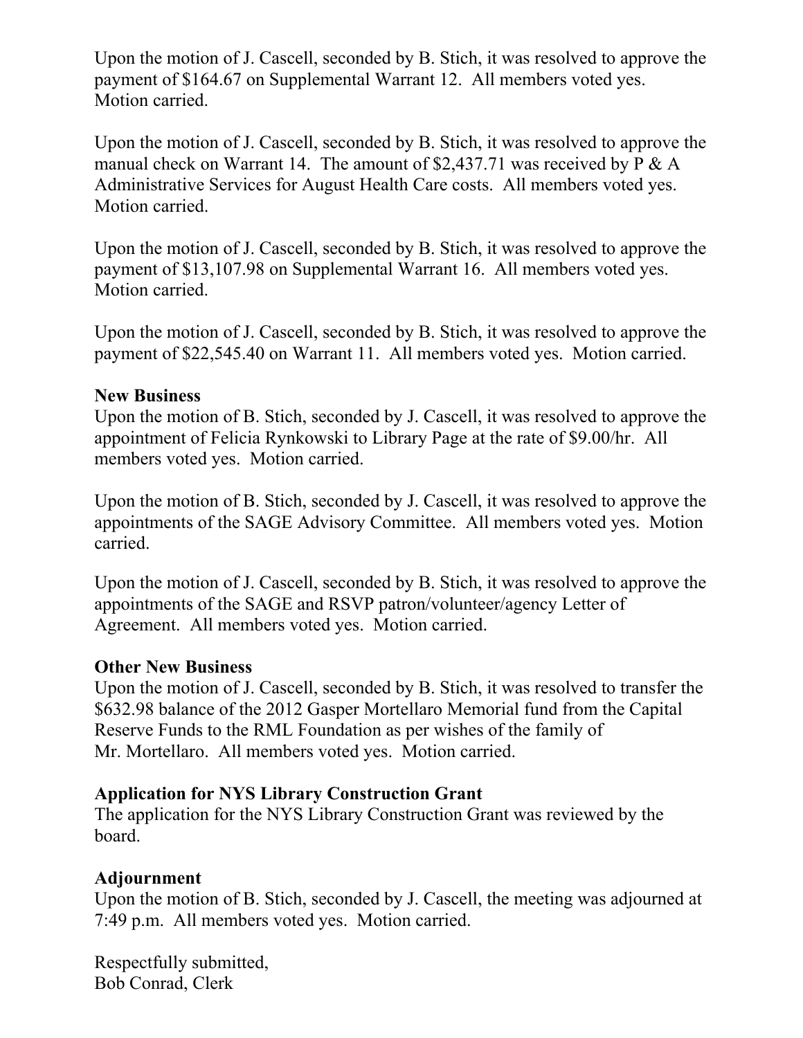Upon the motion of J. Cascell, seconded by B. Stich, it was resolved to approve the payment of $164.67 on Supplemental Warrant 12. All members voted yes. Motion carried.

Upon the motion of J. Cascell, seconded by B. Stich, it was resolved to approve the manual check on Warrant 14. The amount of $2,437.71 was received by P & A Administrative Services for August Health Care costs. All members voted yes. Motion carried.

Upon the motion of J. Cascell, seconded by B. Stich, it was resolved to approve the payment of $13,107.98 on Supplemental Warrant 16. All members voted yes. Motion carried.

Upon the motion of J. Cascell, seconded by B. Stich, it was resolved to approve the payment of $22,545.40 on Warrant 11. All members voted yes. Motion carried.

**New Business**

Upon the motion of B. Stich, seconded by J. Cascell, it was resolved to approve the appointment of Felicia Rynkowski to Library Page at the rate of $9.00/hr. All members voted yes. Motion carried.

Upon the motion of B. Stich, seconded by J. Cascell, it was resolved to approve the appointments of the SAGE Advisory Committee. All members voted yes. Motion carried.

Upon the motion of J. Cascell, seconded by B. Stich, it was resolved to approve the appointments of the SAGE and RSVP patron/volunteer/agency Letter of Agreement. All members voted yes. Motion carried.

**Other New Business**

Upon the motion of J. Cascell, seconded by B. Stich, it was resolved to transfer the $632.98 balance of the 2012 Gasper Mortellaro Memorial fund from the Capital Reserve Funds to the RML Foundation as per wishes of the family of Mr. Mortellaro. All members voted yes. Motion carried.

**Application for NYS Library Construction Grant**

The application for the NYS Library Construction Grant was reviewed by the board.

**Adjournment**

Upon the motion of B. Stich, seconded by J. Cascell, the meeting was adjourned at 7:49 p.m. All members voted yes. Motion carried.

Respectfully submitted,
Bob Conrad, Clerk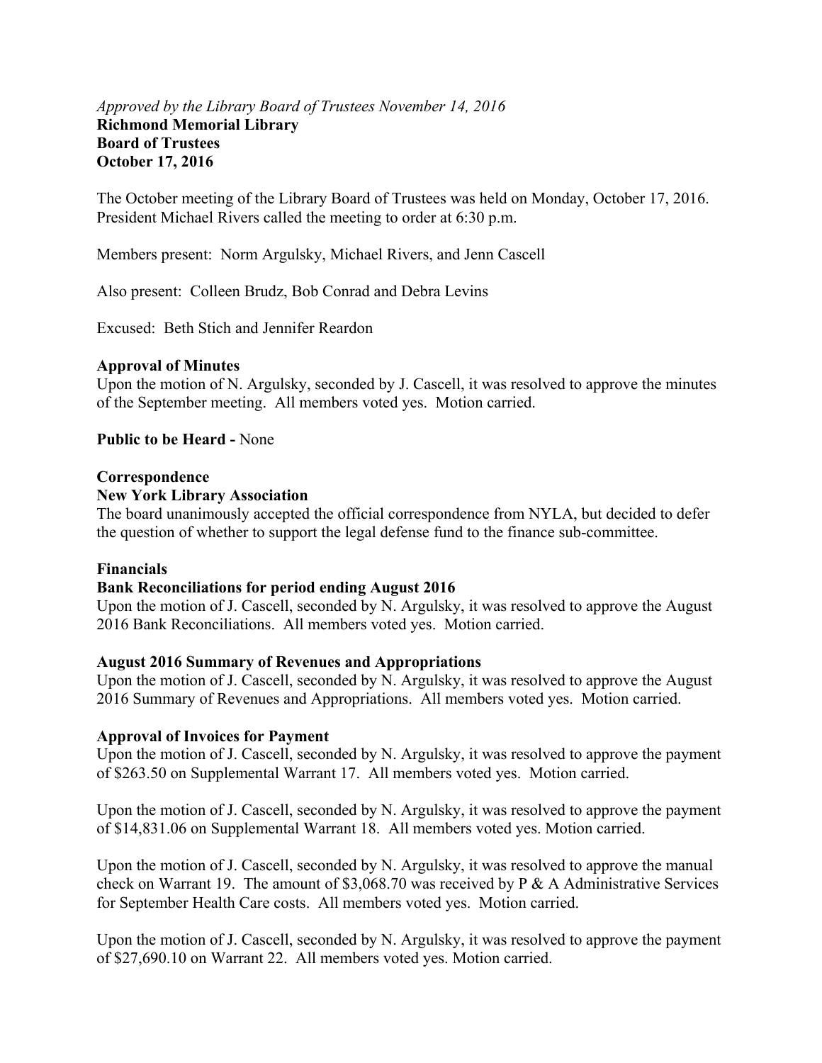*Approved by the Library Board of Trustees November 14, 2016*
**Richmond Memorial Library**
**Board of Trustees**
**October 17, 2016**

The October meeting of the Library Board of Trustees was held on Monday, October 17, 2016. President Michael Rivers called the meeting to order at 6:30 p.m.

Members present: Norm Argulsky, Michael Rivers, and Jenn Cascell

Also present: Colleen Brudz, Bob Conrad and Debra Levins

Excused: Beth Stich and Jennifer Reardon

**Approval of Minutes**
Upon the motion of N. Argulsky, seconded by J. Cascell, it was resolved to approve the minutes of the September meeting. All members voted yes. Motion carried.

**Public to be Heard -** None

**Correspondence**
**New York Library Association**
The board unanimously accepted the official correspondence from NYLA, but decided to defer the question of whether to support the legal defense fund to the finance sub-committee.

**Financials**
**Bank Reconciliations for period ending August 2016**
Upon the motion of J. Cascell, seconded by N. Argulsky, it was resolved to approve the August 2016 Bank Reconciliations. All members voted yes. Motion carried.

**August 2016 Summary of Revenues and Appropriations**
Upon the motion of J. Cascell, seconded by N. Argulsky, it was resolved to approve the August 2016 Summary of Revenues and Appropriations. All members voted yes. Motion carried.

**Approval of Invoices for Payment**
Upon the motion of J. Cascell, seconded by N. Argulsky, it was resolved to approve the payment of $263.50 on Supplemental Warrant 17. All members voted yes. Motion carried.

Upon the motion of J. Cascell, seconded by N. Argulsky, it was resolved to approve the payment of $14,831.06 on Supplemental Warrant 18. All members voted yes. Motion carried.

Upon the motion of J. Cascell, seconded by N. Argulsky, it was resolved to approve the manual check on Warrant 19. The amount of $3,068.70 was received by P & A Administrative Services for September Health Care costs. All members voted yes. Motion carried.

Upon the motion of J. Cascell, seconded by N. Argulsky, it was resolved to approve the payment of $27,690.10 on Warrant 22. All members voted yes. Motion carried.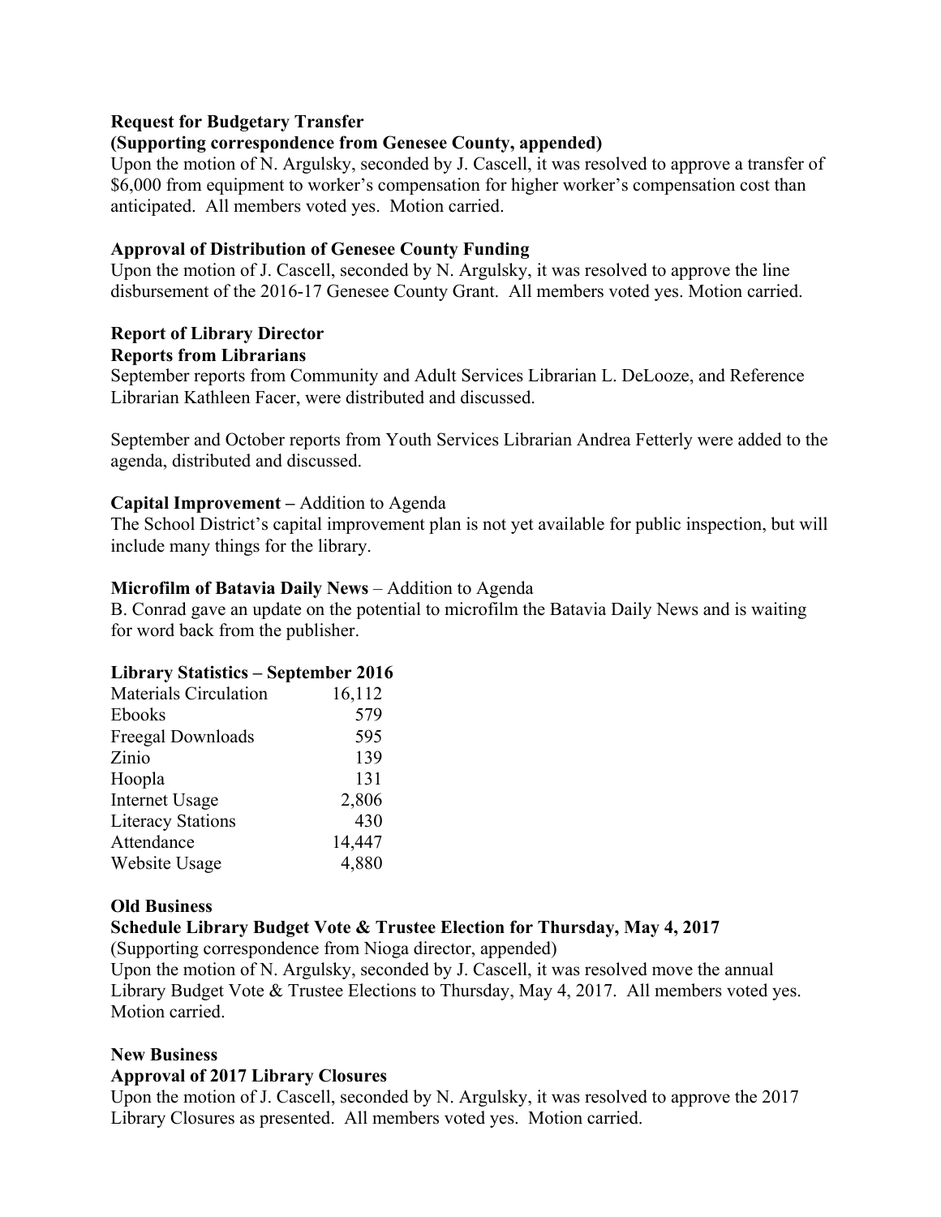**Request for Budgetary Transfer**

**(Supporting correspondence from Genesee County, appended)**

Upon the motion of N. Argulsky, seconded by J. Cascell, it was resolved to approve a transfer of $6,000 from equipment to worker's compensation for higher worker's compensation cost than anticipated. All members voted yes. Motion carried.

**Approval of Distribution of Genesee County Funding**

Upon the motion of J. Cascell, seconded by N. Argulsky, it was resolved to approve the line disbursement of the 2016-17 Genesee County Grant. All members voted yes. Motion carried.

**Report of Library Director**

**Reports from Librarians**

September reports from Community and Adult Services Librarian L. DeLooze, and Reference Librarian Kathleen Facer, were distributed and discussed.

September and October reports from Youth Services Librarian Andrea Fetterly were added to the agenda, distributed and discussed.

**Capital Improvement –** Addition to Agenda

The School District's capital improvement plan is not yet available for public inspection, but will include many things for the library.

**Microfilm of Batavia Daily News** – Addition to Agenda

B. Conrad gave an update on the potential to microfilm the Batavia Daily News and is waiting for word back from the publisher.

**Library Statistics – September 2016**

| | |
|---|---|
| Materials Circulation | 16,112 |
| Ebooks | 579 |
| Freegal Downloads | 595 |
| Zinio | 139 |
| Hoopla | 131 |
| Internet Usage | 2,806 |
| Literacy Stations | 430 |
| Attendance | 14,447 |
| Website Usage | 4,880 |

**Old Business**

**Schedule Library Budget Vote & Trustee Election for Thursday, May 4, 2017**

(Supporting correspondence from Nioga director, appended)

Upon the motion of N. Argulsky, seconded by J. Cascell, it was resolved move the annual Library Budget Vote & Trustee Elections to Thursday, May 4, 2017. All members voted yes. Motion carried.

**New Business**

**Approval of 2017 Library Closures**

Upon the motion of J. Cascell, seconded by N. Argulsky, it was resolved to approve the 2017 Library Closures as presented. All members voted yes. Motion carried.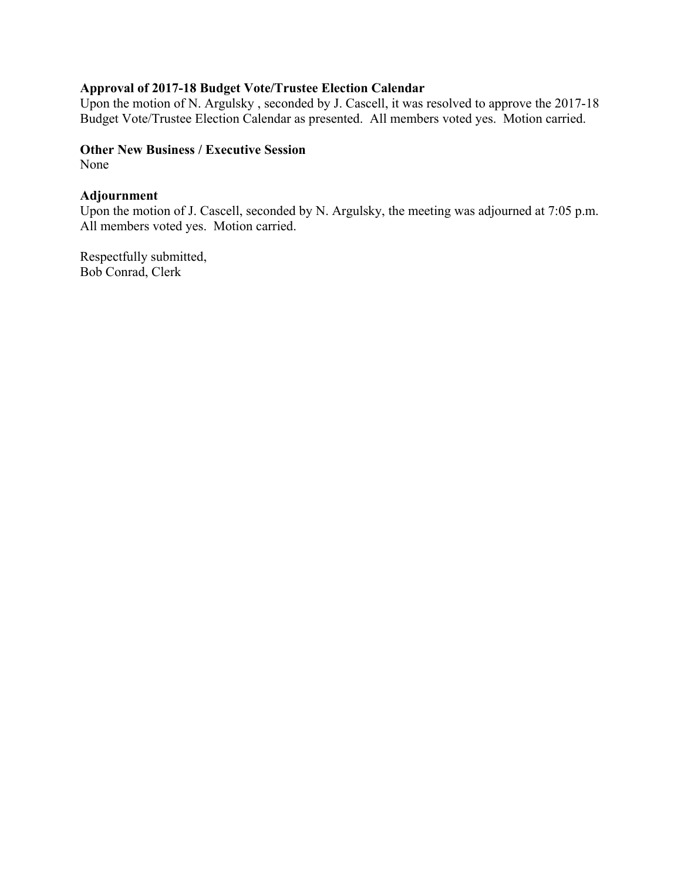**Approval of 2017-18 Budget Vote/Trustee Election Calendar**
Upon the motion of N. Argulsky , seconded by J. Cascell, it was resolved to approve the 2017-18 Budget Vote/Trustee Election Calendar as presented. All members voted yes. Motion carried.

**Other New Business / Executive Session**
None

**Adjournment**
Upon the motion of J. Cascell, seconded by N. Argulsky, the meeting was adjourned at 7:05 p.m. All members voted yes. Motion carried.

Respectfully submitted,
Bob Conrad, Clerk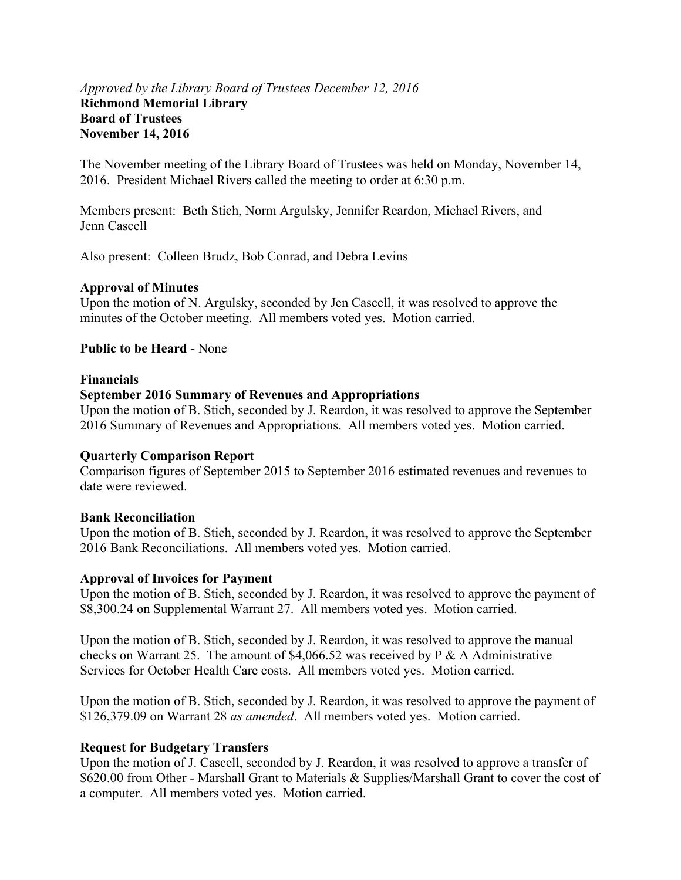*Approved by the Library Board of Trustees December 12, 2016*
**Richmond Memorial Library**
**Board of Trustees**
**November 14, 2016**

The November meeting of the Library Board of Trustees was held on Monday, November 14, 2016. President Michael Rivers called the meeting to order at 6:30 p.m.

Members present: Beth Stich, Norm Argulsky, Jennifer Reardon, Michael Rivers, and Jenn Cascell

Also present: Colleen Brudz, Bob Conrad, and Debra Levins

**Approval of Minutes**
Upon the motion of N. Argulsky, seconded by Jen Cascell, it was resolved to approve the minutes of the October meeting. All members voted yes. Motion carried.

**Public to be Heard** - None

**Financials**
**September 2016 Summary of Revenues and Appropriations**
Upon the motion of B. Stich, seconded by J. Reardon, it was resolved to approve the September 2016 Summary of Revenues and Appropriations. All members voted yes. Motion carried.

**Quarterly Comparison Report**
Comparison figures of September 2015 to September 2016 estimated revenues and revenues to date were reviewed.

**Bank Reconciliation**
Upon the motion of B. Stich, seconded by J. Reardon, it was resolved to approve the September 2016 Bank Reconciliations. All members voted yes. Motion carried.

**Approval of Invoices for Payment**
Upon the motion of B. Stich, seconded by J. Reardon, it was resolved to approve the payment of $8,300.24 on Supplemental Warrant 27. All members voted yes. Motion carried.

Upon the motion of B. Stich, seconded by J. Reardon, it was resolved to approve the manual checks on Warrant 25. The amount of $4,066.52 was received by P & A Administrative Services for October Health Care costs. All members voted yes. Motion carried.

Upon the motion of B. Stich, seconded by J. Reardon, it was resolved to approve the payment of $126,379.09 on Warrant 28 *as amended*. All members voted yes. Motion carried.

**Request for Budgetary Transfers**
Upon the motion of J. Cascell, seconded by J. Reardon, it was resolved to approve a transfer of $620.00 from Other - Marshall Grant to Materials & Supplies/Marshall Grant to cover the cost of a computer. All members voted yes. Motion carried.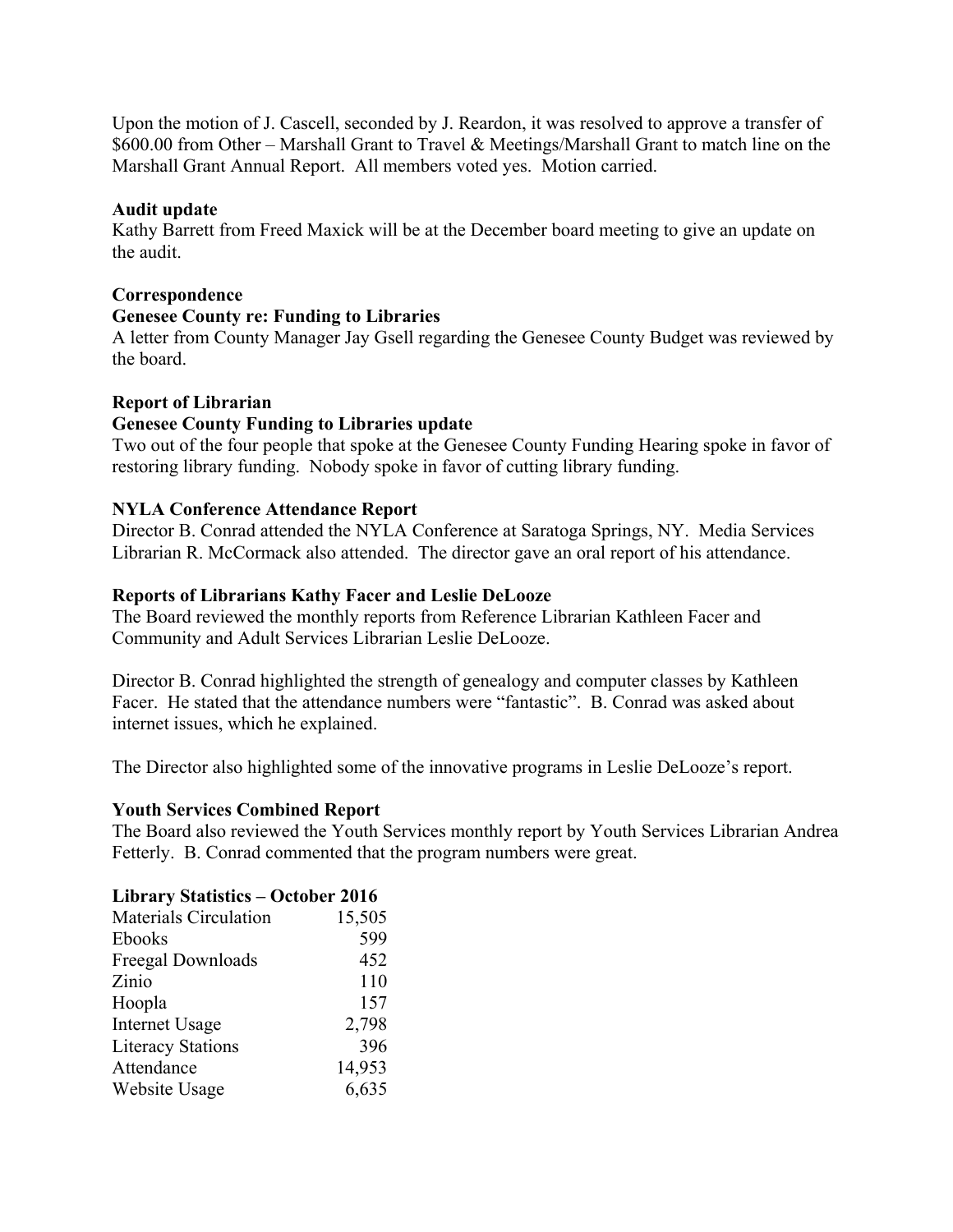Upon the motion of J. Cascell, seconded by J. Reardon, it was resolved to approve a transfer of $600.00 from Other – Marshall Grant to Travel & Meetings/Marshall Grant to match line on the Marshall Grant Annual Report. All members voted yes. Motion carried.

**Audit update**

Kathy Barrett from Freed Maxick will be at the December board meeting to give an update on the audit.

**Correspondence**

**Genesee County re: Funding to Libraries**

A letter from County Manager Jay Gsell regarding the Genesee County Budget was reviewed by the board.

**Report of Librarian**

**Genesee County Funding to Libraries update**

Two out of the four people that spoke at the Genesee County Funding Hearing spoke in favor of restoring library funding. Nobody spoke in favor of cutting library funding.

**NYLA Conference Attendance Report**

Director B. Conrad attended the NYLA Conference at Saratoga Springs, NY. Media Services Librarian R. McCormack also attended. The director gave an oral report of his attendance.

**Reports of Librarians Kathy Facer and Leslie DeLooze**

The Board reviewed the monthly reports from Reference Librarian Kathleen Facer and Community and Adult Services Librarian Leslie DeLooze.

Director B. Conrad highlighted the strength of genealogy and computer classes by Kathleen Facer. He stated that the attendance numbers were "fantastic". B. Conrad was asked about internet issues, which he explained.

The Director also highlighted some of the innovative programs in Leslie DeLooze's report.

**Youth Services Combined Report**

The Board also reviewed the Youth Services monthly report by Youth Services Librarian Andrea Fetterly. B. Conrad commented that the program numbers were great.

**Library Statistics – October 2016**

| | |
|---|---:|
| Materials Circulation | 15,505 |
| Ebooks | 599 |
| Freegal Downloads | 452 |
| Zinio | 110 |
| Hoopla | 157 |
| Internet Usage | 2,798 |
| Literacy Stations | 396 |
| Attendance | 14,953 |
| Website Usage | 6,635 |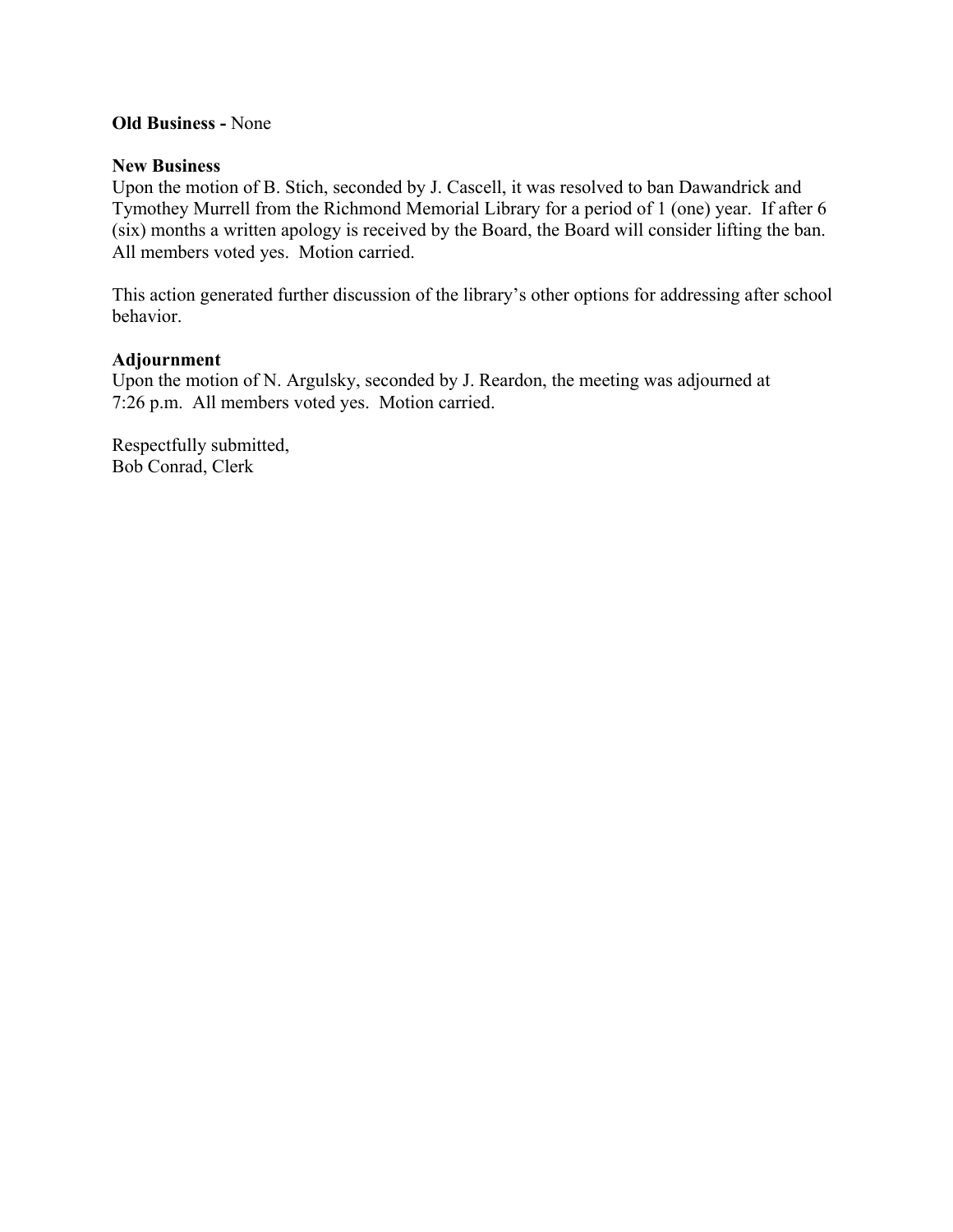**Old Business -** None

**New Business**
Upon the motion of B. Stich, seconded by J. Cascell, it was resolved to ban Dawandrick and Tymothey Murrell from the Richmond Memorial Library for a period of 1 (one) year. If after 6 (six) months a written apology is received by the Board, the Board will consider lifting the ban. All members voted yes. Motion carried.

This action generated further discussion of the library's other options for addressing after school behavior.

**Adjournment**
Upon the motion of N. Argulsky, seconded by J. Reardon, the meeting was adjourned at 7:26 p.m. All members voted yes. Motion carried.

Respectfully submitted,
Bob Conrad, Clerk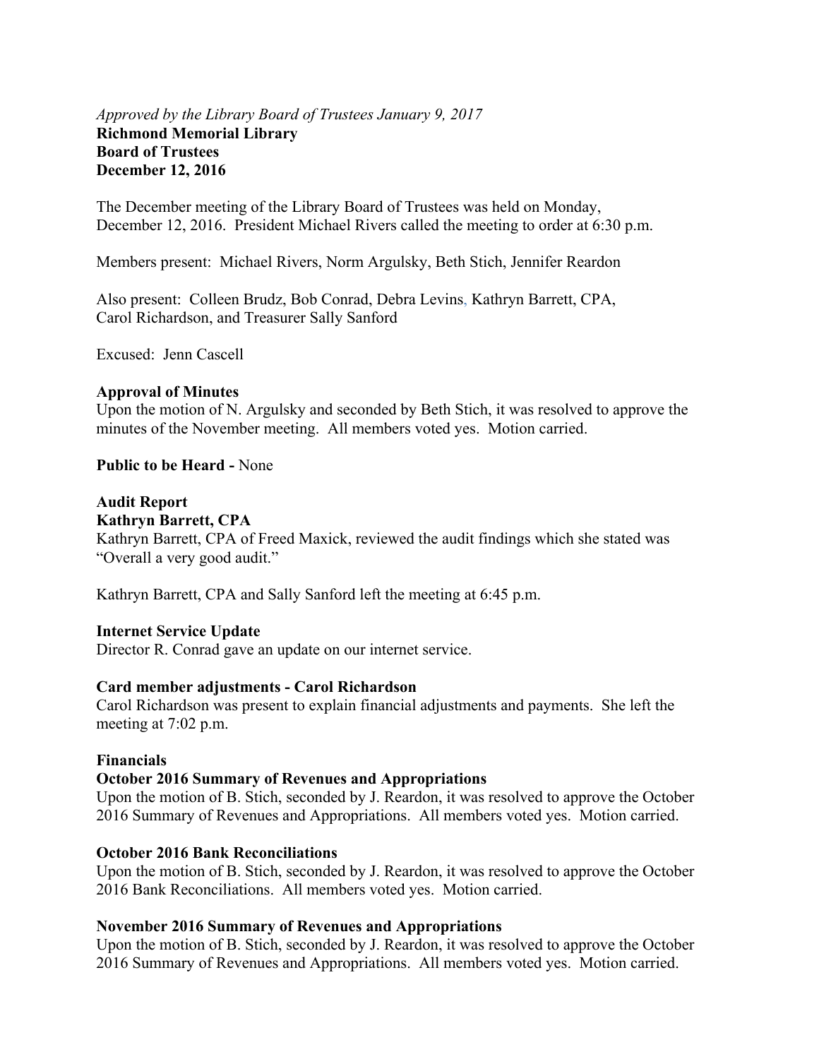*Approved by the Library Board of Trustees January 9, 2017*

**Richmond Memorial Library**
**Board of Trustees**
**December 12, 2016**

The December meeting of the Library Board of Trustees was held on Monday, December 12, 2016. President Michael Rivers called the meeting to order at 6:30 p.m.

Members present: Michael Rivers, Norm Argulsky, Beth Stich, Jennifer Reardon

Also present: Colleen Brudz, Bob Conrad, Debra Levins, Kathryn Barrett, CPA, Carol Richardson, and Treasurer Sally Sanford

Excused: Jenn Cascell

**Approval of Minutes**
Upon the motion of N. Argulsky and seconded by Beth Stich, it was resolved to approve the minutes of the November meeting. All members voted yes. Motion carried.

**Public to be Heard -** None

**Audit Report**
**Kathryn Barrett, CPA**
Kathryn Barrett, CPA of Freed Maxick, reviewed the audit findings which she stated was "Overall a very good audit."

Kathryn Barrett, CPA and Sally Sanford left the meeting at 6:45 p.m.

**Internet Service Update**
Director R. Conrad gave an update on our internet service.

**Card member adjustments - Carol Richardson**
Carol Richardson was present to explain financial adjustments and payments. She left the meeting at 7:02 p.m.

**Financials**
**October 2016 Summary of Revenues and Appropriations**
Upon the motion of B. Stich, seconded by J. Reardon, it was resolved to approve the October 2016 Summary of Revenues and Appropriations. All members voted yes. Motion carried.

**October 2016 Bank Reconciliations**
Upon the motion of B. Stich, seconded by J. Reardon, it was resolved to approve the October 2016 Bank Reconciliations. All members voted yes. Motion carried.

**November 2016 Summary of Revenues and Appropriations**
Upon the motion of B. Stich, seconded by J. Reardon, it was resolved to approve the October 2016 Summary of Revenues and Appropriations. All members voted yes. Motion carried.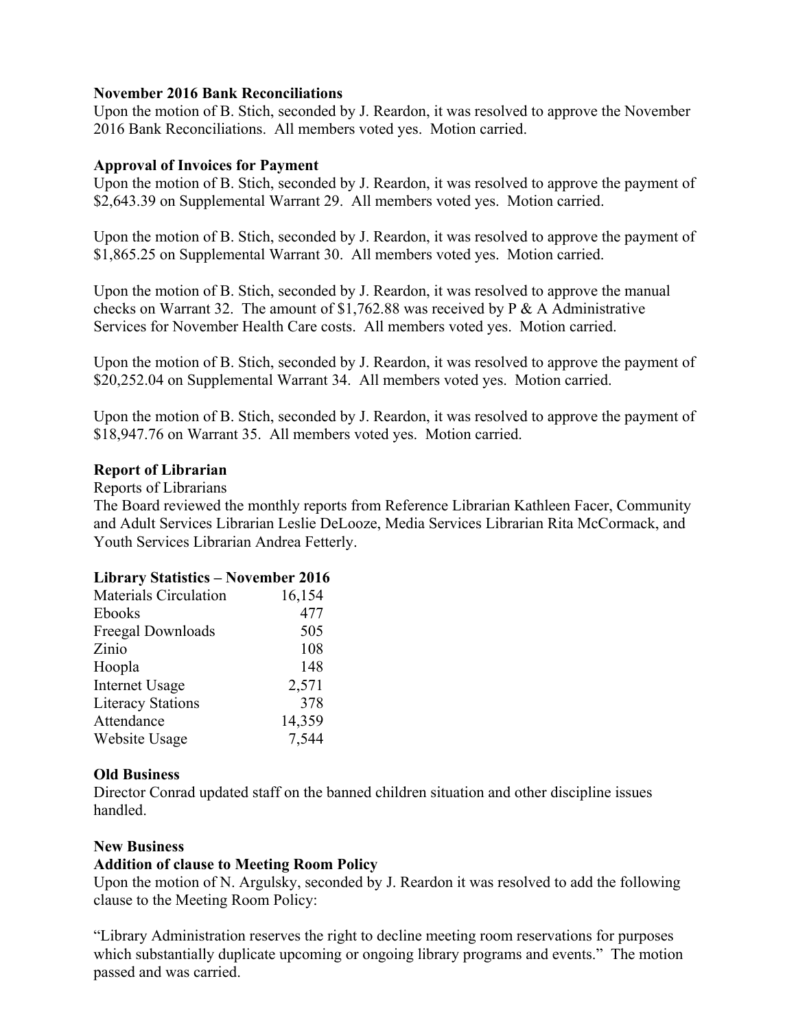**November 2016 Bank Reconciliations**
Upon the motion of B. Stich, seconded by J. Reardon, it was resolved to approve the November 2016 Bank Reconciliations. All members voted yes. Motion carried.

**Approval of Invoices for Payment**
Upon the motion of B. Stich, seconded by J. Reardon, it was resolved to approve the payment of $2,643.39 on Supplemental Warrant 29. All members voted yes. Motion carried.

Upon the motion of B. Stich, seconded by J. Reardon, it was resolved to approve the payment of $1,865.25 on Supplemental Warrant 30. All members voted yes. Motion carried.

Upon the motion of B. Stich, seconded by J. Reardon, it was resolved to approve the manual checks on Warrant 32. The amount of $1,762.88 was received by P & A Administrative Services for November Health Care costs. All members voted yes. Motion carried.

Upon the motion of B. Stich, seconded by J. Reardon, it was resolved to approve the payment of $20,252.04 on Supplemental Warrant 34. All members voted yes. Motion carried.

Upon the motion of B. Stich, seconded by J. Reardon, it was resolved to approve the payment of $18,947.76 on Warrant 35. All members voted yes. Motion carried.

**Report of Librarian**
Reports of Librarians
The Board reviewed the monthly reports from Reference Librarian Kathleen Facer, Community and Adult Services Librarian Leslie DeLooze, Media Services Librarian Rita McCormack, and Youth Services Librarian Andrea Fetterly.

**Library Statistics – November 2016**

| | |
|---|---|
| Materials Circulation | 16,154 |
| Ebooks | 477 |
| Freegal Downloads | 505 |
| Zinio | 108 |
| Hoopla | 148 |
| Internet Usage | 2,571 |
| Literacy Stations | 378 |
| Attendance | 14,359 |
| Website Usage | 7,544 |

**Old Business**
Director Conrad updated staff on the banned children situation and other discipline issues handled.

**New Business**
**Addition of clause to Meeting Room Policy**
Upon the motion of N. Argulsky, seconded by J. Reardon it was resolved to add the following clause to the Meeting Room Policy:

"Library Administration reserves the right to decline meeting room reservations for purposes which substantially duplicate upcoming or ongoing library programs and events." The motion passed and was carried.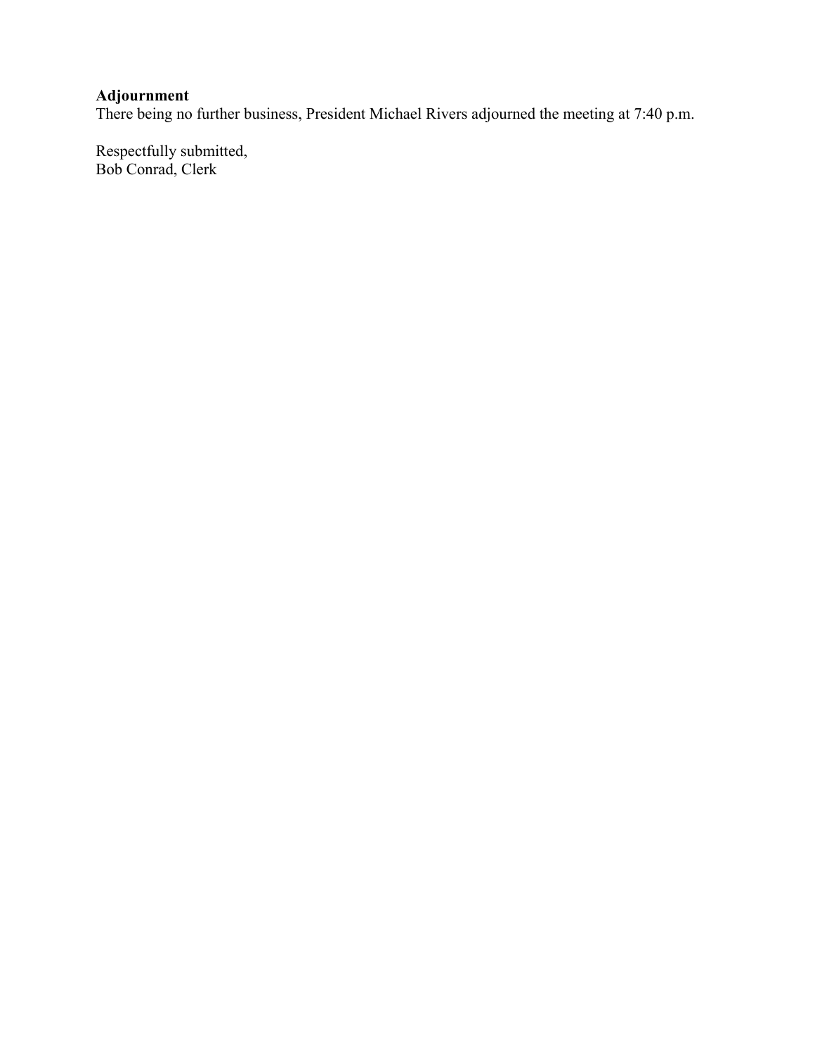**Adjournment**
There being no further business, President Michael Rivers adjourned the meeting at 7:40 p.m.

Respectfully submitted,
Bob Conrad, Clerk